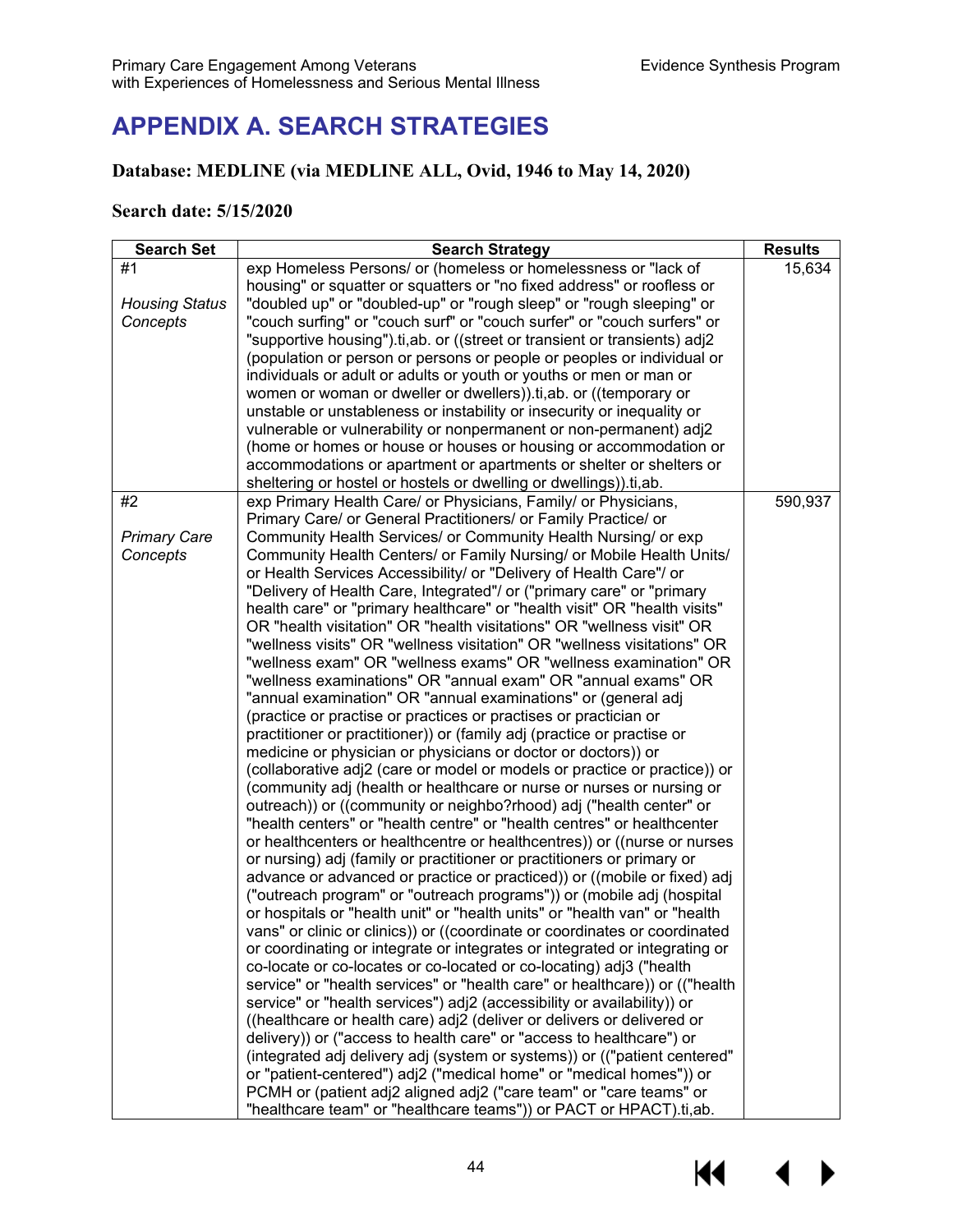# APPENDIX A. SEARCH STRATEGIES

### Database: MEDLINE (via MEDLINE ALL, Ovid, 1946 to May 14, 2020)

### Search date: 5/15/2020

| Search Set | Search Strategy | Results |
|---|---|---|
| #1<br><br>*Housing Status Concepts* | exp Homeless Persons/ or (homeless or homelessness or "lack of housing" or squatter or squatters or "no fixed address" or roofless or "doubled up" or "doubled-up" or "rough sleep" or "rough sleeping" or "couch surfing" or "couch surf" or "couch surfer" or "couch surfers" or "supportive housing").ti,ab. or ((street or transient or transients) adj2 (population or person or persons or people or peoples or individual or individuals or adult or adults or youth or youths or men or man or women or woman or dweller or dwellers)).ti,ab. or ((temporary or unstable or unstableness or instability or insecurity or inequality or vulnerable or vulnerability or nonpermanent or non-permanent) adj2 (home or homes or house or houses or housing or accommodation or accommodations or apartment or apartments or shelter or shelters or sheltering or hostel or hostels or dwelling or dwellings)).ti,ab. | 15,634 |
| #2<br><br>*Primary Care Concepts* | exp Primary Health Care/ or Physicians, Family/ or Physicians, Primary Care/ or General Practitioners/ or Family Practice/ or Community Health Services/ or Community Health Nursing/ or exp Community Health Centers/ or Family Nursing/ or Mobile Health Units/ or Health Services Accessibility/ or "Delivery of Health Care"/ or "Delivery of Health Care, Integrated"/ or ("primary care" or "primary health care" or "primary healthcare" or "health visit" OR "health visits" OR "health visitation" OR "health visitations" OR "wellness visit" OR "wellness visits" OR "wellness visitation" OR "wellness visitations" OR "wellness exam" OR "wellness exams" OR "wellness examination" OR "wellness examinations" OR "annual exam" OR "annual exams" OR "annual examination" OR "annual examinations" or (general adj (practice or practise or practices or practises or practician or practitioner or practitioner)) or (family adj (practice or practise or medicine or physician or physicians or doctor or doctors)) or (collaborative adj2 (care or model or models or practice or practice)) or (community adj (health or healthcare or nurse or nurses or nursing or outreach)) or ((community or neighbo?rhood) adj ("health center" or "health centers" or "health centre" or "health centres" or healthcenter or healthcenters or healthcentre or healthcentres)) or ((nurse or nurses or nursing) adj (family or practitioner or practitioners or primary or advance or advanced or practice or practiced)) or ((mobile or fixed) adj ("outreach program" or "outreach programs")) or (mobile adj (hospital or hospitals or "health unit" or "health units" or "health van" or "health vans" or clinic or clinics)) or ((coordinate or coordinates or coordinated or coordinating or integrate or integrates or integrated or integrating or co-locate or co-locates or co-located or co-locating) adj3 ("health service" or "health services" or "health care" or healthcare)) or (("health service" or "health services") adj2 (accessibility or availability)) or ((healthcare or health care) adj2 (deliver or delivers or delivered or delivery)) or ("access to health care" or "access to healthcare") or (integrated adj delivery adj (system or systems)) or (("patient centered" or "patient-centered") adj2 ("medical home" or "medical homes")) or PCMH or (patient adj2 aligned adj2 ("care team" or "care teams" or "healthcare team" or "healthcare teams")) or PACT or HPACT).ti,ab. | 590,937 |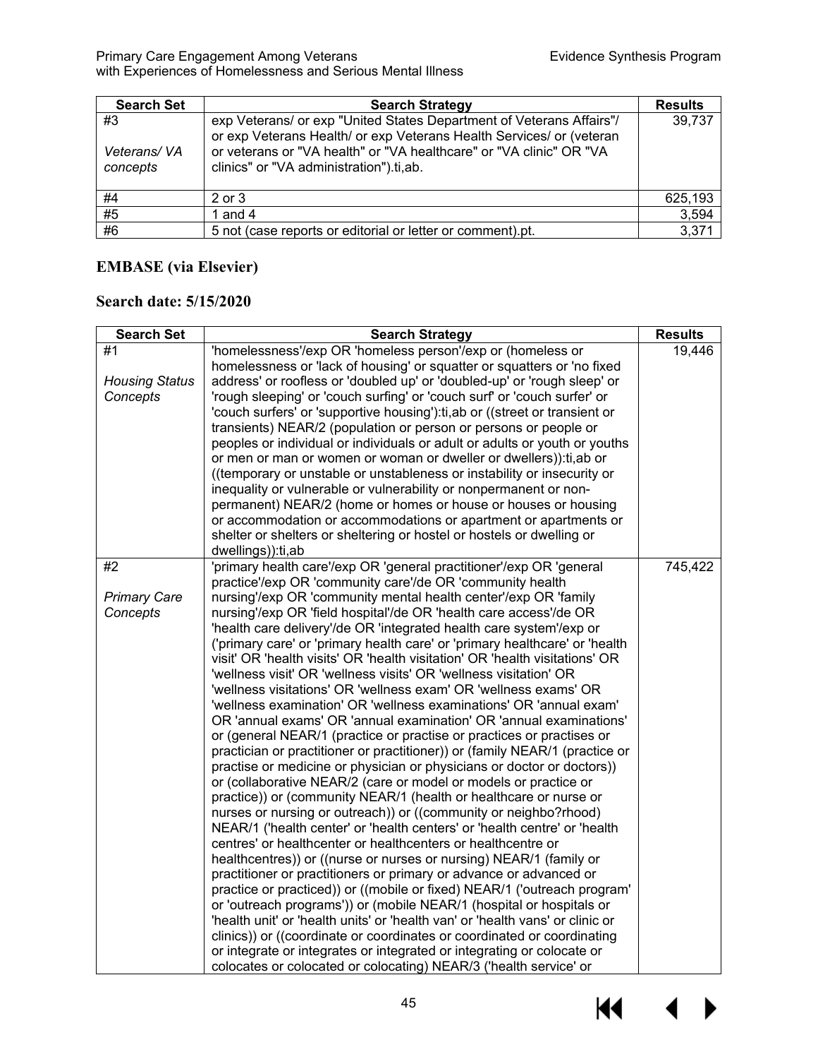| Search Set | Search Strategy | Results |
|---|---|---|
| #3<br><br>*Veterans/ VA concepts* | exp Veterans/ or exp "United States Department of Veterans Affairs"/ or exp Veterans Health/ or exp Veterans Health Services/ or (veteran or veterans or "VA health" or "VA healthcare" or "VA clinic" OR "VA clinics" or "VA administration").ti,ab. | 39,737 |
| #4 | 2 or 3 | 625,193 |
| #5 | 1 and 4 | 3,594 |
| #6 | 5 not (case reports or editorial or letter or comment).pt. | 3,371 |

## EMBASE (via Elsevier)

## Search date: 5/15/2020

| Search Set | Search Strategy | Results |
|---|---|---|
| #1<br><br>*Housing Status Concepts* | 'homelessness'/exp OR 'homeless person'/exp or (homeless or homelessness or 'lack of housing' or squatter or squatters or 'no fixed address' or roofless or 'doubled up' or 'doubled-up' or 'rough sleep' or 'rough sleeping' or 'couch surfing' or 'couch surf' or 'couch surfer' or 'couch surfers' or 'supportive housing'):ti,ab or ((street or transient or transients) NEAR/2 (population or person or persons or people or peoples or individual or individuals or adult or adults or youth or youths or men or man or women or woman or dweller or dwellers)):ti,ab or ((temporary or unstable or unstableness or instability or insecurity or inequality or vulnerable or vulnerability or nonpermanent or non-permanent) NEAR/2 (home or homes or house or houses or housing or accommodation or accommodations or apartment or apartments or shelter or shelters or sheltering or hostel or hostels or dwelling or dwellings)):ti,ab | 19,446 |
| #2<br><br>*Primary Care Concepts* | 'primary health care'/exp OR 'general practitioner'/exp OR 'general practice'/exp OR 'community care'/de OR 'community health nursing'/exp OR 'community mental health center'/exp OR 'family nursing'/exp OR 'field hospital'/de OR 'health care access'/de OR 'health care delivery'/de OR 'integrated health care system'/exp or ('primary care' or 'primary health care' or 'primary healthcare' or 'health visit' OR 'health visits' OR 'health visitation' OR 'health visitations' OR 'wellness visit' OR 'wellness visits' OR 'wellness visitation' OR 'wellness visitations' OR 'wellness exam' OR 'wellness exams' OR 'wellness examination' OR 'wellness examinations' OR 'annual exam' OR 'annual exams' OR 'annual examination' OR 'annual examinations' or (general NEAR/1 (practice or practise or practices or practises or practician or practitioner or practitioner)) or (family NEAR/1 (practice or practise or medicine or physician or physicians or doctor or doctors)) or (collaborative NEAR/2 (care or model or models or practice or practice)) or (community NEAR/1 (health or healthcare or nurse or nurses or nursing or outreach)) or ((community or neighbo?rhood) NEAR/1 ('health center' or 'health centers' or 'health centre' or 'health centres' or healthcenter or healthcenters or healthcentre or healthcentres)) or ((nurse or nurses or nursing) NEAR/1 (family or practitioner or practitioners or primary or advance or advanced or practice or practiced)) or ((mobile or fixed) NEAR/1 ('outreach program' or 'outreach programs')) or (mobile NEAR/1 (hospital or hospitals or 'health unit' or 'health units' or 'health van' or 'health vans' or clinic or clinics)) or ((coordinate or coordinates or coordinated or coordinating or integrate or integrates or integrated or integrating or colocate or colocates or colocated or colocating) NEAR/3 ('health service' or | 745,422 |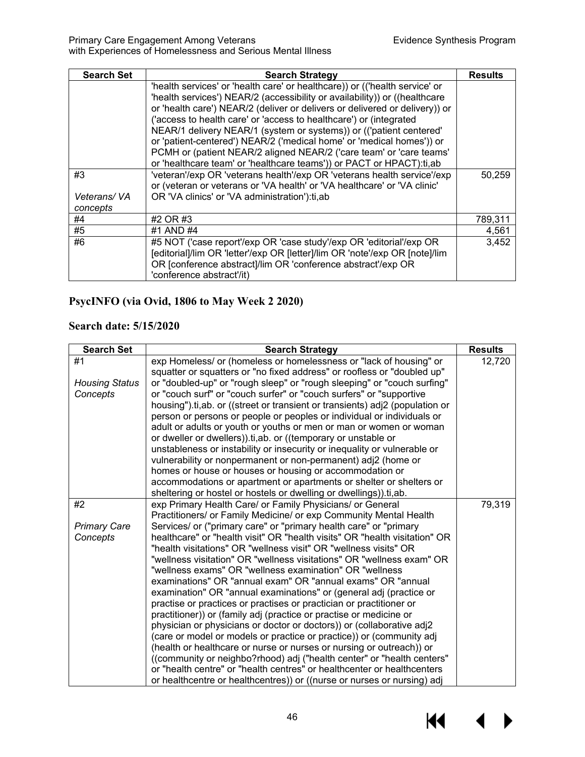| Search Set | Search Strategy | Results |
|---|---|---|
| | 'health services' or 'health care' or healthcare)) or (('health service' or 'health services') NEAR/2 (accessibility or availability)) or ((healthcare or 'health care') NEAR/2 (deliver or delivers or delivered or delivery)) or ('access to health care' or 'access to healthcare') or (integrated NEAR/1 delivery NEAR/1 (system or systems)) or (('patient centered' or 'patient-centered') NEAR/2 ('medical home' or 'medical homes')) or PCMH or (patient NEAR/2 aligned NEAR/2 ('care team' or 'care teams' or 'healthcare team' or 'healthcare teams')) or PACT or HPACT):ti,ab | |
| #3<br><br>*Veterans/ VA concepts* | 'veteran'/exp OR 'veterans health'/exp OR 'veterans health service'/exp or (veteran or veterans or 'VA health' or 'VA healthcare' or 'VA clinic' OR 'VA clinics' or 'VA administration'):ti,ab | 50,259 |
| #4 | #2 OR #3 | 789,311 |
| #5 | #1 AND #4 | 4,561 |
| #6 | #5 NOT ('case report'/exp OR 'case study'/exp OR 'editorial'/exp OR [editorial]/lim OR 'letter'/exp OR [letter]/lim OR 'note'/exp OR [note]/lim OR [conference abstract]/lim OR 'conference abstract'/exp OR 'conference abstract'/it) | 3,452 |

## PsycINFO (via Ovid, 1806 to May Week 2 2020)

## Search date: 5/15/2020

| Search Set | Search Strategy | Results |
|---|---|---|
| #1<br><br>*Housing Status Concepts* | exp Homeless/ or (homeless or homelessness or "lack of housing" or squatter or squatters or "no fixed address" or roofless or "doubled up" or "doubled-up" or "rough sleep" or "rough sleeping" or "couch surfing" or "couch surf" or "couch surfer" or "couch surfers" or "supportive housing").ti,ab. or ((street or transient or transients) adj2 (population or person or persons or people or peoples or individual or individuals or adult or adults or youth or youths or men or man or women or woman or dweller or dwellers)).ti,ab. or ((temporary or unstable or unstableness or instability or insecurity or inequality or vulnerable or vulnerability or nonpermanent or non-permanent) adj2 (home or homes or house or houses or housing or accommodation or accommodations or apartment or apartments or shelter or shelters or sheltering or hostel or hostels or dwelling or dwellings)).ti,ab. | 12,720 |
| #2<br><br>*Primary Care Concepts* | exp Primary Health Care/ or Family Physicians/ or General Practitioners/ or Family Medicine/ or exp Community Mental Health Services/ or ("primary care" or "primary health care" or "primary healthcare" or "health visit" OR "health visits" OR "health visitation" OR "health visitations" OR "wellness visit" OR "wellness visits" OR "wellness visitation" OR "wellness visitations" OR "wellness exam" OR "wellness exams" OR "wellness examination" OR "wellness examinations" OR "annual exam" OR "annual exams" OR "annual examination" OR "annual examinations" or (general adj (practice or practise or practices or practises or practician or practitioner or practitioner)) or (family adj (practice or practise or medicine or physician or physicians or doctor or doctors)) or (collaborative adj2 (care or model or models or practice or practice)) or (community adj (health or healthcare or nurse or nurses or nursing or outreach)) or ((community or neighbo?rhood) adj ("health center" or "health centers" or "health centre" or "health centres" or healthcenter or healthcenters or healthcentre or healthcentres)) or ((nurse or nurses or nursing) adj | 79,319 |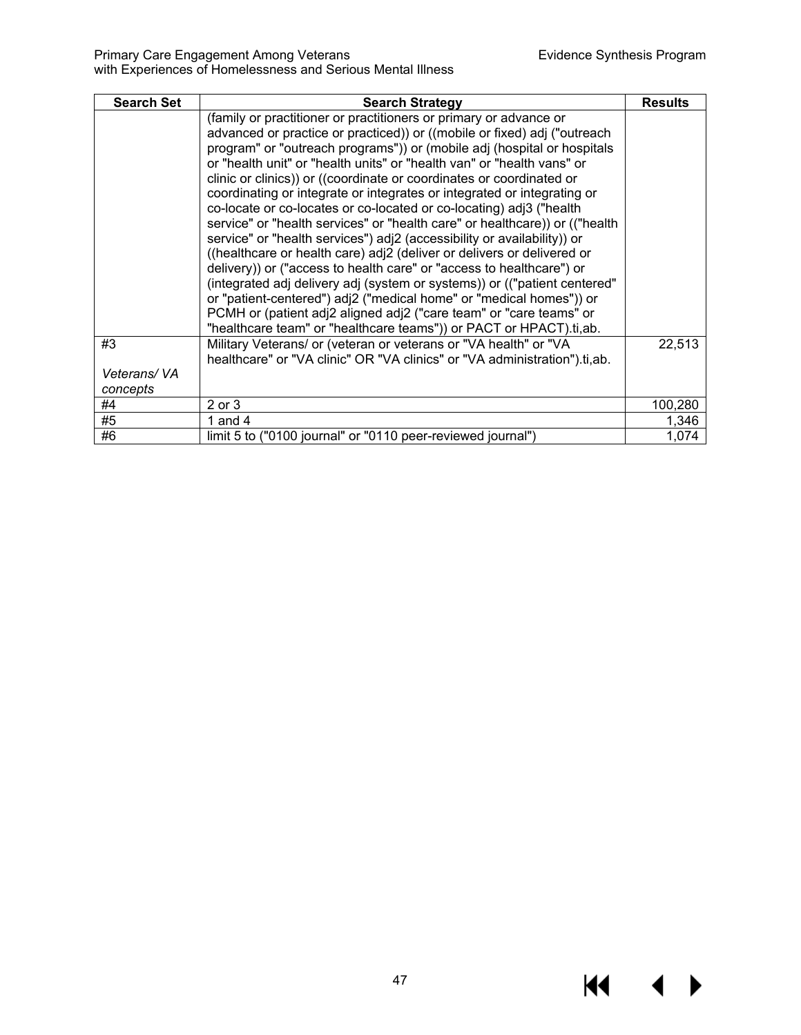| Search Set | Search Strategy | Results |
| --- | --- | --- |
| | (family or practitioner or practitioners or primary or advance or advanced or practice or practiced)) or ((mobile or fixed) adj ("outreach program" or "outreach programs")) or (mobile adj (hospital or hospitals or "health unit" or "health units" or "health van" or "health vans" or clinic or clinics)) or ((coordinate or coordinates or coordinated or coordinating or integrate or integrates or integrated or integrating or co-locate or co-locates or co-located or co-locating) adj3 ("health service" or "health services" or "health care" or healthcare)) or (("health service" or "health services") adj2 (accessibility or availability)) or ((healthcare or health care) adj2 (deliver or delivers or delivered or delivery)) or ("access to health care" or "access to healthcare") or (integrated adj delivery adj (system or systems)) or (("patient centered" or "patient-centered") adj2 ("medical home" or "medical homes")) or PCMH or (patient adj2 aligned adj2 ("care team" or "care teams" or "healthcare team" or "healthcare teams")) or PACT or HPACT).ti,ab. | |
| #3<br><br>*Veterans/ VA concepts* | Military Veterans/ or (veteran or veterans or "VA health" or "VA healthcare" or "VA clinic" OR "VA clinics" or "VA administration").ti,ab. | 22,513 |
| #4 | 2 or 3 | 100,280 |
| #5 | 1 and 4 | 1,346 |
| #6 | limit 5 to ("0100 journal" or "0110 peer-reviewed journal") | 1,074 |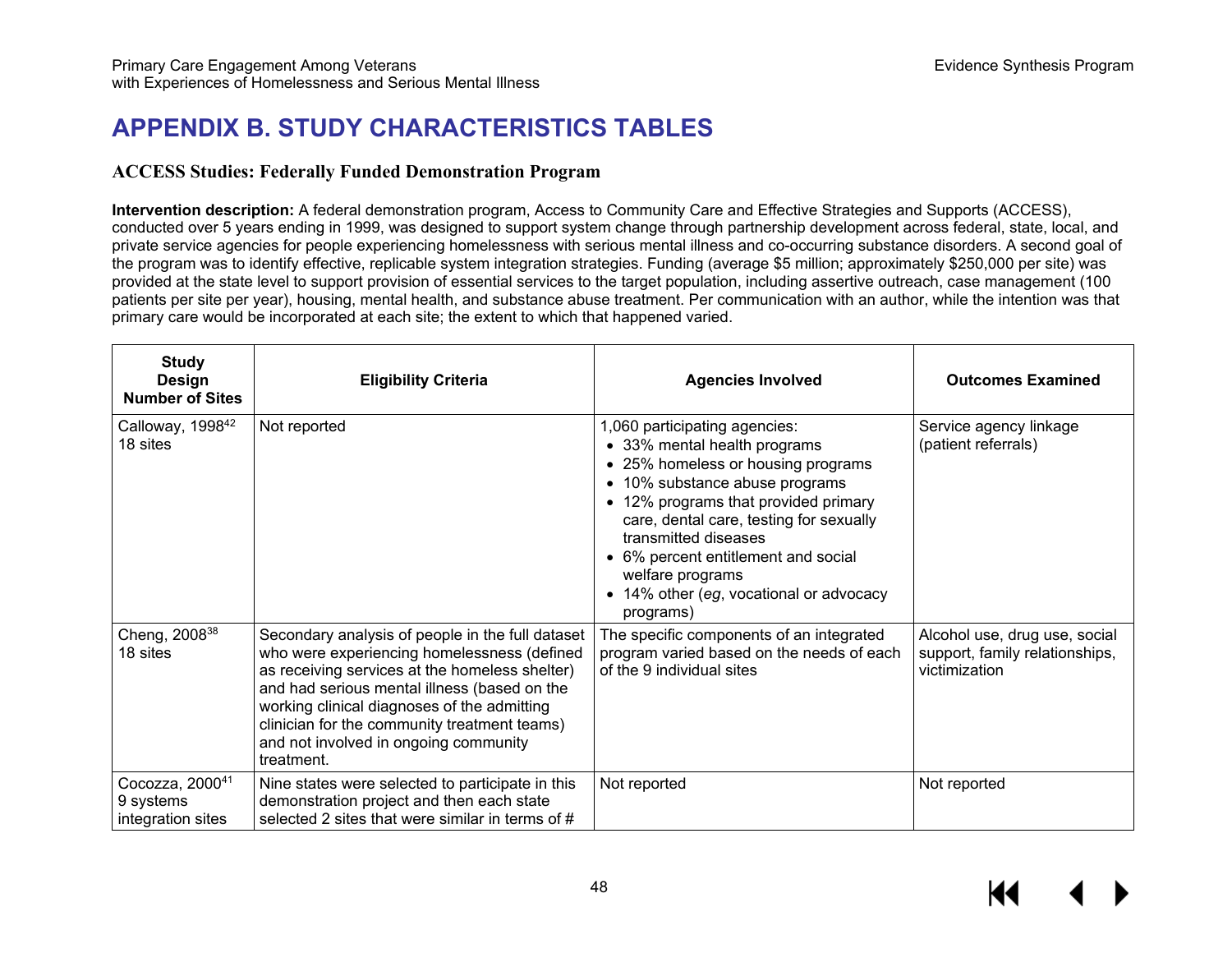# APPENDIX B. STUDY CHARACTERISTICS TABLES

### ACCESS Studies: Federally Funded Demonstration Program

**Intervention description:** A federal demonstration program, Access to Community Care and Effective Strategies and Supports (ACCESS), conducted over 5 years ending in 1999, was designed to support system change through partnership development across federal, state, local, and private service agencies for people experiencing homelessness with serious mental illness and co-occurring substance disorders. A second goal of the program was to identify effective, replicable system integration strategies. Funding (average $5 million; approximately $250,000 per site) was provided at the state level to support provision of essential services to the target population, including assertive outreach, case management (100 patients per site per year), housing, mental health, and substance abuse treatment. Per communication with an author, while the intention was that primary care would be incorporated at each site; the extent to which that happened varied.

| Study Design Number of Sites | Eligibility Criteria | Agencies Involved | Outcomes Examined |
|---|---|---|---|
| Calloway, 1998[42]<br>18 sites | Not reported | 1,060 participating agencies:<br>• 33% mental health programs<br>• 25% homeless or housing programs<br>• 10% substance abuse programs<br>• 12% programs that provided primary care, dental care, testing for sexually transmitted diseases<br>• 6% percent entitlement and social welfare programs<br>• 14% other (*eg*, vocational or advocacy programs) | Service agency linkage (patient referrals) |
| Cheng, 2008[38]<br>18 sites | Secondary analysis of people in the full dataset who were experiencing homelessness (defined as receiving services at the homeless shelter) and had serious mental illness (based on the working clinical diagnoses of the admitting clinician for the community treatment teams) and not involved in ongoing community treatment. | The specific components of an integrated program varied based on the needs of each of the 9 individual sites | Alcohol use, drug use, social support, family relationships, victimization |
| Cocozza, 2000[41]<br>9 systems integration sites | Nine states were selected to participate in this demonstration project and then each state selected 2 sites that were similar in terms of # | Not reported | Not reported |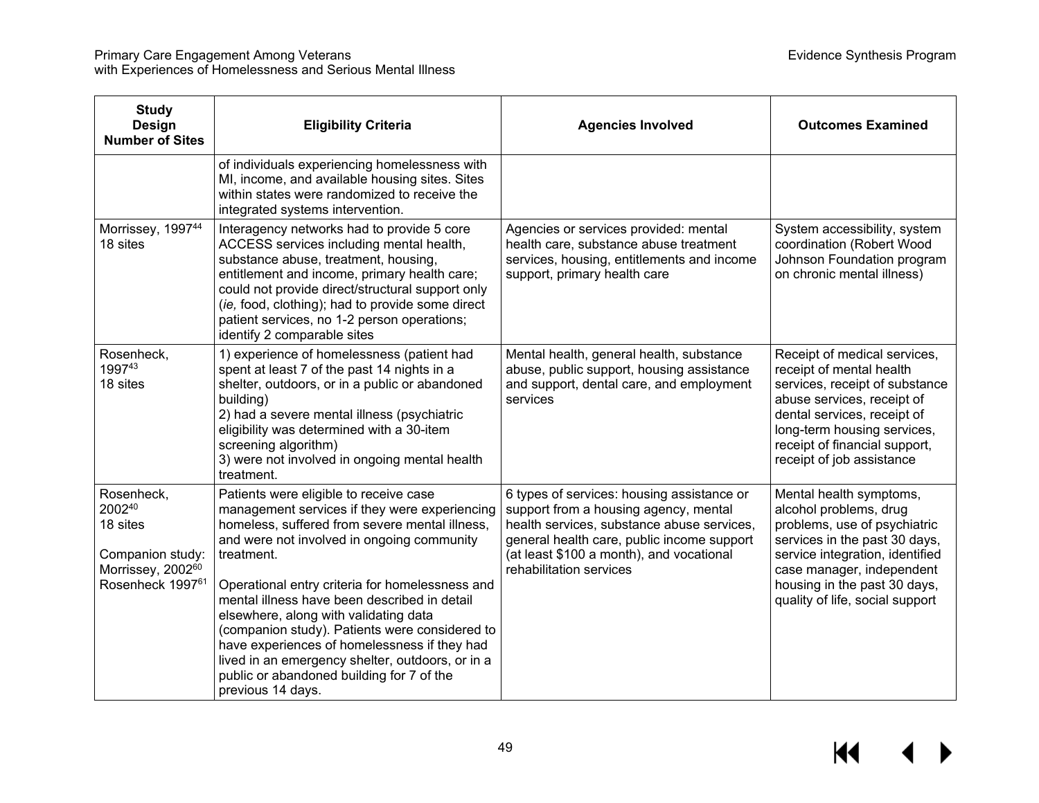| Study Design Number of Sites | Eligibility Criteria | Agencies Involved | Outcomes Examined |
|---|---|---|---|
| | of individuals experiencing homelessness with MI, income, and available housing sites. Sites within states were randomized to receive the integrated systems intervention. | | |
| Morrissey, 1997[44] 18 sites | Interagency networks had to provide 5 core ACCESS services including mental health, substance abuse, treatment, housing, entitlement and income, primary health care; could not provide direct/structural support only (*ie,* food, clothing); had to provide some direct patient services, no 1-2 person operations; identify 2 comparable sites | Agencies or services provided: mental health care, substance abuse treatment services, housing, entitlements and income support, primary health care | System accessibility, system coordination (Robert Wood Johnson Foundation program on chronic mental illness) |
| Rosenheck, 1997[43] 18 sites | 1) experience of homelessness (patient had spent at least 7 of the past 14 nights in a shelter, outdoors, or in a public or abandoned building)<br>2) had a severe mental illness (psychiatric eligibility was determined with a 30-item screening algorithm)<br>3) were not involved in ongoing mental health treatment. | Mental health, general health, substance abuse, public support, housing assistance and support, dental care, and employment services | Receipt of medical services, receipt of mental health services, receipt of substance abuse services, receipt of dental services, receipt of long-term housing services, receipt of financial support, receipt of job assistance |
| Rosenheck, 2002[40] 18 sites<br><br>Companion study: Morrissey, 2002[60] Rosenheck 1997[61] | Patients were eligible to receive case management services if they were experiencing homeless, suffered from severe mental illness, and were not involved in ongoing community treatment.<br><br>Operational entry criteria for homelessness and mental illness have been described in detail elsewhere, along with validating data (companion study). Patients were considered to have experiences of homelessness if they had lived in an emergency shelter, outdoors, or in a public or abandoned building for 7 of the previous 14 days. | 6 types of services: housing assistance or support from a housing agency, mental health services, substance abuse services, general health care, public income support (at least $100 a month), and vocational rehabilitation services | Mental health symptoms, alcohol problems, drug problems, use of psychiatric services in the past 30 days, service integration, identified case manager, independent housing in the past 30 days, quality of life, social support |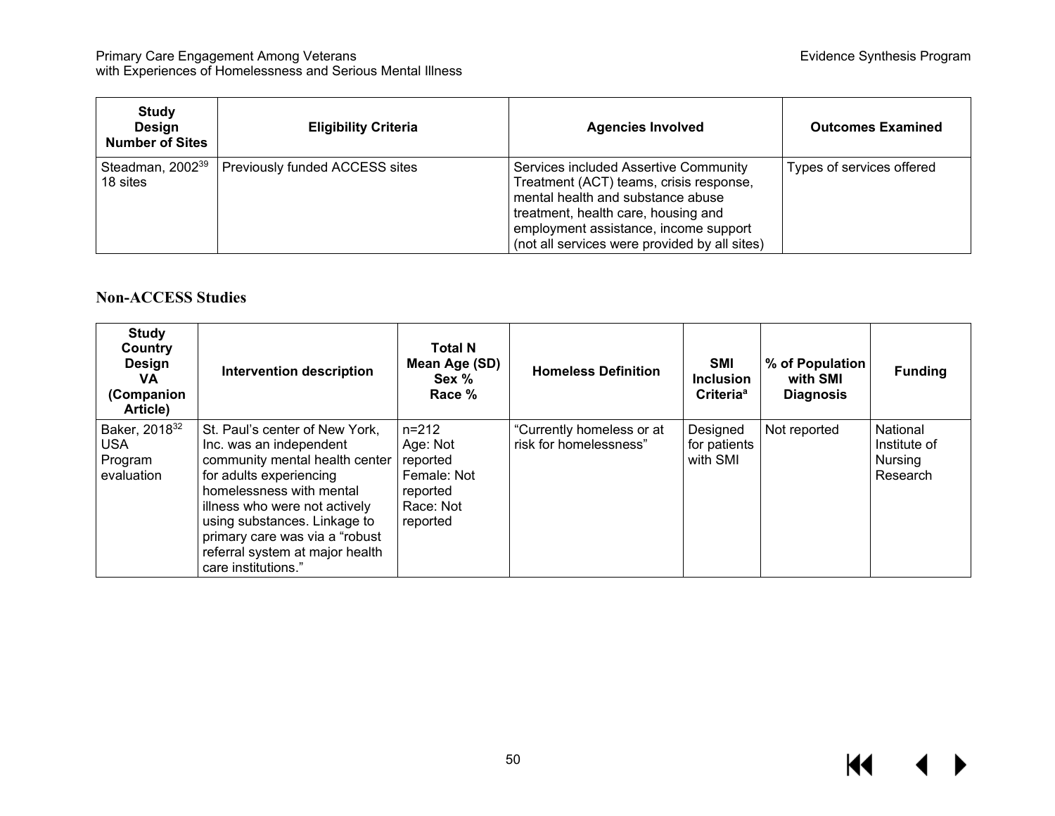| Study Design Number of Sites | Eligibility Criteria | Agencies Involved | Outcomes Examined |
|---|---|---|---|
| Steadman, 2002[39] 18 sites | Previously funded ACCESS sites | Services included Assertive Community Treatment (ACT) teams, crisis response, mental health and substance abuse treatment, health care, housing and employment assistance, income support (not all services were provided by all sites) | Types of services offered |

### Non-ACCESS Studies

| Study Country Design VA (Companion Article) | Intervention description | Total N Mean Age (SD) Sex % Race % | Homeless Definition | SMI Inclusion Criteria[a] | % of Population with SMI Diagnosis | Funding |
|---|---|---|---|---|---|---|
| Baker, 2018[32] USA Program evaluation | St. Paul's center of New York, Inc. was an independent community mental health center for adults experiencing homelessness with mental illness who were not actively using substances. Linkage to primary care was via a "robust referral system at major health care institutions." | n=212 Age: Not reported Female: Not reported Race: Not reported | "Currently homeless or at risk for homelessness" | Designed for patients with SMI | Not reported | National Institute of Nursing Research |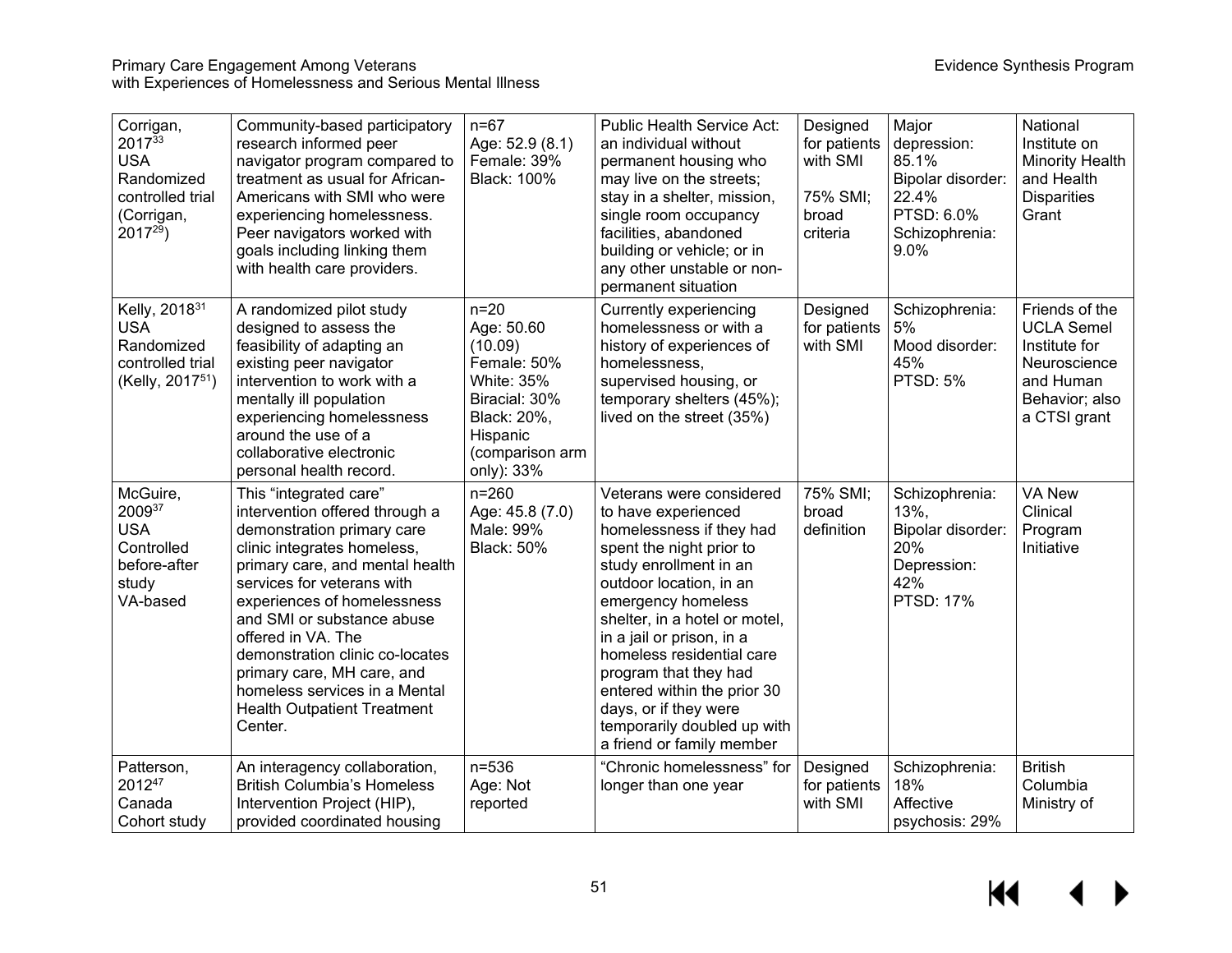| | | | | | | |
|---|---|---|---|---|---|---|
| Corrigan, 2017[33]<br>USA<br>Randomized controlled trial<br>(Corrigan, 2017[29]) | Community-based participatory research informed peer navigator program compared to treatment as usual for African-Americans with SMI who were experiencing homelessness. Peer navigators worked with goals including linking them with health care providers. | n=67<br>Age: 52.9 (8.1)<br>Female: 39%<br>Black: 100% | Public Health Service Act: an individual without permanent housing who may live on the streets; stay in a shelter, mission, single room occupancy facilities, abandoned building or vehicle; or in any other unstable or non-permanent situation | Designed for patients with SMI<br><br>75% SMI; broad criteria | Major depression: 85.1%<br>Bipolar disorder: 22.4%<br>PTSD: 6.0%<br>Schizophrenia: 9.0% | National Institute on Minority Health and Health Disparities Grant |
| Kelly, 2018[31]<br>USA<br>Randomized controlled trial<br>(Kelly, 2017[51]) | A randomized pilot study designed to assess the feasibility of adapting an existing peer navigator intervention to work with a mentally ill population experiencing homelessness around the use of a collaborative electronic personal health record. | n=20<br>Age: 50.60 (10.09)<br>Female: 50%<br>White: 35%<br>Biracial: 30%<br>Black: 20%,<br>Hispanic (comparison arm only): 33% | Currently experiencing homelessness or with a history of experiences of homelessness, supervised housing, or temporary shelters (45%); lived on the street (35%) | Designed for patients with SMI | Schizophrenia: 5%<br>Mood disorder: 45%<br>PTSD: 5% | Friends of the UCLA Semel Institute for Neuroscience and Human Behavior; also a CTSI grant |
| McGuire, 2009[37]<br>USA<br>Controlled before-after study<br>VA-based | This "integrated care" intervention offered through a demonstration primary care clinic integrates homeless, primary care, and mental health services for veterans with experiences of homelessness and SMI or substance abuse offered in VA. The demonstration clinic co-locates primary care, MH care, and homeless services in a Mental Health Outpatient Treatment Center. | n=260<br>Age: 45.8 (7.0)<br>Male: 99%<br>Black: 50% | Veterans were considered to have experienced homelessness if they had spent the night prior to study enrollment in an outdoor location, in an emergency homeless shelter, in a hotel or motel, in a jail or prison, in a homeless residential care program that they had entered within the prior 30 days, or if they were temporarily doubled up with a friend or family member | 75% SMI; broad definition | Schizophrenia: 13%,<br>Bipolar disorder: 20%<br>Depression: 42%<br>PTSD: 17% | VA New Clinical Program Initiative |
| Patterson, 2012[47]<br>Canada<br>Cohort study | An interagency collaboration, British Columbia's Homeless Intervention Project (HIP), provided coordinated housing | n=536<br>Age: Not reported | "Chronic homelessness" for longer than one year | Designed for patients with SMI | Schizophrenia: 18%<br>Affective psychosis: 29% | British Columbia Ministry of |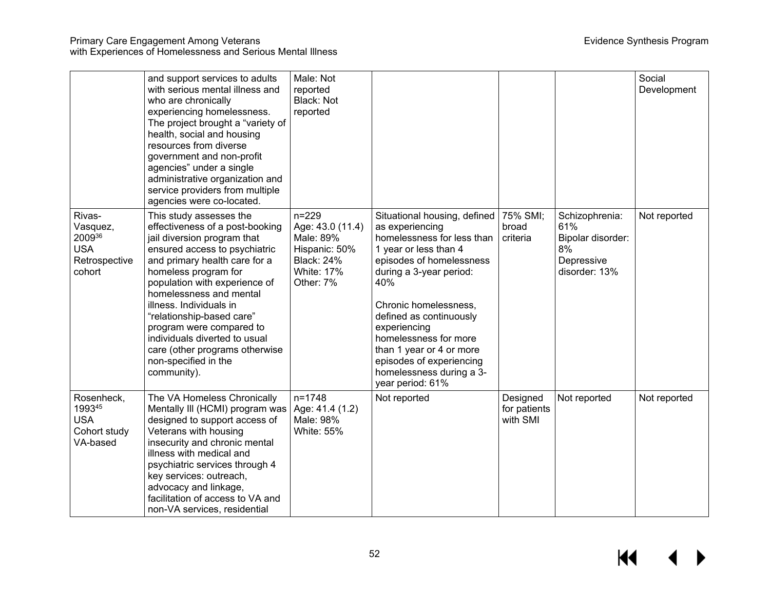| | | | | | | |
|---|---|---|---|---|---|---|
| | and support services to adults with serious mental illness and who are chronically experiencing homelessness. The project brought a "variety of health, social and housing resources from diverse government and non-profit agencies" under a single administrative organization and service providers from multiple agencies were co-located. | Male: Not reported<br>Black: Not reported | | | | Social Development |
| Rivas-Vasquez, 2009[36]<br>USA<br>Retrospective cohort | This study assesses the effectiveness of a post-booking jail diversion program that ensured access to psychiatric and primary health care for a homeless program for population with experience of homelessness and mental illness. Individuals in "relationship-based care" program were compared to individuals diverted to usual care (other programs otherwise non-specified in the community). | n=229<br>Age: 43.0 (11.4)<br>Male: 89%<br>Hispanic: 50%<br>Black: 24%<br>White: 17%<br>Other: 7% | Situational housing, defined as experiencing homelessness for less than 1 year or less than 4 episodes of homelessness during a 3-year period: 40%<br><br>Chronic homelessness, defined as continuously experiencing homelessness for more than 1 year or 4 or more episodes of experiencing homelessness during a 3-year period: 61% | 75% SMI; broad criteria | Schizophrenia: 61%<br>Bipolar disorder: 8%<br>Depressive disorder: 13% | Not reported |
| Rosenheck, 1993[45]<br>USA<br>Cohort study<br>VA-based | The VA Homeless Chronically Mentally Ill (HCMI) program was designed to support access of Veterans with housing insecurity and chronic mental illness with medical and psychiatric services through 4 key services: outreach, advocacy and linkage, facilitation of access to VA and non-VA services, residential | n=1748<br>Age: 41.4 (1.2)<br>Male: 98%<br>White: 55% | Not reported | Designed for patients with SMI | Not reported | Not reported |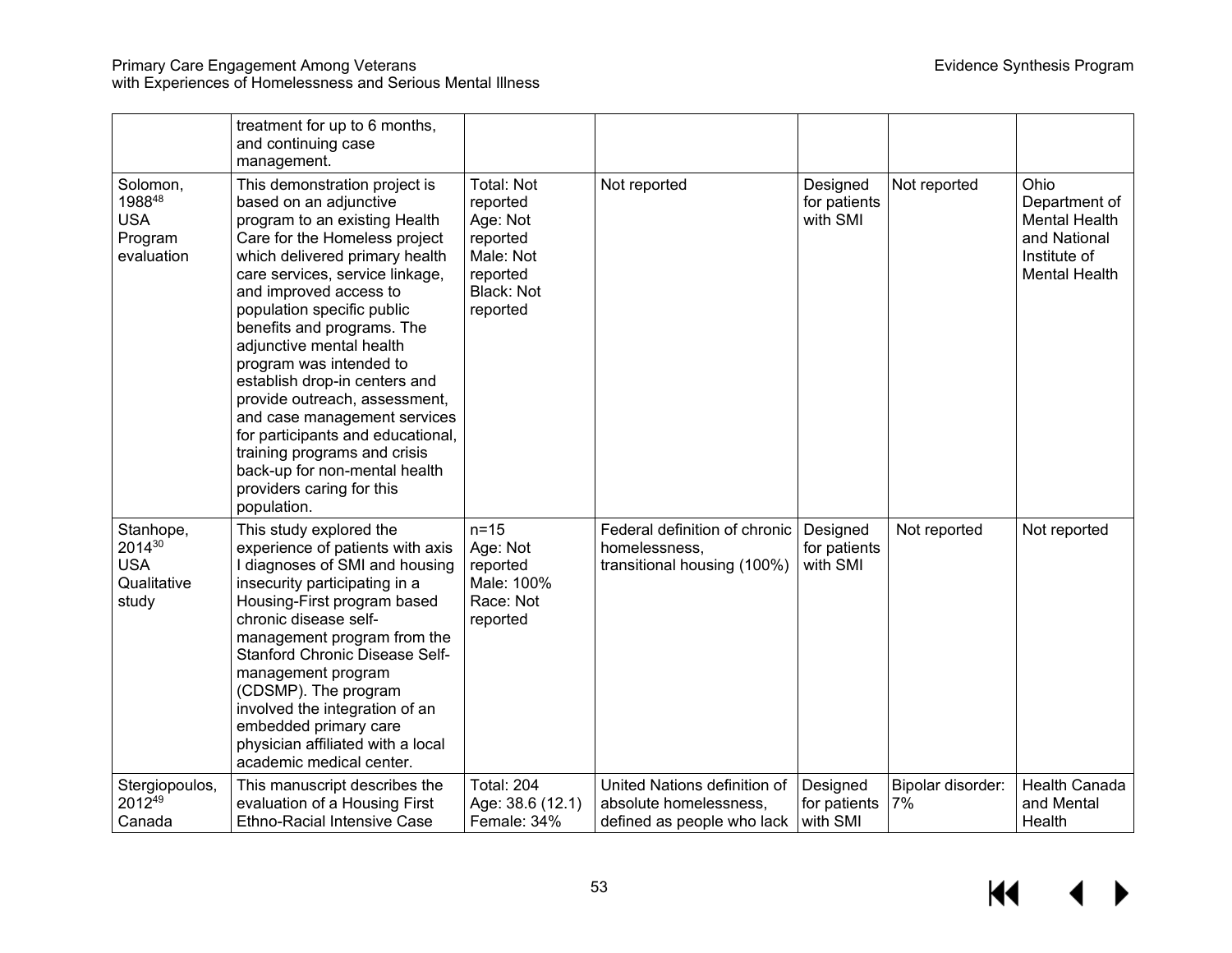| | treatment for up to 6 months, and continuing case management. | | | | | |
|---|---|---|---|---|---|---|
| Solomon, 1988[48] USA Program evaluation | This demonstration project is based on an adjunctive program to an existing Health Care for the Homeless project which delivered primary health care services, service linkage, and improved access to population specific public benefits and programs. The adjunctive mental health program was intended to establish drop-in centers and provide outreach, assessment, and case management services for participants and educational, training programs and crisis back-up for non-mental health providers caring for this population. | Total: Not reported Age: Not reported Male: Not reported Black: Not reported | Not reported | Designed for patients with SMI | Not reported | Ohio Department of Mental Health and National Institute of Mental Health |
| Stanhope, 2014[30] USA Qualitative study | This study explored the experience of patients with axis I diagnoses of SMI and housing insecurity participating in a Housing-First program based chronic disease self-management program from the Stanford Chronic Disease Self-management program (CDSMP). The program involved the integration of an embedded primary care physician affiliated with a local academic medical center. | n=15 Age: Not reported Male: 100% Race: Not reported | Federal definition of chronic homelessness, transitional housing (100%) | Designed for patients with SMI | Not reported | Not reported |
| Stergiopoulos, 2012[49] Canada | This manuscript describes the evaluation of a Housing First Ethno-Racial Intensive Case | Total: 204 Age: 38.6 (12.1) Female: 34% | United Nations definition of absolute homelessness, defined as people who lack | Designed for patients with SMI | Bipolar disorder: 7% | Health Canada and Mental Health |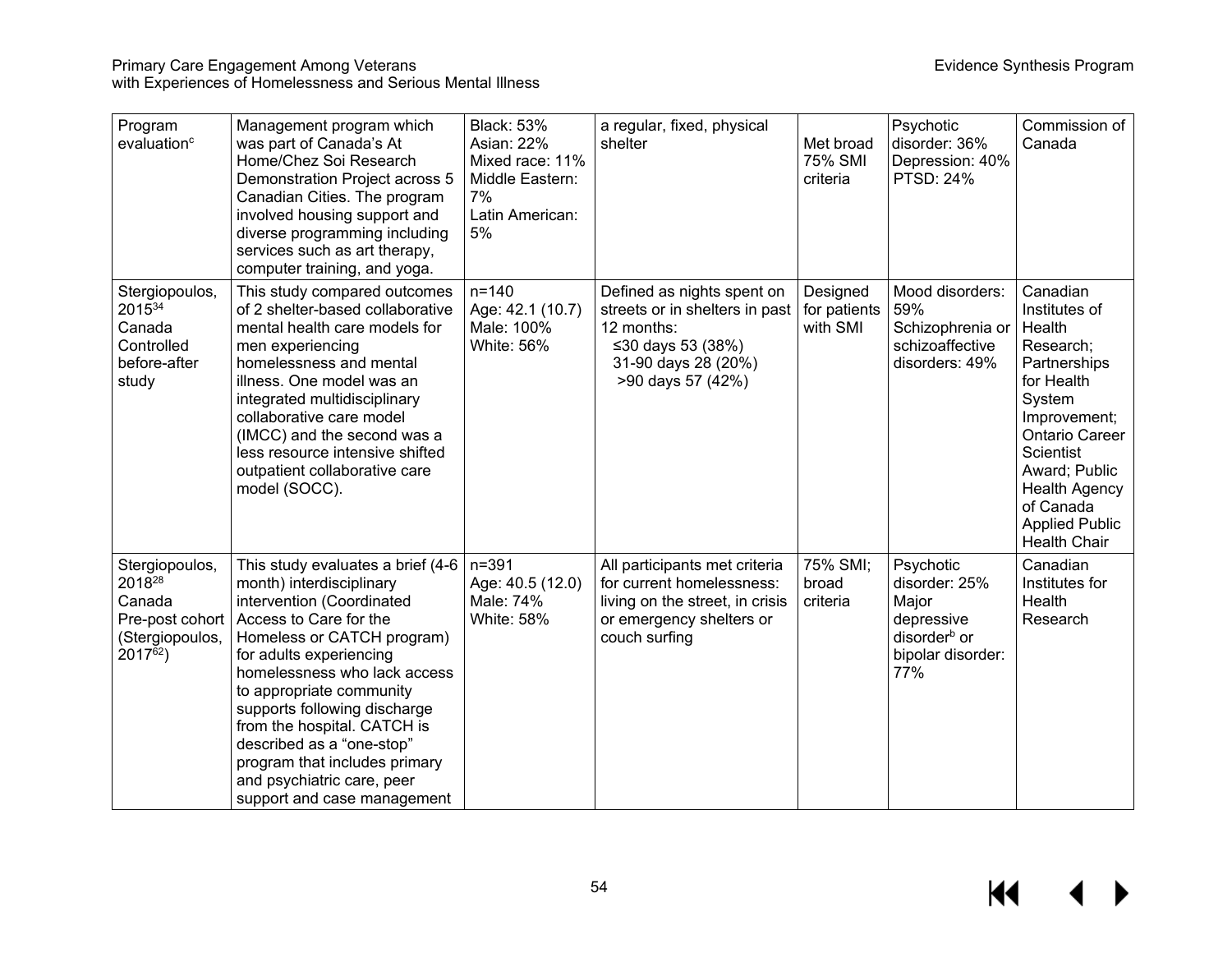| Program evaluation[c] | Management program which was part of Canada's At Home/Chez Soi Research Demonstration Project across 5 Canadian Cities. The program involved housing support and diverse programming including services such as art therapy, computer training, and yoga. | Black: 53%<br>Asian: 22%<br>Mixed race: 11%<br>Middle Eastern: 7%<br>Latin American: 5% | a regular, fixed, physical shelter | Met broad 75% SMI criteria | Psychotic disorder: 36%<br>Depression: 40%<br>PTSD: 24% | Commission of Canada |
|---|---|---|---|---|---|---|
| Stergiopoulos, 2015[34]<br>Canada<br>Controlled before-after study | This study compared outcomes of 2 shelter-based collaborative mental health care models for men experiencing homelessness and mental illness. One model was an integrated multidisciplinary collaborative care model (IMCC) and the second was a less resource intensive shifted outpatient collaborative care model (SOCC). | n=140<br>Age: 42.1 (10.7)<br>Male: 100%<br>White: 56% | Defined as nights spent on streets or in shelters in past 12 months:<br>≤30 days 53 (38%)<br>31-90 days 28 (20%)<br>>90 days 57 (42%) | Designed for patients with SMI | Mood disorders: 59%<br>Schizophrenia or schizoaffective disorders: 49% | Canadian Institutes of Health Research; Partnerships for Health System Improvement; Ontario Career Scientist Award; Public Health Agency of Canada Applied Public Health Chair |
| Stergiopoulos, 2018[28]<br>Canada<br>Pre-post cohort<br>(Stergiopoulos, 2017[62]) | This study evaluates a brief (4-6 month) interdisciplinary intervention (Coordinated Access to Care for the Homeless or CATCH program) for adults experiencing homelessness who lack access to appropriate community supports following discharge from the hospital. CATCH is described as a "one-stop" program that includes primary and psychiatric care, peer support and case management | n=391<br>Age: 40.5 (12.0)<br>Male: 74%<br>White: 58% | All participants met criteria for current homelessness: living on the street, in crisis or emergency shelters or couch surfing | 75% SMI; broad criteria | Psychotic disorder: 25%<br>Major depressive disorder[b] or bipolar disorder: 77% | Canadian Institutes for Health Research |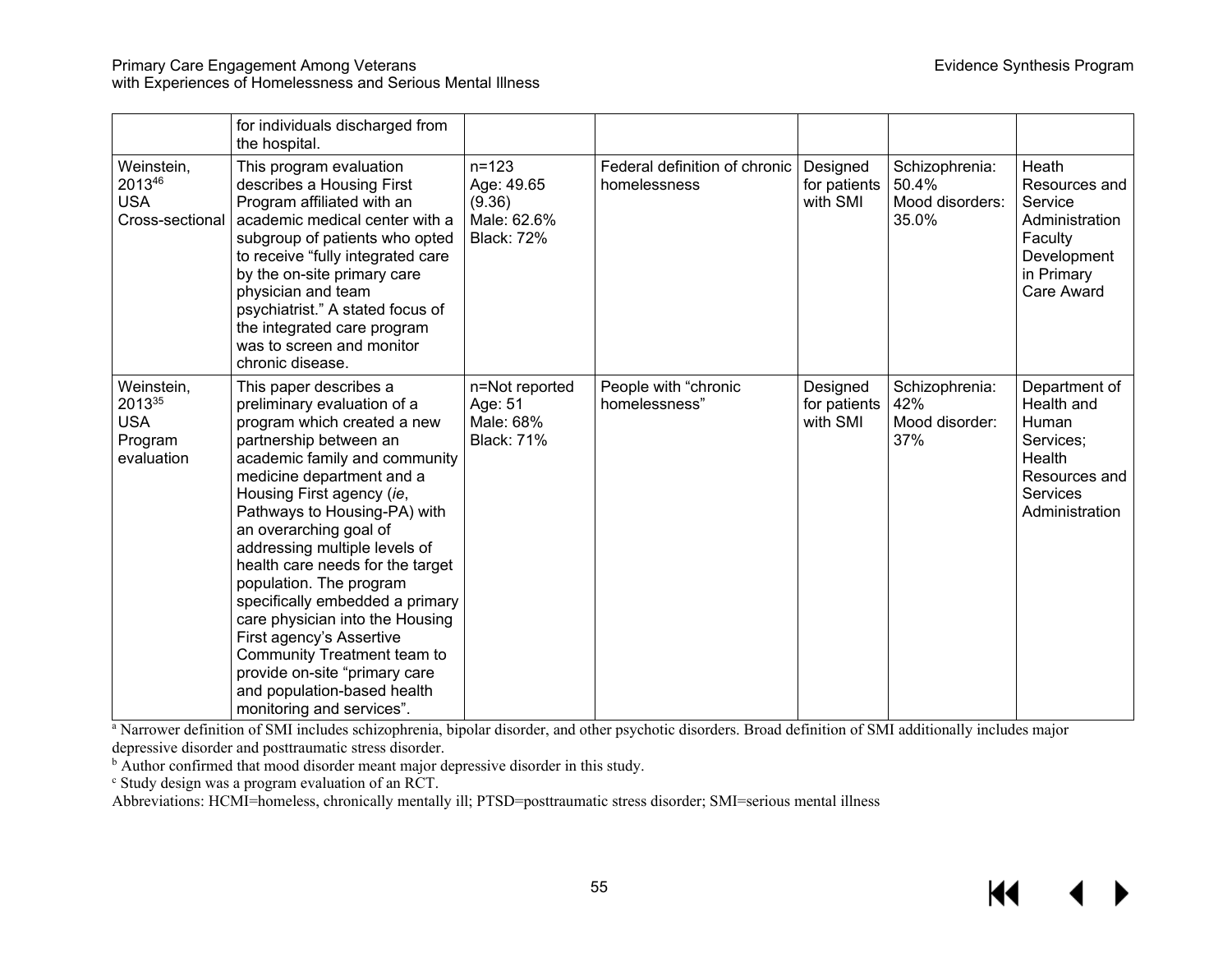| | | | | | | |
|---|---|---|---|---|---|---|
| | for individuals discharged from the hospital. | | | | | |
| Weinstein, 2013[46] USA Cross-sectional | This program evaluation describes a Housing First Program affiliated with an academic medical center with a subgroup of patients who opted to receive "fully integrated care by the on-site primary care physician and team psychiatrist." A stated focus of the integrated care program was to screen and monitor chronic disease. | n=123 Age: 49.65 (9.36) Male: 62.6% Black: 72% | Federal definition of chronic homelessness | Designed for patients with SMI | Schizophrenia: 50.4% Mood disorders: 35.0% | Heath Resources and Service Administration Faculty Development in Primary Care Award |
| Weinstein, 2013[35] USA Program evaluation | This paper describes a preliminary evaluation of a program which created a new partnership between an academic family and community medicine department and a Housing First agency (*ie*, Pathways to Housing-PA) with an overarching goal of addressing multiple levels of health care needs for the target population. The program specifically embedded a primary care physician into the Housing First agency's Assertive Community Treatment team to provide on-site "primary care and population-based health monitoring and services". | n=Not reported Age: 51 Male: 68% Black: 71% | People with "chronic homelessness" | Designed for patients with SMI | Schizophrenia: 42% Mood disorder: 37% | Department of Health and Human Services; Health Resources and Services Administration |

[a] Narrower definition of SMI includes schizophrenia, bipolar disorder, and other psychotic disorders. Broad definition of SMI additionally includes major depressive disorder and posttraumatic stress disorder.
[b] Author confirmed that mood disorder meant major depressive disorder in this study.
[c] Study design was a program evaluation of an RCT.
Abbreviations: HCMI=homeless, chronically mentally ill; PTSD=posttraumatic stress disorder; SMI=serious mental illness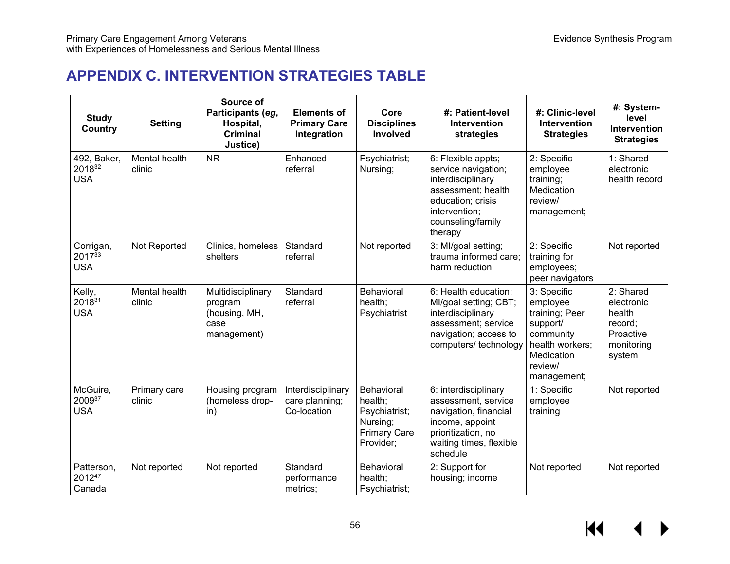# APPENDIX C. INTERVENTION STRATEGIES TABLE

| Study Country | Setting | Source of Participants (*eg*, Hospital, Criminal Justice) | Elements of Primary Care Integration | Core Disciplines Involved | #: Patient-level Intervention strategies | #: Clinic-level Intervention Strategies | #: System-level Intervention Strategies |
|---|---|---|---|---|---|---|---|
| 492, Baker, 2018[32] USA | Mental health clinic | NR | Enhanced referral | Psychiatrist; Nursing; | 6: Flexible appts; service navigation; interdisciplinary assessment; health education; crisis intervention; counseling/family therapy | 2: Specific employee training; Medication review/ management; | 1: Shared electronic health record |
| Corrigan, 2017[33] USA | Not Reported | Clinics, homeless shelters | Standard referral | Not reported | 3: MI/goal setting; trauma informed care; harm reduction | 2: Specific training for employees; peer navigators | Not reported |
| Kelly, 2018[31] USA | Mental health clinic | Multidisciplinary program (housing, MH, case management) | Standard referral | Behavioral health; Psychiatrist | 6: Health education; MI/goal setting; CBT; interdisciplinary assessment; service navigation; access to computers/ technology | 3: Specific employee training; Peer support/ community health workers; Medication review/ management; | 2: Shared electronic health record; Proactive monitoring system |
| McGuire, 2009[37] USA | Primary care clinic | Housing program (homeless drop-in) | Interdisciplinary care planning; Co-location | Behavioral health; Psychiatrist; Nursing; Primary Care Provider; | 6: interdisciplinary assessment, service navigation, financial income, appoint prioritization, no waiting times, flexible schedule | 1: Specific employee training | Not reported |
| Patterson, 2012[47] Canada | Not reported | Not reported | Standard performance metrics; | Behavioral health; Psychiatrist; | 2: Support for housing; income | Not reported | Not reported |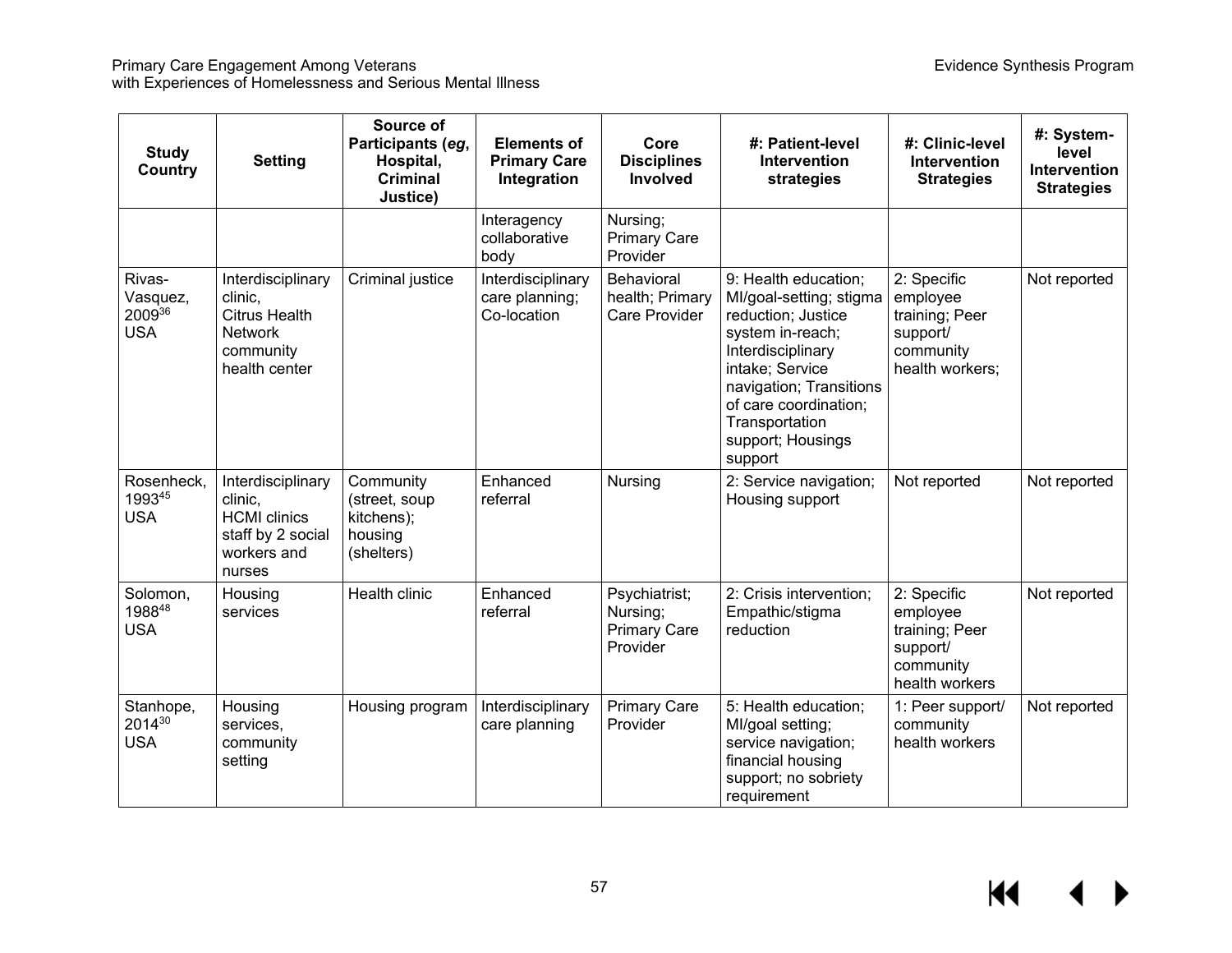| Study Country | Setting | Source of Participants (*eg*, Hospital, Criminal Justice) | Elements of Primary Care Integration | Core Disciplines Involved | #: Patient-level Intervention strategies | #: Clinic-level Intervention Strategies | #: System-level Intervention Strategies |
|---|---|---|---|---|---|---|---|
| | | | Interagency collaborative body | Nursing; Primary Care Provider | | | |
| Rivas-Vasquez, 2009[36] USA | Interdisciplinary clinic, Citrus Health Network community health center | Criminal justice | Interdisciplinary care planning; Co-location | Behavioral health; Primary Care Provider | 9: Health education; MI/goal-setting; stigma reduction; Justice system in-reach; Interdisciplinary intake; Service navigation; Transitions of care coordination; Transportation support; Housings support | 2: Specific employee training; Peer support/ community health workers; | Not reported |
| Rosenheck, 1993[45] USA | Interdisciplinary clinic, HCMI clinics staff by 2 social workers and nurses | Community (street, soup kitchens); housing (shelters) | Enhanced referral | Nursing | 2: Service navigation; Housing support | Not reported | Not reported |
| Solomon, 1988[48] USA | Housing services | Health clinic | Enhanced referral | Psychiatrist; Nursing; Primary Care Provider | 2: Crisis intervention; Empathic/stigma reduction | 2: Specific employee training; Peer support/ community health workers | Not reported |
| Stanhope, 2014[30] USA | Housing services, community setting | Housing program | Interdisciplinary care planning | Primary Care Provider | 5: Health education; MI/goal setting; service navigation; financial housing support; no sobriety requirement | 1: Peer support/ community health workers | Not reported |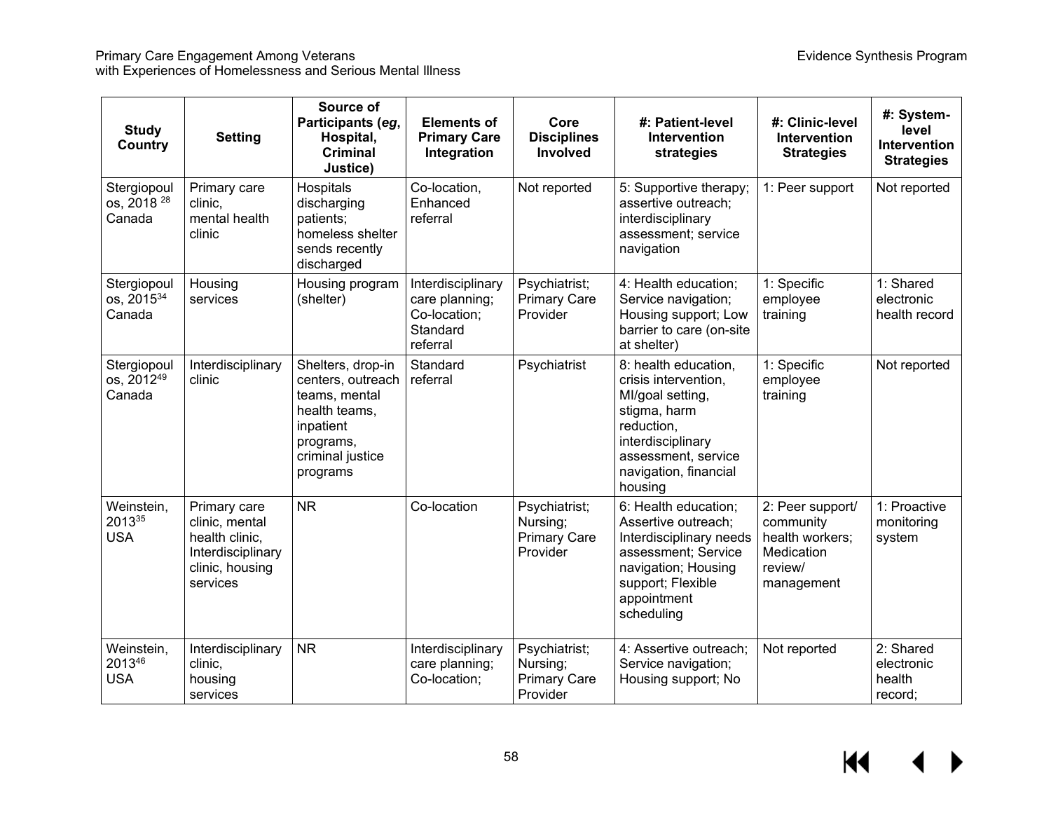| Study Country | Setting | Source of Participants (*eg*, Hospital, Criminal Justice) | Elements of Primary Care Integration | Core Disciplines Involved | #: Patient-level Intervention strategies | #: Clinic-level Intervention Strategies | #: System-level Intervention Strategies |
|---|---|---|---|---|---|---|---|
| Stergiopoulos, 2018 [28] Canada | Primary care clinic, mental health clinic | Hospitals discharging patients; homeless shelter sends recently discharged | Co-location, Enhanced referral | Not reported | 5: Supportive therapy; assertive outreach; interdisciplinary assessment; service navigation | 1: Peer support | Not reported |
| Stergiopoulos, 2015[34] Canada | Housing services | Housing program (shelter) | Interdisciplinary care planning; Co-location; Standard referral | Psychiatrist; Primary Care Provider | 4: Health education; Service navigation; Housing support; Low barrier to care (on-site at shelter) | 1: Specific employee training | 1: Shared electronic health record |
| Stergiopoulos, 2012[49] Canada | Interdisciplinary clinic | Shelters, drop-in centers, outreach teams, mental health teams, inpatient programs, criminal justice programs | Standard referral | Psychiatrist | 8: health education, crisis intervention, MI/goal setting, stigma, harm reduction, interdisciplinary assessment, service navigation, financial housing | 1: Specific employee training | Not reported |
| Weinstein, 2013[35] USA | Primary care clinic, mental health clinic, Interdisciplinary clinic, housing services | NR | Co-location | Psychiatrist; Nursing; Primary Care Provider | 6: Health education; Assertive outreach; Interdisciplinary needs assessment; Service navigation; Housing support; Flexible appointment scheduling | 2: Peer support/ community health workers; Medication review/ management | 1: Proactive monitoring system |
| Weinstein, 2013[46] USA | Interdisciplinary clinic, housing services | NR | Interdisciplinary care planning; Co-location; | Psychiatrist; Nursing; Primary Care Provider | 4: Assertive outreach; Service navigation; Housing support; No | Not reported | 2: Shared electronic health record; |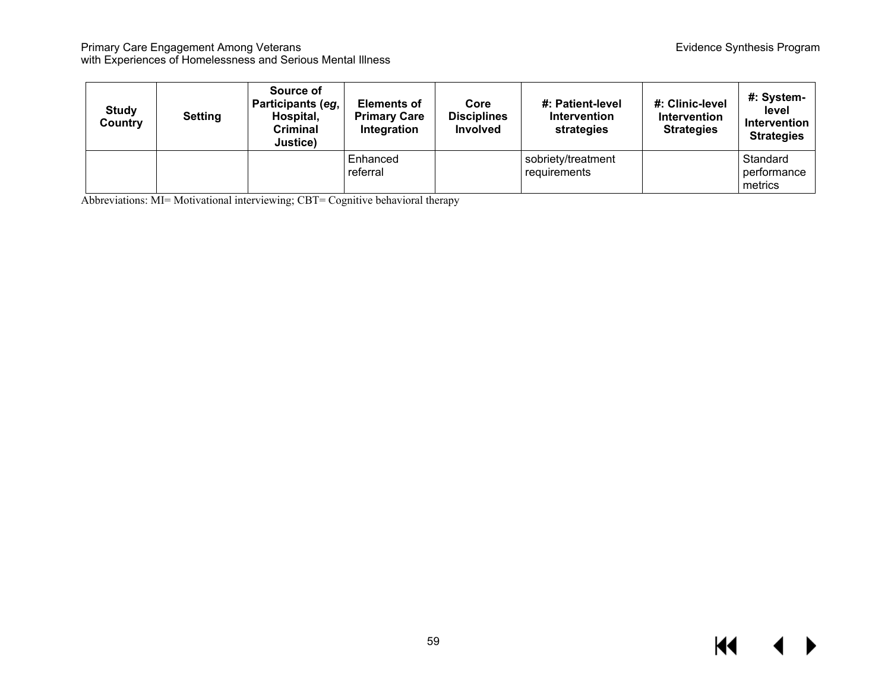| Study Country | Setting | Source of Participants (*eg*, Hospital, Criminal Justice) | Elements of Primary Care Integration | Core Disciplines Involved | #: Patient-level Intervention strategies | #: Clinic-level Intervention Strategies | #: System-level Intervention Strategies |
| --- | --- | --- | --- | --- | --- | --- | --- |
| | | | Enhanced referral | | sobriety/treatment requirements | | Standard performance metrics |

Abbreviations: MI= Motivational interviewing; CBT= Cognitive behavioral therapy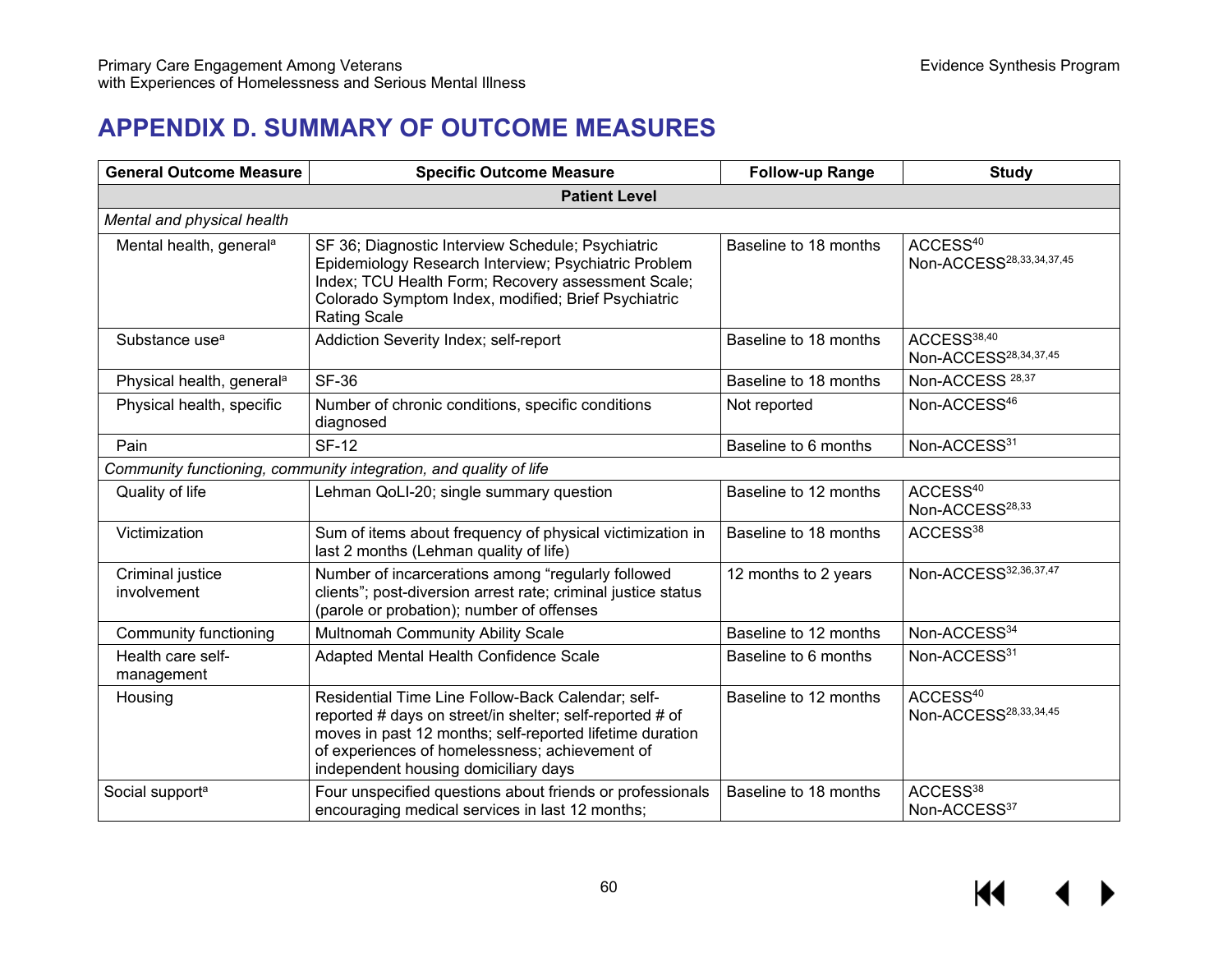## APPENDIX D. SUMMARY OF OUTCOME MEASURES

| General Outcome Measure | Specific Outcome Measure | Follow-up Range | Study |
|---|---|---|---|
| **Patient Level** | | | |
| *Mental and physical health* | | | |
| Mental health, general[a] | SF 36; Diagnostic Interview Schedule; Psychiatric Epidemiology Research Interview; Psychiatric Problem Index; TCU Health Form; Recovery assessment Scale; Colorado Symptom Index, modified; Brief Psychiatric Rating Scale | Baseline to 18 months | ACCESS[40] Non-ACCESS[28,33,34,37,45] |
| Substance use[a] | Addiction Severity Index; self-report | Baseline to 18 months | ACCESS[38,40] Non-ACCESS[28,34,37,45] |
| Physical health, general[a] | SF-36 | Baseline to 18 months | Non-ACCESS [28,37] |
| Physical health, specific | Number of chronic conditions, specific conditions diagnosed | Not reported | Non-ACCESS[46] |
| Pain | SF-12 | Baseline to 6 months | Non-ACCESS[31] |
| *Community functioning, community integration, and quality of life* | | | |
| Quality of life | Lehman QoLI-20; single summary question | Baseline to 12 months | ACCESS[40] Non-ACCESS[28,33] |
| Victimization | Sum of items about frequency of physical victimization in last 2 months (Lehman quality of life) | Baseline to 18 months | ACCESS[38] |
| Criminal justice involvement | Number of incarcerations among "regularly followed clients"; post-diversion arrest rate; criminal justice status (parole or probation); number of offenses | 12 months to 2 years | Non-ACCESS[32,36,37,47] |
| Community functioning | Multnomah Community Ability Scale | Baseline to 12 months | Non-ACCESS[34] |
| Health care self-management | Adapted Mental Health Confidence Scale | Baseline to 6 months | Non-ACCESS[31] |
| Housing | Residential Time Line Follow-Back Calendar; self-reported # days on street/in shelter; self-reported # of moves in past 12 months; self-reported lifetime duration of experiences of homelessness; achievement of independent housing domiciliary days | Baseline to 12 months | ACCESS[40] Non-ACCESS[28,33,34,45] |
| Social support[a] | Four unspecified questions about friends or professionals encouraging medical services in last 12 months; | Baseline to 18 months | ACCESS[38] Non-ACCESS[37] |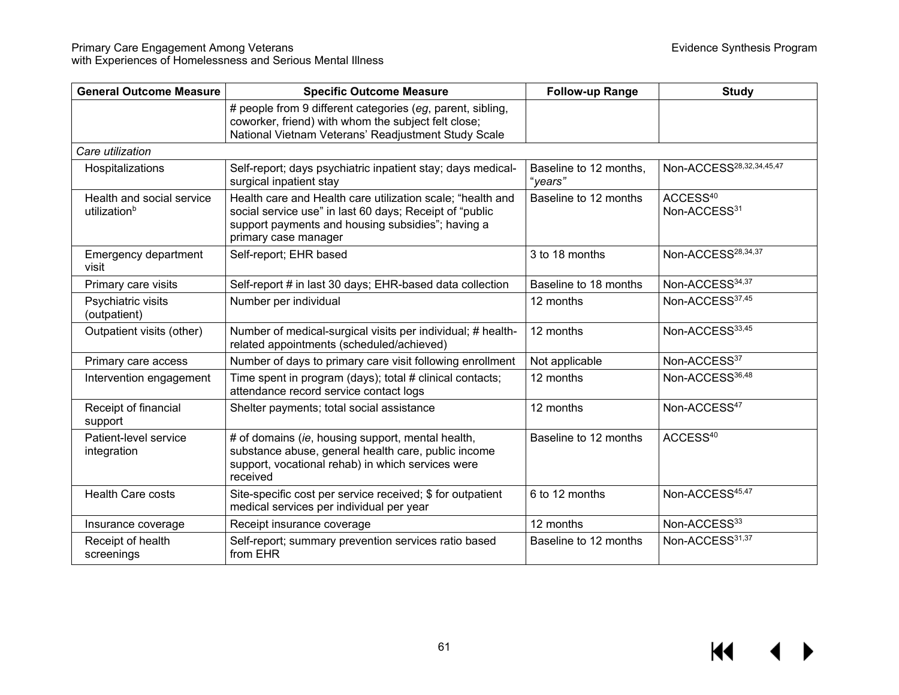| General Outcome Measure | Specific Outcome Measure | Follow-up Range | Study |
|---|---|---|---|
| | # people from 9 different categories (*eg*, parent, sibling, coworker, friend) with whom the subject felt close; National Vietnam Veterans' Readjustment Study Scale | | |
| *Care utilization* | | | |
| Hospitalizations | Self-report; days psychiatric inpatient stay; days medical-surgical inpatient stay | Baseline to 12 months, "*years*" | Non-ACCESS[28,32,34,45,47] |
| Health and social service utilization[b] | Health care and Health care utilization scale; "health and social service use" in last 60 days; Receipt of "public support payments and housing subsidies"; having a primary case manager | Baseline to 12 months | ACCESS[40] Non-ACCESS[31] |
| Emergency department visit | Self-report; EHR based | 3 to 18 months | Non-ACCESS[28,34,37] |
| Primary care visits | Self-report # in last 30 days; EHR-based data collection | Baseline to 18 months | Non-ACCESS[34,37] |
| Psychiatric visits (outpatient) | Number per individual | 12 months | Non-ACCESS[37,45] |
| Outpatient visits (other) | Number of medical-surgical visits per individual; # health-related appointments (scheduled/achieved) | 12 months | Non-ACCESS[33,45] |
| Primary care access | Number of days to primary care visit following enrollment | Not applicable | Non-ACCESS[37] |
| Intervention engagement | Time spent in program (days); total # clinical contacts; attendance record service contact logs | 12 months | Non-ACCESS[36,48] |
| Receipt of financial support | Shelter payments; total social assistance | 12 months | Non-ACCESS[47] |
| Patient-level service integration | # of domains (*ie*, housing support, mental health, substance abuse, general health care, public income support, vocational rehab) in which services were received | Baseline to 12 months | ACCESS[40] |
| Health Care costs | Site-specific cost per service received; $ for outpatient medical services per individual per year | 6 to 12 months | Non-ACCESS[45,47] |
| Insurance coverage | Receipt insurance coverage | 12 months | Non-ACCESS[33] |
| Receipt of health screenings | Self-report; summary prevention services ratio based from EHR | Baseline to 12 months | Non-ACCESS[31,37] |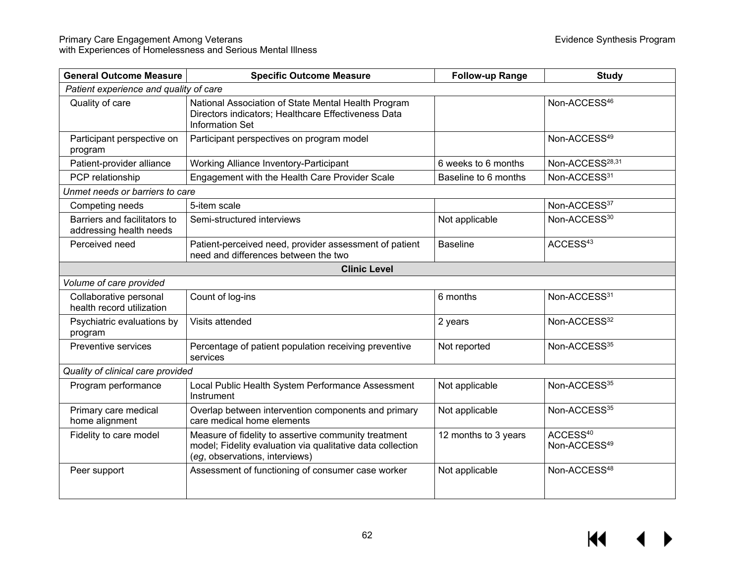| General Outcome Measure | Specific Outcome Measure | Follow-up Range | Study |
|---|---|---|---|
| *Patient experience and quality of care* | | | |
| Quality of care | National Association of State Mental Health Program Directors indicators; Healthcare Effectiveness Data Information Set | | Non-ACCESS[46] |
| Participant perspective on program | Participant perspectives on program model | | Non-ACCESS[49] |
| Patient-provider alliance | Working Alliance Inventory-Participant | 6 weeks to 6 months | Non-ACCESS[28,31] |
| PCP relationship | Engagement with the Health Care Provider Scale | Baseline to 6 months | Non-ACCESS[31] |
| *Unmet needs or barriers to care* | | | |
| Competing needs | 5-item scale | | Non-ACCESS[37] |
| Barriers and facilitators to addressing health needs | Semi-structured interviews | Not applicable | Non-ACCESS[30] |
| Perceived need | Patient-perceived need, provider assessment of patient need and differences between the two | Baseline | ACCESS[43] |
| **Clinic Level** | | | |
| *Volume of care provided* | | | |
| Collaborative personal health record utilization | Count of log-ins | 6 months | Non-ACCESS[31] |
| Psychiatric evaluations by program | Visits attended | 2 years | Non-ACCESS[32] |
| Preventive services | Percentage of patient population receiving preventive services | Not reported | Non-ACCESS[35] |
| *Quality of clinical care provided* | | | |
| Program performance | Local Public Health System Performance Assessment Instrument | Not applicable | Non-ACCESS[35] |
| Primary care medical home alignment | Overlap between intervention components and primary care medical home elements | Not applicable | Non-ACCESS[35] |
| Fidelity to care model | Measure of fidelity to assertive community treatment model; Fidelity evaluation via qualitative data collection (*eg*, observations, interviews) | 12 months to 3 years | ACCESS[40] Non-ACCESS[49] |
| Peer support | Assessment of functioning of consumer case worker | Not applicable | Non-ACCESS[48] |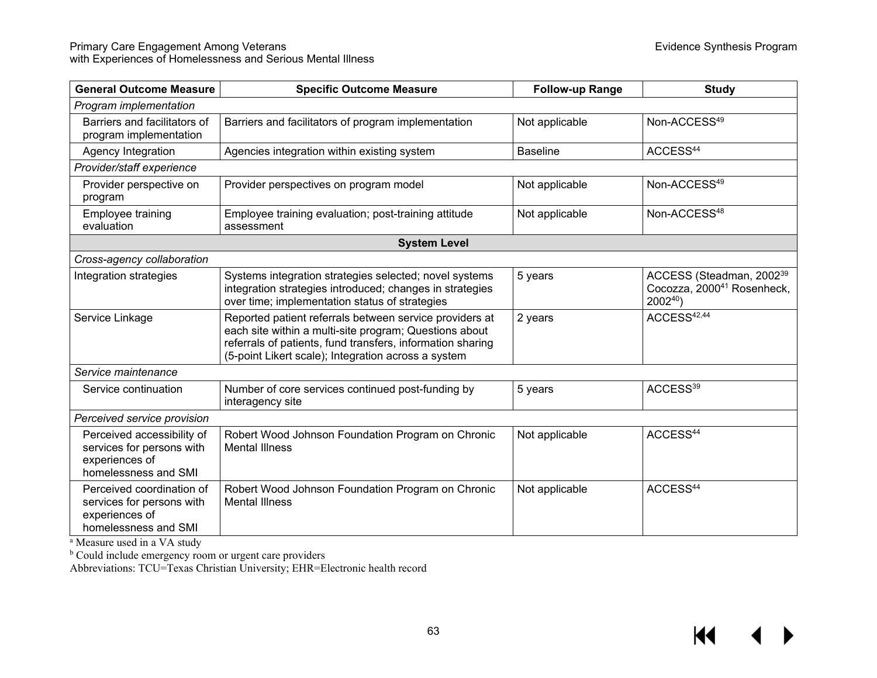| General Outcome Measure | Specific Outcome Measure | Follow-up Range | Study |
|---|---|---|---|
| *Program implementation* | | | |
| Barriers and facilitators of program implementation | Barriers and facilitators of program implementation | Not applicable | Non-ACCESS[49] |
| Agency Integration | Agencies integration within existing system | Baseline | ACCESS[44] |
| *Provider/staff experience* | | | |
| Provider perspective on program | Provider perspectives on program model | Not applicable | Non-ACCESS[49] |
| Employee training evaluation | Employee training evaluation; post-training attitude assessment | Not applicable | Non-ACCESS[48] |
| **System Level** | | | |
| *Cross-agency collaboration* | | | |
| Integration strategies | Systems integration strategies selected; novel systems integration strategies introduced; changes in strategies over time; implementation status of strategies | 5 years | ACCESS (Steadman, 2002[39] Cocozza, 2000[41] Rosenheck, 2002[40]) |
| Service Linkage | Reported patient referrals between service providers at each site within a multi-site program; Questions about referrals of patients, fund transfers, information sharing (5-point Likert scale); Integration across a system | 2 years | ACCESS[42,44] |
| *Service maintenance* | | | |
| Service continuation | Number of core services continued post-funding by interagency site | 5 years | ACCESS[39] |
| *Perceived service provision* | | | |
| Perceived accessibility of services for persons with experiences of homelessness and SMI | Robert Wood Johnson Foundation Program on Chronic Mental Illness | Not applicable | ACCESS[44] |
| Perceived coordination of services for persons with experiences of homelessness and SMI | Robert Wood Johnson Foundation Program on Chronic Mental Illness | Not applicable | ACCESS[44] |

[a] Measure used in a VA study

[b] Could include emergency room or urgent care providers

Abbreviations: TCU=Texas Christian University; EHR=Electronic health record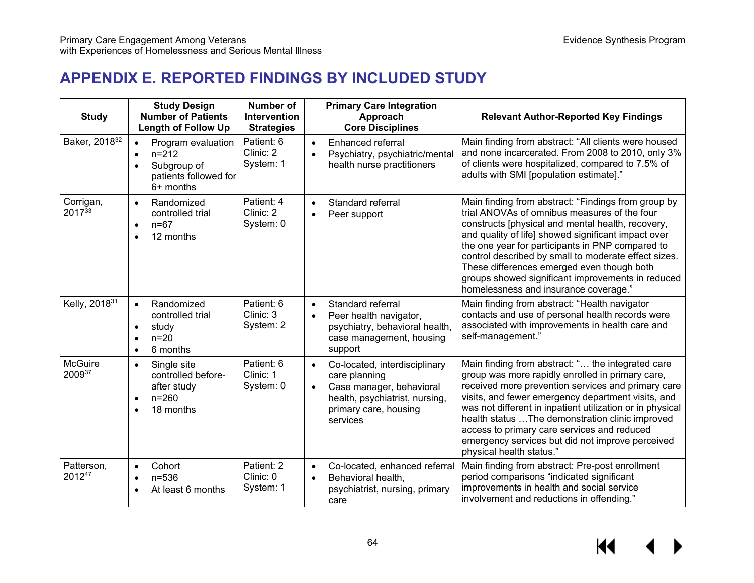# APPENDIX E. REPORTED FINDINGS BY INCLUDED STUDY

| Study | Study Design<br>Number of Patients<br>Length of Follow Up | Number of Intervention Strategies | Primary Care Integration Approach<br>Core Disciplines | Relevant Author-Reported Key Findings |
|---|---|---|---|---|
| Baker, 2018[32] | • Program evaluation<br>• n=212<br>• Subgroup of patients followed for 6+ months | Patient: 6<br>Clinic: 2<br>System: 1 | • Enhanced referral<br>• Psychiatry, psychiatric/mental health nurse practitioners | Main finding from abstract: "All clients were housed and none incarcerated. From 2008 to 2010, only 3% of clients were hospitalized, compared to 7.5% of adults with SMI [population estimate]." |
| Corrigan, 2017[33] | • Randomized controlled trial<br>• n=67<br>• 12 months | Patient: 4<br>Clinic: 2<br>System: 0 | • Standard referral<br>• Peer support | Main finding from abstract: "Findings from group by trial ANOVAs of omnibus measures of the four constructs [physical and mental health, recovery, and quality of life] showed significant impact over the one year for participants in PNP compared to control described by small to moderate effect sizes. These differences emerged even though both groups showed significant improvements in reduced homelessness and insurance coverage." |
| Kelly, 2018[31] | • Randomized controlled trial<br>• study<br>• n=20<br>• 6 months | Patient: 6<br>Clinic: 3<br>System: 2 | • Standard referral<br>• Peer health navigator, psychiatry, behavioral health, case management, housing support | Main finding from abstract: "Health navigator contacts and use of personal health records were associated with improvements in health care and self-management." |
| McGuire 2009[37] | • Single site controlled before-after study<br>• n=260<br>• 18 months | Patient: 6<br>Clinic: 1<br>System: 0 | • Co-located, interdisciplinary care planning<br>• Case manager, behavioral health, psychiatrist, nursing, primary care, housing services | Main finding from abstract: "… the integrated care group was more rapidly enrolled in primary care, received more prevention services and primary care visits, and fewer emergency department visits, and was not different in inpatient utilization or in physical health status …The demonstration clinic improved access to primary care services and reduced emergency services but did not improve perceived physical health status." |
| Patterson, 2012[47] | • Cohort<br>• n=536<br>• At least 6 months | Patient: 2<br>Clinic: 0<br>System: 1 | • Co-located, enhanced referral<br>• Behavioral health, psychiatrist, nursing, primary care | Main finding from abstract: Pre-post enrollment period comparisons "indicated significant improvements in health and social service involvement and reductions in offending." |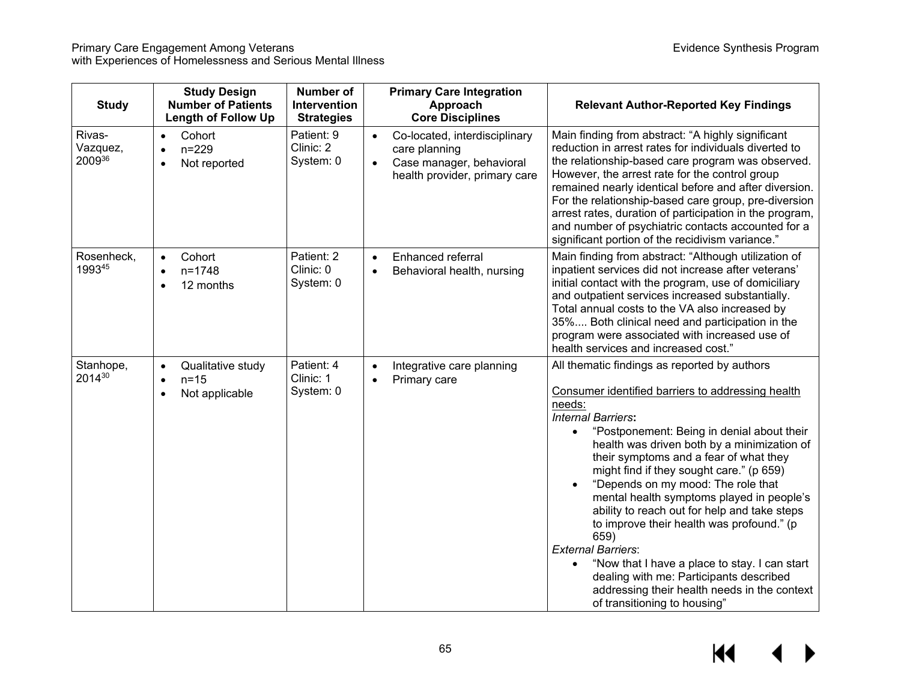| Study | Study Design<br>Number of Patients<br>Length of Follow Up | Number of Intervention Strategies | Primary Care Integration Approach<br>Core Disciplines | Relevant Author-Reported Key Findings |
|---|---|---|---|---|
| Rivas-Vazquez, 2009[36] | • Cohort<br>• n=229<br>• Not reported | Patient: 9<br>Clinic: 2<br>System: 0 | • Co-located, interdisciplinary care planning<br>• Case manager, behavioral health provider, primary care | Main finding from abstract: "A highly significant reduction in arrest rates for individuals diverted to the relationship-based care program was observed. However, the arrest rate for the control group remained nearly identical before and after diversion. For the relationship-based care group, pre-diversion arrest rates, duration of participation in the program, and number of psychiatric contacts accounted for a significant portion of the recidivism variance." |
| Rosenheck, 1993[45] | • Cohort<br>• n=1748<br>• 12 months | Patient: 2<br>Clinic: 0<br>System: 0 | • Enhanced referral<br>• Behavioral health, nursing | Main finding from abstract: "Although utilization of inpatient services did not increase after veterans' initial contact with the program, use of domiciliary and outpatient services increased substantially. Total annual costs to the VA also increased by 35%.... Both clinical need and participation in the program were associated with increased use of health services and increased cost." |
| Stanhope, 2014[30] | • Qualitative study<br>• n=15<br>• Not applicable | Patient: 4<br>Clinic: 1<br>System: 0 | • Integrative care planning<br>• Primary care | All thematic findings as reported by authors<br><br>Consumer identified barriers to addressing health needs:<br>*Internal Barriers*:<br>• "Postponement: Being in denial about their health was driven both by a minimization of their symptoms and a fear of what they might find if they sought care." (p 659)<br>• "Depends on my mood: The role that mental health symptoms played in people's ability to reach out for help and take steps to improve their health was profound." (p 659)<br>*External Barriers*:<br>• "Now that I have a place to stay. I can start dealing with me: Participants described addressing their health needs in the context of transitioning to housing" |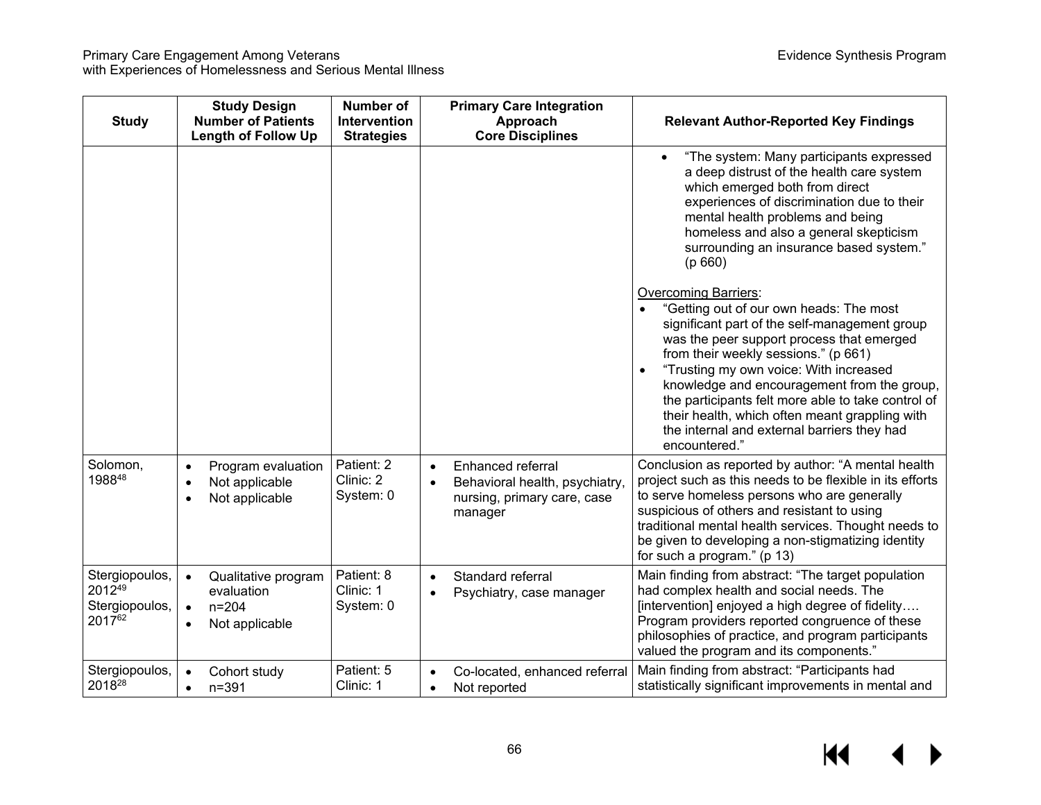| Study | Study Design<br>Number of Patients<br>Length of Follow Up | Number of Intervention Strategies | Primary Care Integration Approach<br>Core Disciplines | Relevant Author-Reported Key Findings |
|---|---|---|---|---|
| | | | | • "The system: Many participants expressed a deep distrust of the health care system which emerged both from direct experiences of discrimination due to their mental health problems and being homeless and also a general skepticism surrounding an insurance based system." (p 660)<br><br><u>Overcoming Barriers</u>:<br>• "Getting out of our own heads: The most significant part of the self-management group was the peer support process that emerged from their weekly sessions." (p 661)<br>• "Trusting my own voice: With increased knowledge and encouragement from the group, the participants felt more able to take control of their health, which often meant grappling with the internal and external barriers they had encountered." |
| Solomon, 1988[48] | • Program evaluation<br>• Not applicable<br>• Not applicable | Patient: 2<br>Clinic: 2<br>System: 0 | • Enhanced referral<br>• Behavioral health, psychiatry, nursing, primary care, case manager | Conclusion as reported by author: "A mental health project such as this needs to be flexible in its efforts to serve homeless persons who are generally suspicious of others and resistant to using traditional mental health services. Thought needs to be given to developing a non-stigmatizing identity for such a program." (p 13) |
| Stergiopoulos, 2012[49]<br>Stergiopoulos, 2017[62] | • Qualitative program evaluation<br>• n=204<br>• Not applicable | Patient: 8<br>Clinic: 1<br>System: 0 | • Standard referral<br>• Psychiatry, case manager | Main finding from abstract: "The target population had complex health and social needs. The [intervention] enjoyed a high degree of fidelity…. Program providers reported congruence of these philosophies of practice, and program participants valued the program and its components." |
| Stergiopoulos, 2018[28] | • Cohort study<br>• n=391 | Patient: 5<br>Clinic: 1 | • Co-located, enhanced referral<br>• Not reported | Main finding from abstract: "Participants had statistically significant improvements in mental and |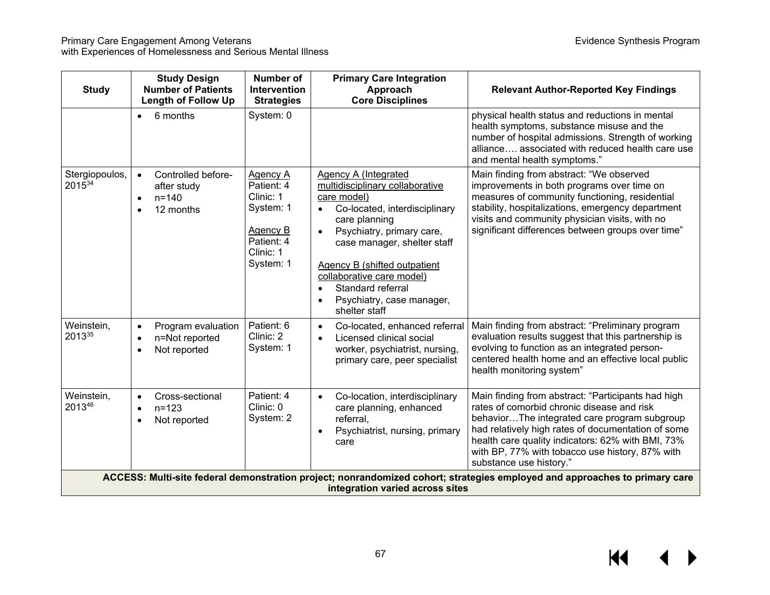| Study | Study Design<br>Number of Patients<br>Length of Follow Up | Number of Intervention Strategies | Primary Care Integration Approach<br>Core Disciplines | Relevant Author-Reported Key Findings |
|---|---|---|---|---|
| | • 6 months | System: 0 | | physical health status and reductions in mental health symptoms, substance misuse and the number of hospital admissions. Strength of working alliance…. associated with reduced health care use and mental health symptoms." |
| Stergiopoulos, 2015[34] | • Controlled before-after study<br>• n=140<br>• 12 months | Agency A<br>Patient: 4<br>Clinic: 1<br>System: 1<br><br>Agency B<br>Patient: 4<br>Clinic: 1<br>System: 1 | Agency A (Integrated multidisciplinary collaborative care model)<br>• Co-located, interdisciplinary care planning<br>• Psychiatry, primary care, case manager, shelter staff<br><br>Agency B (shifted outpatient collaborative care model)<br>• Standard referral<br>• Psychiatry, case manager, shelter staff | Main finding from abstract: "We observed improvements in both programs over time on measures of community functioning, residential stability, hospitalizations, emergency department visits and community physician visits, with no significant differences between groups over time" |
| Weinstein, 2013[35] | • Program evaluation<br>• n=Not reported<br>• Not reported | Patient: 6<br>Clinic: 2<br>System: 1 | • Co-located, enhanced referral<br>• Licensed clinical social worker, psychiatrist, nursing, primary care, peer specialist | Main finding from abstract: "Preliminary program evaluation results suggest that this partnership is evolving to function as an integrated person-centered health home and an effective local public health monitoring system" |
| Weinstein, 2013[46] | • Cross-sectional<br>• n=123<br>• Not reported | Patient: 4<br>Clinic: 0<br>System: 2 | • Co-location, interdisciplinary care planning, enhanced referral,<br>• Psychiatrist, nursing, primary care | Main finding from abstract: "Participants had high rates of comorbid chronic disease and risk behavior…The integrated care program subgroup had relatively high rates of documentation of some health care quality indicators: 62% with BMI, 73% with BP, 77% with tobacco use history, 87% with substance use history." |
| **ACCESS: Multi-site federal demonstration project; nonrandomized cohort; strategies employed and approaches to primary care integration varied across sites** | | | | |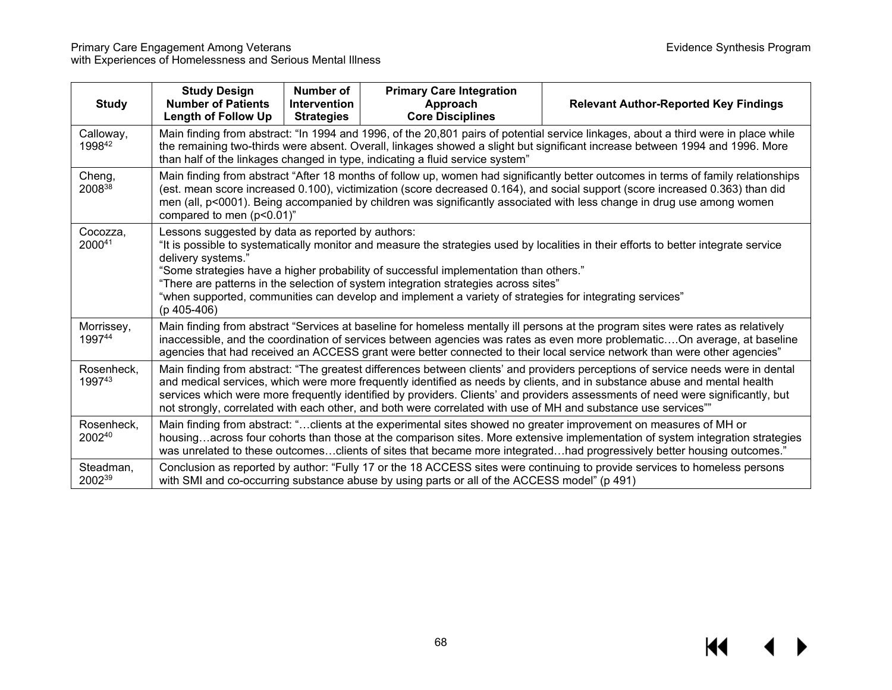| Study | Study Design Number of Patients Length of Follow Up | Number of Intervention Strategies | Primary Care Integration Approach Core Disciplines | Relevant Author-Reported Key Findings |
|---|---|---|---|---|
| Calloway, 1998[42] | Main finding from abstract: "In 1994 and 1996, of the 20,801 pairs of potential service linkages, about a third were in place while the remaining two-thirds were absent. Overall, linkages showed a slight but significant increase between 1994 and 1996. More than half of the linkages changed in type, indicating a fluid service system" | | | |
| Cheng, 2008[38] | Main finding from abstract "After 18 months of follow up, women had significantly better outcomes in terms of family relationships (est. mean score increased 0.100), victimization (score decreased 0.164), and social support (score increased 0.363) than did men (all, p<0001). Being accompanied by children was significantly associated with less change in drug use among women compared to men (p<0.01)" | | | |
| Cocozza, 2000[41] | Lessons suggested by data as reported by authors: "It is possible to systematically monitor and measure the strategies used by localities in their efforts to better integrate service delivery systems." "Some strategies have a higher probability of successful implementation than others." "There are patterns in the selection of system integration strategies across sites" "when supported, communities can develop and implement a variety of strategies for integrating services" (p 405-406) | | | |
| Morrissey, 1997[44] | Main finding from abstract "Services at baseline for homeless mentally ill persons at the program sites were rates as relatively inaccessible, and the coordination of services between agencies was rates as even more problematic….On average, at baseline agencies that had received an ACCESS grant were better connected to their local service network than were other agencies" | | | |
| Rosenheck, 1997[43] | Main finding from abstract: "The greatest differences between clients' and providers perceptions of service needs were in dental and medical services, which were more frequently identified as needs by clients, and in substance abuse and mental health services which were more frequently identified by providers. Clients' and providers assessments of need were significantly, but not strongly, correlated with each other, and both were correlated with use of MH and substance use services"" | | | |
| Rosenheck, 2002[40] | Main finding from abstract: "…clients at the experimental sites showed no greater improvement on measures of MH or housing…across four cohorts than those at the comparison sites. More extensive implementation of system integration strategies was unrelated to these outcomes…clients of sites that became more integrated…had progressively better housing outcomes." | | | |
| Steadman, 2002[39] | Conclusion as reported by author: "Fully 17 or the 18 ACCESS sites were continuing to provide services to homeless persons with SMI and co-occurring substance abuse by using parts or all of the ACCESS model" (p 491) | | | |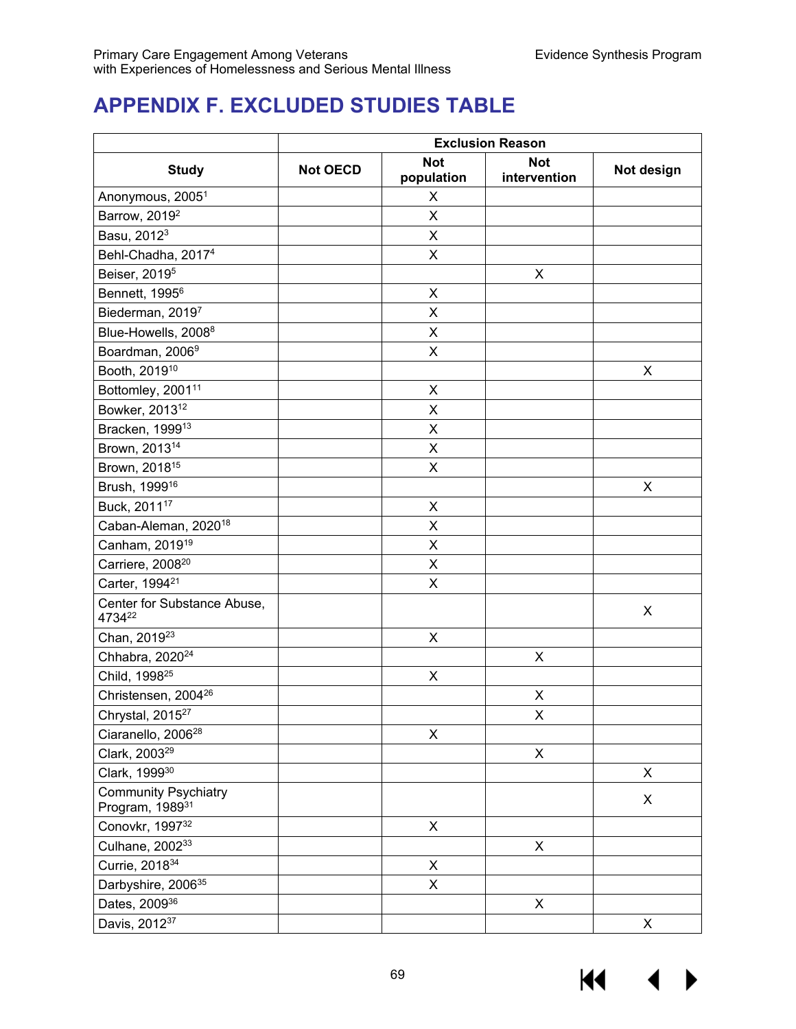# APPENDIX F. EXCLUDED STUDIES TABLE

| Study | Exclusion Reason | | | |
|---|---|---|---|---|
| | Not OECD | Not population | Not intervention | Not design |
| Anonymous, 2005[1] | | X | | |
| Barrow, 2019[2] | | X | | |
| Basu, 2012[3] | | X | | |
| Behl-Chadha, 2017[4] | | X | | |
| Beiser, 2019[5] | | | X | |
| Bennett, 1995[6] | | X | | |
| Biederman, 2019[7] | | X | | |
| Blue-Howells, 2008[8] | | X | | |
| Boardman, 2006[9] | | X | | |
| Booth, 2019[10] | | | | X |
| Bottomley, 2001[11] | | X | | |
| Bowker, 2013[12] | | X | | |
| Bracken, 1999[13] | | X | | |
| Brown, 2013[14] | | X | | |
| Brown, 2018[15] | | X | | |
| Brush, 1999[16] | | | | X |
| Buck, 2011[17] | | X | | |
| Caban-Aleman, 2020[18] | | X | | |
| Canham, 2019[19] | | X | | |
| Carriere, 2008[20] | | X | | |
| Carter, 1994[21] | | X | | |
| Center for Substance Abuse, 4734[22] | | | | X |
| Chan, 2019[23] | | X | | |
| Chhabra, 2020[24] | | | X | |
| Child, 1998[25] | | X | | |
| Christensen, 2004[26] | | | X | |
| Chrystal, 2015[27] | | | X | |
| Ciaranello, 2006[28] | | X | | |
| Clark, 2003[29] | | | X | |
| Clark, 1999[30] | | | | X |
| Community Psychiatry Program, 1989[31] | | | | X |
| Conovkr, 1997[32] | | X | | |
| Culhane, 2002[33] | | | X | |
| Currie, 2018[34] | | X | | |
| Darbyshire, 2006[35] | | X | | |
| Dates, 2009[36] | | | X | |
| Davis, 2012[37] | | | | X |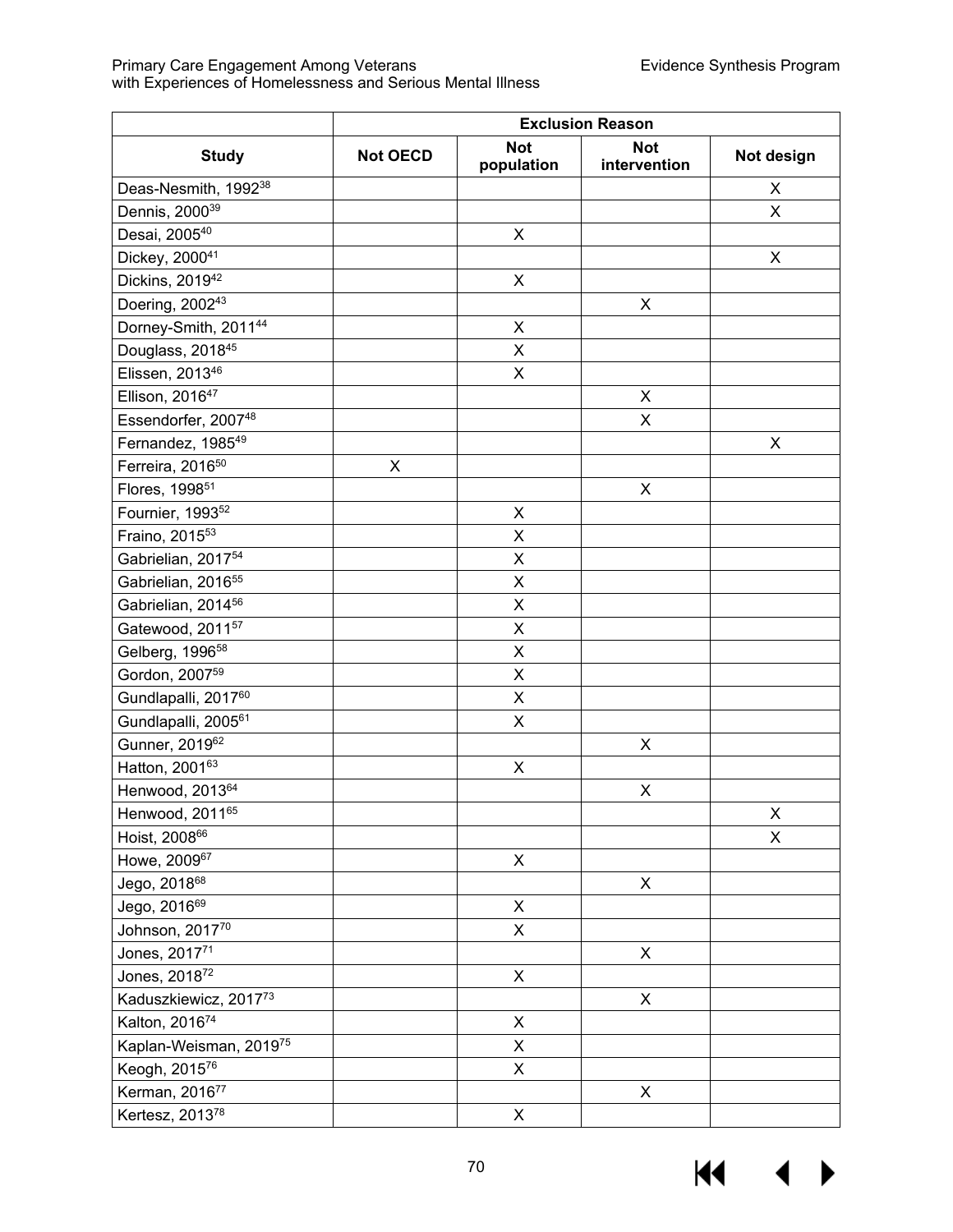| Study | Exclusion Reason | | | |
|---|---|---|---|---|
| | Not OECD | Not population | Not intervention | Not design |
| Deas-Nesmith, 1992[38] | | | | X |
| Dennis, 2000[39] | | | | X |
| Desai, 2005[40] | | X | | |
| Dickey, 2000[41] | | | | X |
| Dickins, 2019[42] | | X | | |
| Doering, 2002[43] | | | X | |
| Dorney-Smith, 2011[44] | | X | | |
| Douglass, 2018[45] | | X | | |
| Elissen, 2013[46] | | X | | |
| Ellison, 2016[47] | | | X | |
| Essendorfer, 2007[48] | | | X | |
| Fernandez, 1985[49] | | | | X |
| Ferreira, 2016[50] | X | | | |
| Flores, 1998[51] | | | X | |
| Fournier, 1993[52] | | X | | |
| Fraino, 2015[53] | | X | | |
| Gabrielian, 2017[54] | | X | | |
| Gabrielian, 2016[55] | | X | | |
| Gabrielian, 2014[56] | | X | | |
| Gatewood, 2011[57] | | X | | |
| Gelberg, 1996[58] | | X | | |
| Gordon, 2007[59] | | X | | |
| Gundlapalli, 2017[60] | | X | | |
| Gundlapalli, 2005[61] | | X | | |
| Gunner, 2019[62] | | | X | |
| Hatton, 2001[63] | | X | | |
| Henwood, 2013[64] | | | X | |
| Henwood, 2011[65] | | | | X |
| Hoist, 2008[66] | | | | X |
| Howe, 2009[67] | | X | | |
| Jego, 2018[68] | | | X | |
| Jego, 2016[69] | | X | | |
| Johnson, 2017[70] | | X | | |
| Jones, 2017[71] | | | X | |
| Jones, 2018[72] | | X | | |
| Kaduszkiewicz, 2017[73] | | | X | |
| Kalton, 2016[74] | | X | | |
| Kaplan-Weisman, 2019[75] | | X | | |
| Keogh, 2015[76] | | X | | |
| Kerman, 2016[77] | | | X | |
| Kertesz, 2013[78] | | X | | |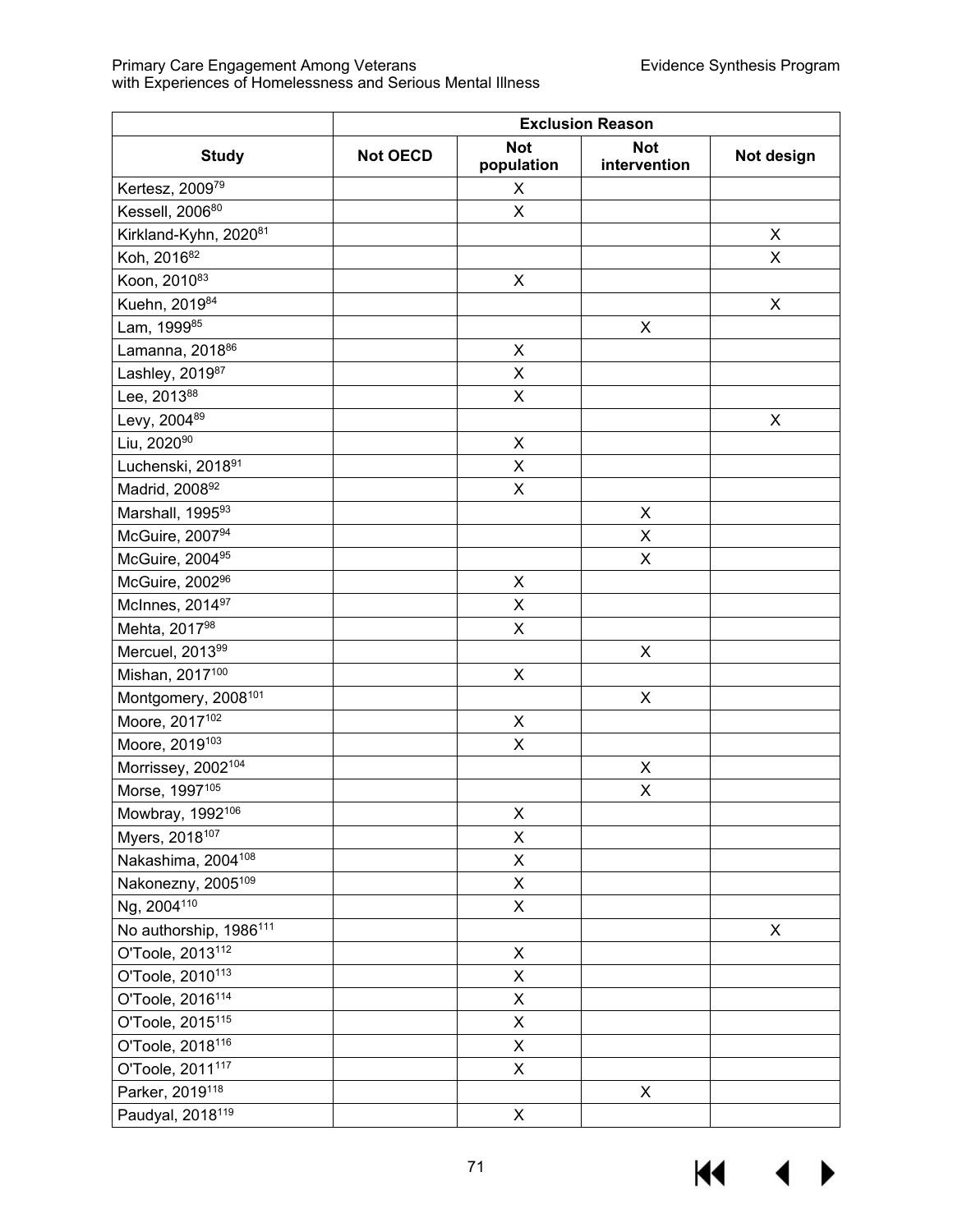| Study | Exclusion Reason | | | |
|---|---|---|---|---|
| | Not OECD | Not population | Not intervention | Not design |
| Kertesz, 2009[79] | | X | | |
| Kessell, 2006[80] | | X | | |
| Kirkland-Kyhn, 2020[81] | | | | X |
| Koh, 2016[82] | | | | X |
| Koon, 2010[83] | | X | | |
| Kuehn, 2019[84] | | | | X |
| Lam, 1999[85] | | | X | |
| Lamanna, 2018[86] | | X | | |
| Lashley, 2019[87] | | X | | |
| Lee, 2013[88] | | X | | |
| Levy, 2004[89] | | | | X |
| Liu, 2020[90] | | X | | |
| Luchenski, 2018[91] | | X | | |
| Madrid, 2008[92] | | X | | |
| Marshall, 1995[93] | | | X | |
| McGuire, 2007[94] | | | X | |
| McGuire, 2004[95] | | | X | |
| McGuire, 2002[96] | | X | | |
| McInnes, 2014[97] | | X | | |
| Mehta, 2017[98] | | X | | |
| Mercuel, 2013[99] | | | X | |
| Mishan, 2017[100] | | X | | |
| Montgomery, 2008[101] | | | X | |
| Moore, 2017[102] | | X | | |
| Moore, 2019[103] | | X | | |
| Morrissey, 2002[104] | | | X | |
| Morse, 1997[105] | | | X | |
| Mowbray, 1992[106] | | X | | |
| Myers, 2018[107] | | X | | |
| Nakashima, 2004[108] | | X | | |
| Nakonezny, 2005[109] | | X | | |
| Ng, 2004[110] | | X | | |
| No authorship, 1986[111] | | | | X |
| O'Toole, 2013[112] | | X | | |
| O'Toole, 2010[113] | | X | | |
| O'Toole, 2016[114] | | X | | |
| O'Toole, 2015[115] | | X | | |
| O'Toole, 2018[116] | | X | | |
| O'Toole, 2011[117] | | X | | |
| Parker, 2019[118] | | | X | |
| Paudyal, 2018[119] | | X | | |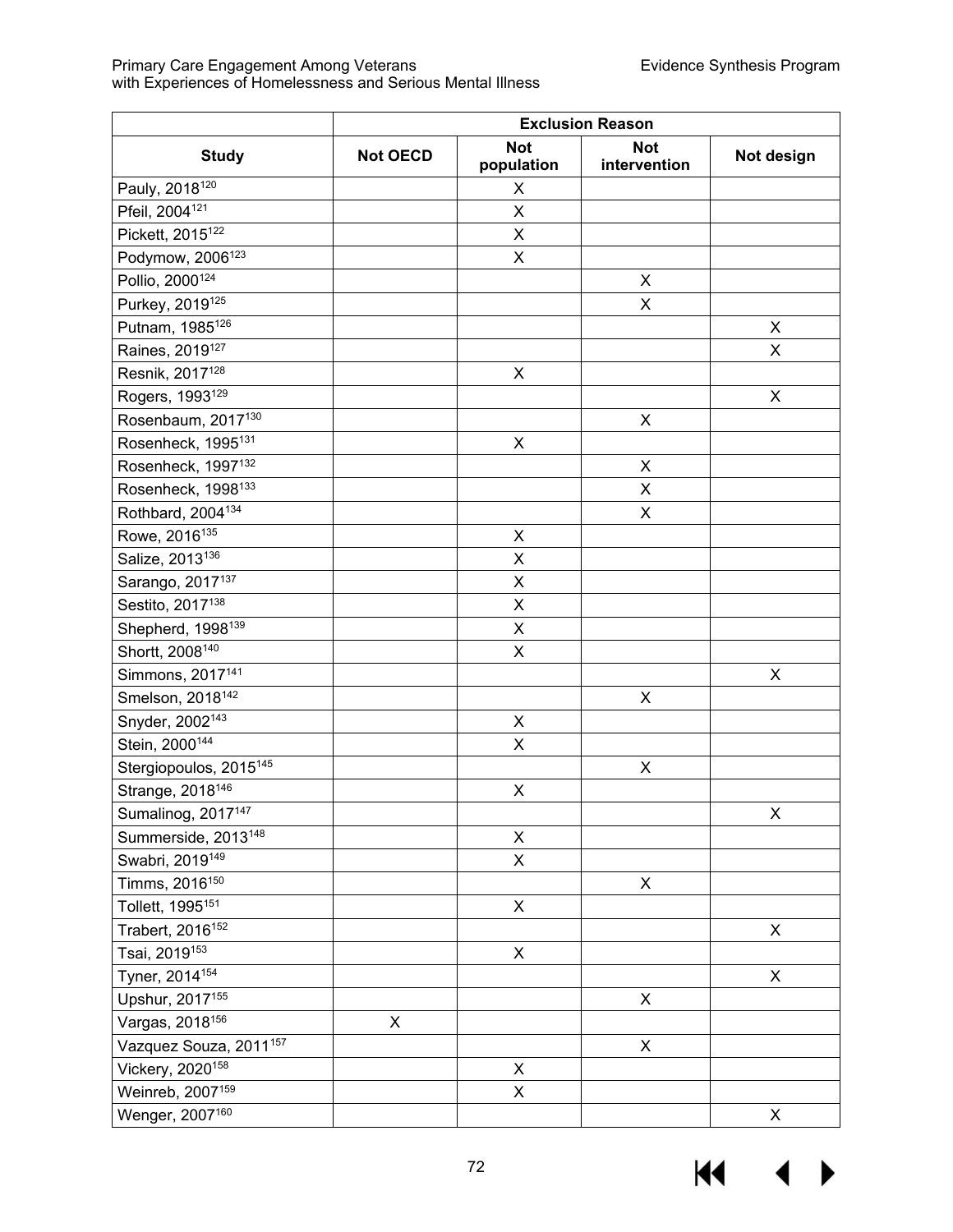| Study | Exclusion Reason | | | |
|---|---|---|---|---|
| | Not OECD | Not population | Not intervention | Not design |
| Pauly, 2018[120] | | X | | |
| Pfeil, 2004[121] | | X | | |
| Pickett, 2015[122] | | X | | |
| Podymow, 2006[123] | | X | | |
| Pollio, 2000[124] | | | X | |
| Purkey, 2019[125] | | | X | |
| Putnam, 1985[126] | | | | X |
| Raines, 2019[127] | | | | X |
| Resnik, 2017[128] | | X | | |
| Rogers, 1993[129] | | | | X |
| Rosenbaum, 2017[130] | | | X | |
| Rosenheck, 1995[131] | | X | | |
| Rosenheck, 1997[132] | | | X | |
| Rosenheck, 1998[133] | | | X | |
| Rothbard, 2004[134] | | | X | |
| Rowe, 2016[135] | | X | | |
| Salize, 2013[136] | | X | | |
| Sarango, 2017[137] | | X | | |
| Sestito, 2017[138] | | X | | |
| Shepherd, 1998[139] | | X | | |
| Shortt, 2008[140] | | X | | |
| Simmons, 2017[141] | | | | X |
| Smelson, 2018[142] | | | X | |
| Snyder, 2002[143] | | X | | |
| Stein, 2000[144] | | X | | |
| Stergiopoulos, 2015[145] | | | X | |
| Strange, 2018[146] | | X | | |
| Sumalinog, 2017[147] | | | | X |
| Summerside, 2013[148] | | X | | |
| Swabri, 2019[149] | | X | | |
| Timms, 2016[150] | | | X | |
| Tollett, 1995[151] | | X | | |
| Trabert, 2016[152] | | | | X |
| Tsai, 2019[153] | | X | | |
| Tyner, 2014[154] | | | | X |
| Upshur, 2017[155] | | | X | |
| Vargas, 2018[156] | X | | | |
| Vazquez Souza, 2011[157] | | | X | |
| Vickery, 2020[158] | | X | | |
| Weinreb, 2007[159] | | X | | |
| Wenger, 2007[160] | | | | X |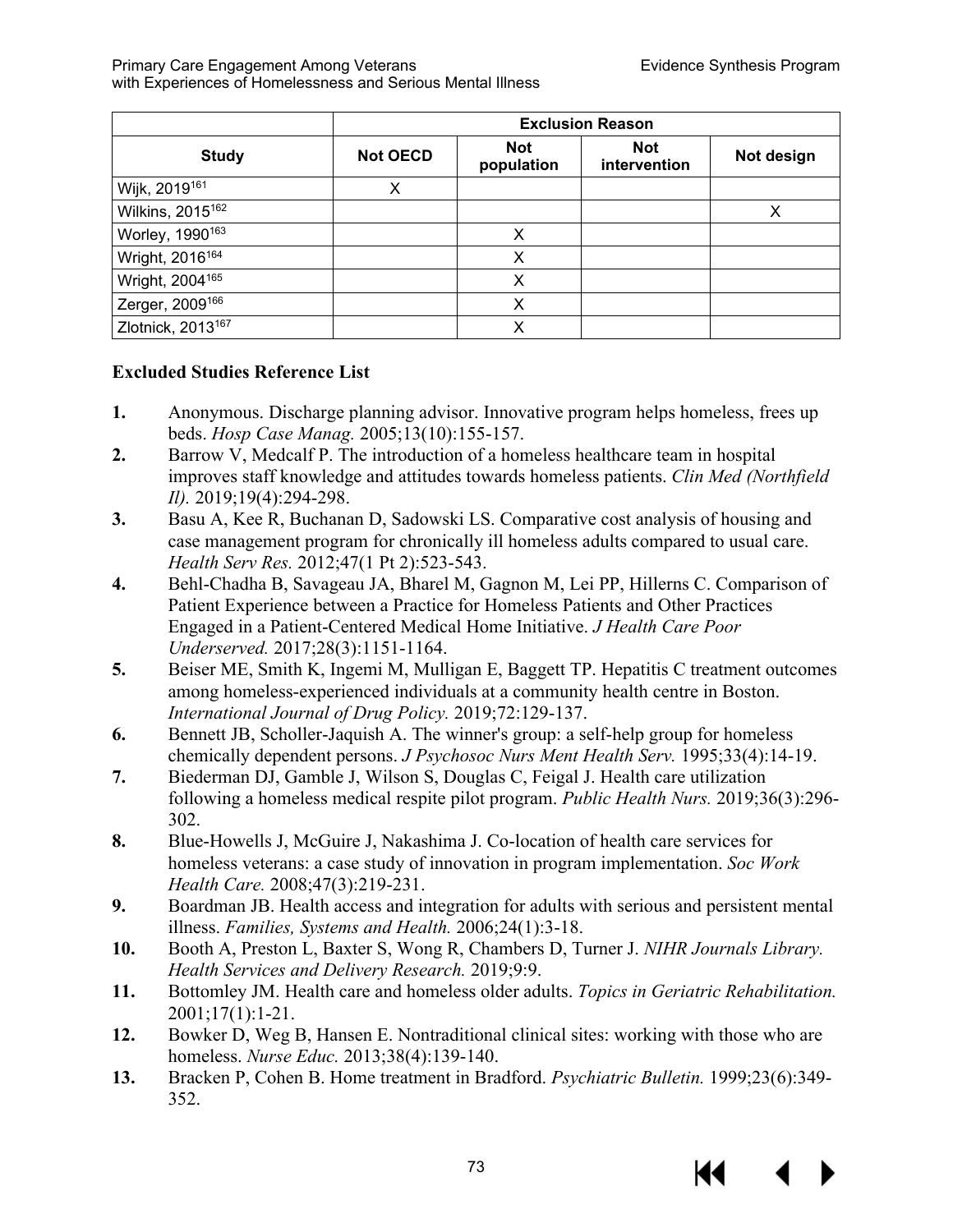| Study | Exclusion Reason | | | |
|---|---|---|---|---|
| | Not OECD | Not population | Not intervention | Not design |
| Wijk, 2019[161] | X | | | |
| Wilkins, 2015[162] | | | | X |
| Worley, 1990[163] | | X | | |
| Wright, 2016[164] | | X | | |
| Wright, 2004[165] | | X | | |
| Zerger, 2009[166] | | X | | |
| Zlotnick, 2013[167] | | X | | |

### Excluded Studies Reference List

1. Anonymous. Discharge planning advisor. Innovative program helps homeless, frees up beds. *Hosp Case Manag.* 2005;13(10):155-157.
2. Barrow V, Medcalf P. The introduction of a homeless healthcare team in hospital improves staff knowledge and attitudes towards homeless patients. *Clin Med (Northfield Il).* 2019;19(4):294-298.
3. Basu A, Kee R, Buchanan D, Sadowski LS. Comparative cost analysis of housing and case management program for chronically ill homeless adults compared to usual care. *Health Serv Res.* 2012;47(1 Pt 2):523-543.
4. Behl-Chadha B, Savageau JA, Bharel M, Gagnon M, Lei PP, Hillerns C. Comparison of Patient Experience between a Practice for Homeless Patients and Other Practices Engaged in a Patient-Centered Medical Home Initiative. *J Health Care Poor Underserved.* 2017;28(3):1151-1164.
5. Beiser ME, Smith K, Ingemi M, Mulligan E, Baggett TP. Hepatitis C treatment outcomes among homeless-experienced individuals at a community health centre in Boston. *International Journal of Drug Policy.* 2019;72:129-137.
6. Bennett JB, Scholler-Jaquish A. The winner's group: a self-help group for homeless chemically dependent persons. *J Psychosoc Nurs Ment Health Serv.* 1995;33(4):14-19.
7. Biederman DJ, Gamble J, Wilson S, Douglas C, Feigal J. Health care utilization following a homeless medical respite pilot program. *Public Health Nurs.* 2019;36(3):296-302.
8. Blue-Howells J, McGuire J, Nakashima J. Co-location of health care services for homeless veterans: a case study of innovation in program implementation. *Soc Work Health Care.* 2008;47(3):219-231.
9. Boardman JB. Health access and integration for adults with serious and persistent mental illness. *Families, Systems and Health.* 2006;24(1):3-18.
10. Booth A, Preston L, Baxter S, Wong R, Chambers D, Turner J. *NIHR Journals Library. Health Services and Delivery Research.* 2019;9:9.
11. Bottomley JM. Health care and homeless older adults. *Topics in Geriatric Rehabilitation.* 2001;17(1):1-21.
12. Bowker D, Weg B, Hansen E. Nontraditional clinical sites: working with those who are homeless. *Nurse Educ.* 2013;38(4):139-140.
13. Bracken P, Cohen B. Home treatment in Bradford. *Psychiatric Bulletin.* 1999;23(6):349-352.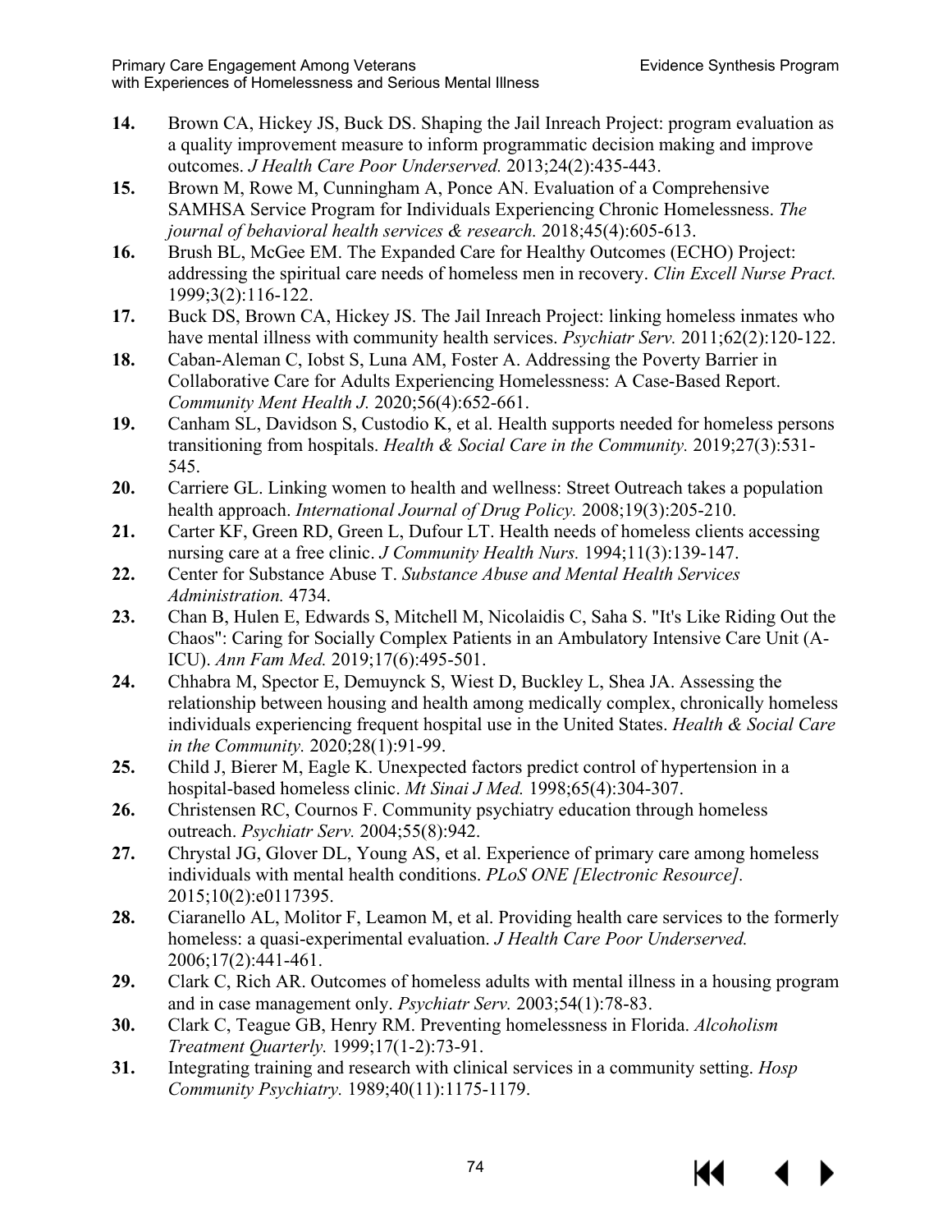14. Brown CA, Hickey JS, Buck DS. Shaping the Jail Inreach Project: program evaluation as a quality improvement measure to inform programmatic decision making and improve outcomes. *J Health Care Poor Underserved.* 2013;24(2):435-443.
15. Brown M, Rowe M, Cunningham A, Ponce AN. Evaluation of a Comprehensive SAMHSA Service Program for Individuals Experiencing Chronic Homelessness. *The journal of behavioral health services & research.* 2018;45(4):605-613.
16. Brush BL, McGee EM. The Expanded Care for Healthy Outcomes (ECHO) Project: addressing the spiritual care needs of homeless men in recovery. *Clin Excell Nurse Pract.* 1999;3(2):116-122.
17. Buck DS, Brown CA, Hickey JS. The Jail Inreach Project: linking homeless inmates who have mental illness with community health services. *Psychiatr Serv.* 2011;62(2):120-122.
18. Caban-Aleman C, Iobst S, Luna AM, Foster A. Addressing the Poverty Barrier in Collaborative Care for Adults Experiencing Homelessness: A Case-Based Report. *Community Ment Health J.* 2020;56(4):652-661.
19. Canham SL, Davidson S, Custodio K, et al. Health supports needed for homeless persons transitioning from hospitals. *Health & Social Care in the Community.* 2019;27(3):531-545.
20. Carriere GL. Linking women to health and wellness: Street Outreach takes a population health approach. *International Journal of Drug Policy.* 2008;19(3):205-210.
21. Carter KF, Green RD, Green L, Dufour LT. Health needs of homeless clients accessing nursing care at a free clinic. *J Community Health Nurs.* 1994;11(3):139-147.
22. Center for Substance Abuse T. *Substance Abuse and Mental Health Services Administration.* 4734.
23. Chan B, Hulen E, Edwards S, Mitchell M, Nicolaidis C, Saha S. "It's Like Riding Out the Chaos": Caring for Socially Complex Patients in an Ambulatory Intensive Care Unit (A-ICU). *Ann Fam Med.* 2019;17(6):495-501.
24. Chhabra M, Spector E, Demuynck S, Wiest D, Buckley L, Shea JA. Assessing the relationship between housing and health among medically complex, chronically homeless individuals experiencing frequent hospital use in the United States. *Health & Social Care in the Community.* 2020;28(1):91-99.
25. Child J, Bierer M, Eagle K. Unexpected factors predict control of hypertension in a hospital-based homeless clinic. *Mt Sinai J Med.* 1998;65(4):304-307.
26. Christensen RC, Cournos F. Community psychiatry education through homeless outreach. *Psychiatr Serv.* 2004;55(8):942.
27. Chrystal JG, Glover DL, Young AS, et al. Experience of primary care among homeless individuals with mental health conditions. *PLoS ONE [Electronic Resource].* 2015;10(2):e0117395.
28. Ciaranello AL, Molitor F, Leamon M, et al. Providing health care services to the formerly homeless: a quasi-experimental evaluation. *J Health Care Poor Underserved.* 2006;17(2):441-461.
29. Clark C, Rich AR. Outcomes of homeless adults with mental illness in a housing program and in case management only. *Psychiatr Serv.* 2003;54(1):78-83.
30. Clark C, Teague GB, Henry RM. Preventing homelessness in Florida. *Alcoholism Treatment Quarterly.* 1999;17(1-2):73-91.
31. Integrating training and research with clinical services in a community setting. *Hosp Community Psychiatry.* 1989;40(11):1175-1179.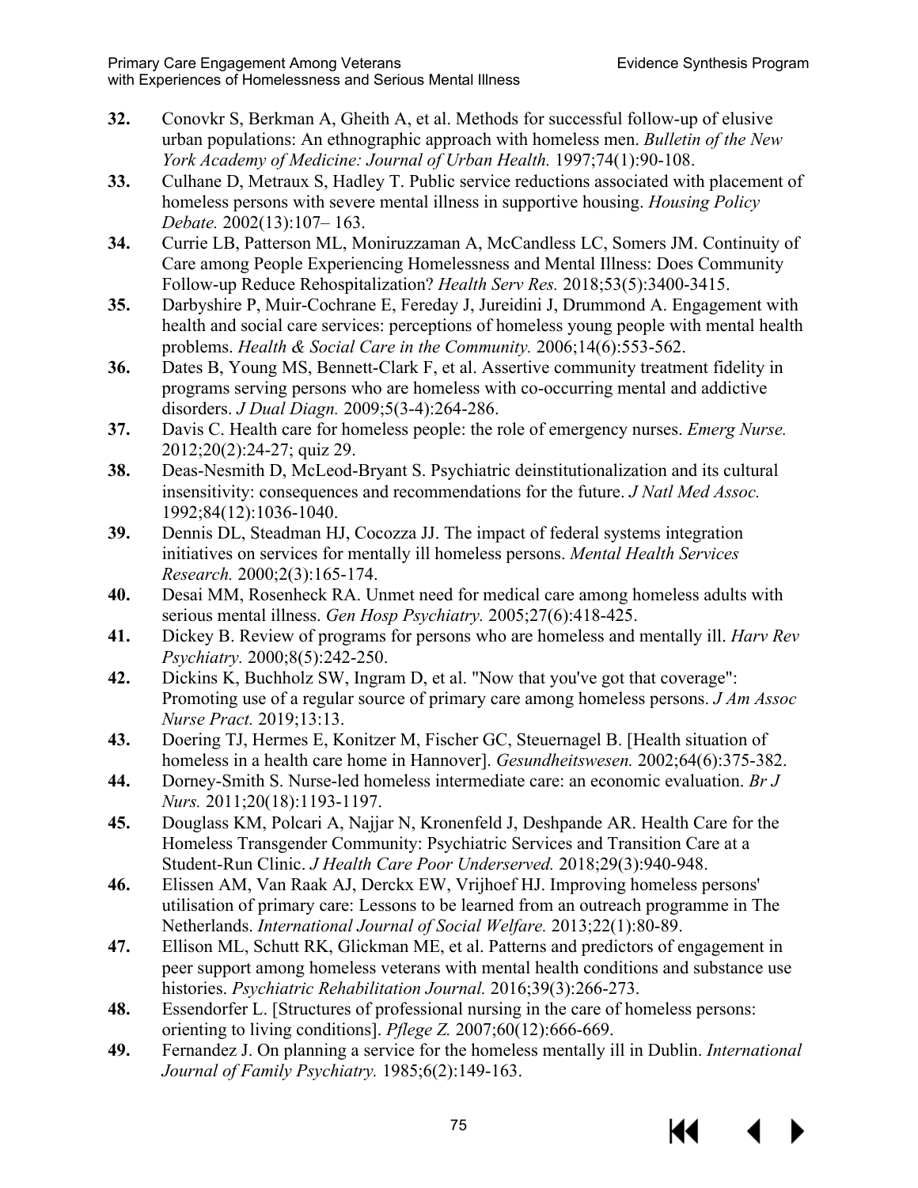32. Conovkr S, Berkman A, Gheith A, et al. Methods for successful follow-up of elusive urban populations: An ethnographic approach with homeless men. *Bulletin of the New York Academy of Medicine: Journal of Urban Health.* 1997;74(1):90-108.
33. Culhane D, Metraux S, Hadley T. Public service reductions associated with placement of homeless persons with severe mental illness in supportive housing. *Housing Policy Debate.* 2002(13):107– 163.
34. Currie LB, Patterson ML, Moniruzzaman A, McCandless LC, Somers JM. Continuity of Care among People Experiencing Homelessness and Mental Illness: Does Community Follow-up Reduce Rehospitalization? *Health Serv Res.* 2018;53(5):3400-3415.
35. Darbyshire P, Muir-Cochrane E, Fereday J, Jureidini J, Drummond A. Engagement with health and social care services: perceptions of homeless young people with mental health problems. *Health & Social Care in the Community.* 2006;14(6):553-562.
36. Dates B, Young MS, Bennett-Clark F, et al. Assertive community treatment fidelity in programs serving persons who are homeless with co-occurring mental and addictive disorders. *J Dual Diagn.* 2009;5(3-4):264-286.
37. Davis C. Health care for homeless people: the role of emergency nurses. *Emerg Nurse.* 2012;20(2):24-27; quiz 29.
38. Deas-Nesmith D, McLeod-Bryant S. Psychiatric deinstitutionalization and its cultural insensitivity: consequences and recommendations for the future. *J Natl Med Assoc.* 1992;84(12):1036-1040.
39. Dennis DL, Steadman HJ, Cocozza JJ. The impact of federal systems integration initiatives on services for mentally ill homeless persons. *Mental Health Services Research.* 2000;2(3):165-174.
40. Desai MM, Rosenheck RA. Unmet need for medical care among homeless adults with serious mental illness. *Gen Hosp Psychiatry.* 2005;27(6):418-425.
41. Dickey B. Review of programs for persons who are homeless and mentally ill. *Harv Rev Psychiatry.* 2000;8(5):242-250.
42. Dickins K, Buchholz SW, Ingram D, et al. "Now that you've got that coverage": Promoting use of a regular source of primary care among homeless persons. *J Am Assoc Nurse Pract.* 2019;13:13.
43. Doering TJ, Hermes E, Konitzer M, Fischer GC, Steuernagel B. [Health situation of homeless in a health care home in Hannover]. *Gesundheitswesen.* 2002;64(6):375-382.
44. Dorney-Smith S. Nurse-led homeless intermediate care: an economic evaluation. *Br J Nurs.* 2011;20(18):1193-1197.
45. Douglass KM, Polcari A, Najjar N, Kronenfeld J, Deshpande AR. Health Care for the Homeless Transgender Community: Psychiatric Services and Transition Care at a Student-Run Clinic. *J Health Care Poor Underserved.* 2018;29(3):940-948.
46. Elissen AM, Van Raak AJ, Derckx EW, Vrijhoef HJ. Improving homeless persons' utilisation of primary care: Lessons to be learned from an outreach programme in The Netherlands. *International Journal of Social Welfare.* 2013;22(1):80-89.
47. Ellison ML, Schutt RK, Glickman ME, et al. Patterns and predictors of engagement in peer support among homeless veterans with mental health conditions and substance use histories. *Psychiatric Rehabilitation Journal.* 2016;39(3):266-273.
48. Essendorfer L. [Structures of professional nursing in the care of homeless persons: orienting to living conditions]. *Pflege Z.* 2007;60(12):666-669.
49. Fernandez J. On planning a service for the homeless mentally ill in Dublin. *International Journal of Family Psychiatry.* 1985;6(2):149-163.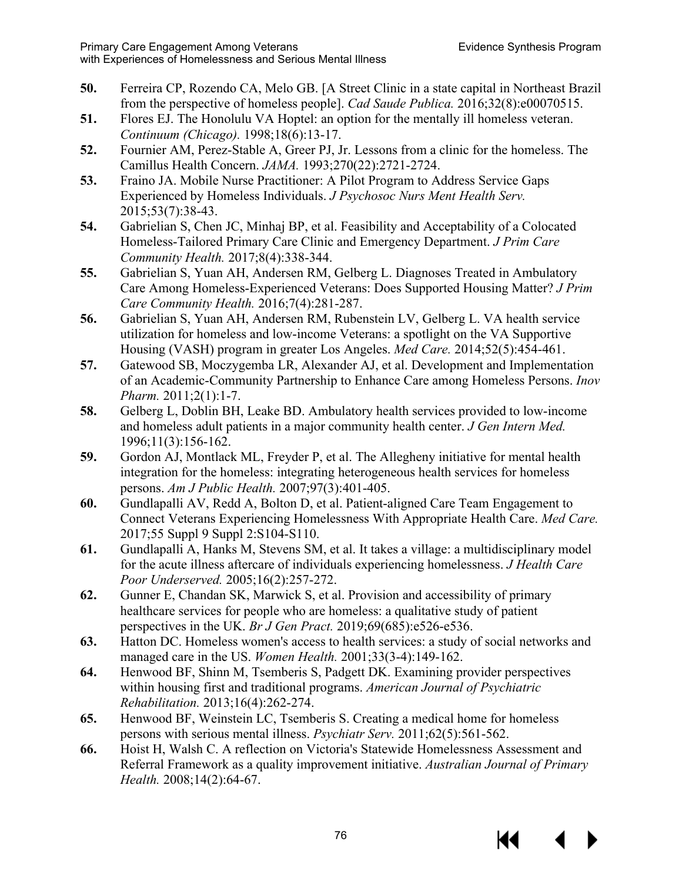50. Ferreira CP, Rozendo CA, Melo GB. [A Street Clinic in a state capital in Northeast Brazil from the perspective of homeless people]. *Cad Saude Publica.* 2016;32(8):e00070515.
51. Flores EJ. The Honolulu VA Hoptel: an option for the mentally ill homeless veteran. *Continuum (Chicago).* 1998;18(6):13-17.
52. Fournier AM, Perez-Stable A, Greer PJ, Jr. Lessons from a clinic for the homeless. The Camillus Health Concern. *JAMA.* 1993;270(22):2721-2724.
53. Fraino JA. Mobile Nurse Practitioner: A Pilot Program to Address Service Gaps Experienced by Homeless Individuals. *J Psychosoc Nurs Ment Health Serv.* 2015;53(7):38-43.
54. Gabrielian S, Chen JC, Minhaj BP, et al. Feasibility and Acceptability of a Colocated Homeless-Tailored Primary Care Clinic and Emergency Department. *J Prim Care Community Health.* 2017;8(4):338-344.
55. Gabrielian S, Yuan AH, Andersen RM, Gelberg L. Diagnoses Treated in Ambulatory Care Among Homeless-Experienced Veterans: Does Supported Housing Matter? *J Prim Care Community Health.* 2016;7(4):281-287.
56. Gabrielian S, Yuan AH, Andersen RM, Rubenstein LV, Gelberg L. VA health service utilization for homeless and low-income Veterans: a spotlight on the VA Supportive Housing (VASH) program in greater Los Angeles. *Med Care.* 2014;52(5):454-461.
57. Gatewood SB, Moczygemba LR, Alexander AJ, et al. Development and Implementation of an Academic-Community Partnership to Enhance Care among Homeless Persons. *Inov Pharm.* 2011;2(1):1-7.
58. Gelberg L, Doblin BH, Leake BD. Ambulatory health services provided to low-income and homeless adult patients in a major community health center. *J Gen Intern Med.* 1996;11(3):156-162.
59. Gordon AJ, Montlack ML, Freyder P, et al. The Allegheny initiative for mental health integration for the homeless: integrating heterogeneous health services for homeless persons. *Am J Public Health.* 2007;97(3):401-405.
60. Gundlapalli AV, Redd A, Bolton D, et al. Patient-aligned Care Team Engagement to Connect Veterans Experiencing Homelessness With Appropriate Health Care. *Med Care.* 2017;55 Suppl 9 Suppl 2:S104-S110.
61. Gundlapalli A, Hanks M, Stevens SM, et al. It takes a village: a multidisciplinary model for the acute illness aftercare of individuals experiencing homelessness. *J Health Care Poor Underserved.* 2005;16(2):257-272.
62. Gunner E, Chandan SK, Marwick S, et al. Provision and accessibility of primary healthcare services for people who are homeless: a qualitative study of patient perspectives in the UK. *Br J Gen Pract.* 2019;69(685):e526-e536.
63. Hatton DC. Homeless women's access to health services: a study of social networks and managed care in the US. *Women Health.* 2001;33(3-4):149-162.
64. Henwood BF, Shinn M, Tsemberis S, Padgett DK. Examining provider perspectives within housing first and traditional programs. *American Journal of Psychiatric Rehabilitation.* 2013;16(4):262-274.
65. Henwood BF, Weinstein LC, Tsemberis S. Creating a medical home for homeless persons with serious mental illness. *Psychiatr Serv.* 2011;62(5):561-562.
66. Hoist H, Walsh C. A reflection on Victoria's Statewide Homelessness Assessment and Referral Framework as a quality improvement initiative. *Australian Journal of Primary Health.* 2008;14(2):64-67.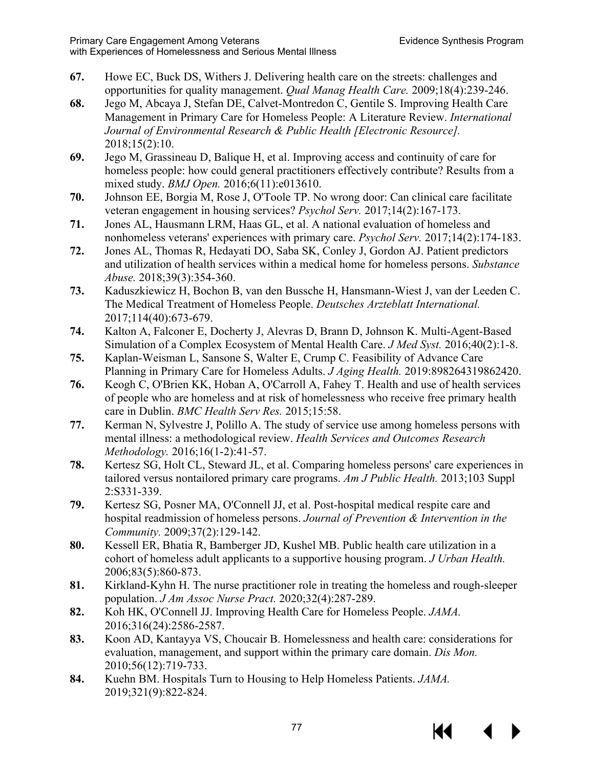67. Howe EC, Buck DS, Withers J. Delivering health care on the streets: challenges and opportunities for quality management. *Qual Manag Health Care.* 2009;18(4):239-246.
68. Jego M, Abcaya J, Stefan DE, Calvet-Montredon C, Gentile S. Improving Health Care Management in Primary Care for Homeless People: A Literature Review. *International Journal of Environmental Research & Public Health [Electronic Resource].* 2018;15(2):10.
69. Jego M, Grassineau D, Balique H, et al. Improving access and continuity of care for homeless people: how could general practitioners effectively contribute? Results from a mixed study. *BMJ Open.* 2016;6(11):e013610.
70. Johnson EE, Borgia M, Rose J, O'Toole TP. No wrong door: Can clinical care facilitate veteran engagement in housing services? *Psychol Serv.* 2017;14(2):167-173.
71. Jones AL, Hausmann LRM, Haas GL, et al. A national evaluation of homeless and nonhomeless veterans' experiences with primary care. *Psychol Serv.* 2017;14(2):174-183.
72. Jones AL, Thomas R, Hedayati DO, Saba SK, Conley J, Gordon AJ. Patient predictors and utilization of health services within a medical home for homeless persons. *Substance Abuse.* 2018;39(3):354-360.
73. Kaduszkiewicz H, Bochon B, van den Bussche H, Hansmann-Wiest J, van der Leeden C. The Medical Treatment of Homeless People. *Deutsches Arzteblatt International.* 2017;114(40):673-679.
74. Kalton A, Falconer E, Docherty J, Alevras D, Brann D, Johnson K. Multi-Agent-Based Simulation of a Complex Ecosystem of Mental Health Care. *J Med Syst.* 2016;40(2):1-8.
75. Kaplan-Weisman L, Sansone S, Walter E, Crump C. Feasibility of Advance Care Planning in Primary Care for Homeless Adults. *J Aging Health.* 2019:898264319862420.
76. Keogh C, O'Brien KK, Hoban A, O'Carroll A, Fahey T. Health and use of health services of people who are homeless and at risk of homelessness who receive free primary health care in Dublin. *BMC Health Serv Res.* 2015;15:58.
77. Kerman N, Sylvestre J, Polillo A. The study of service use among homeless persons with mental illness: a methodological review. *Health Services and Outcomes Research Methodology.* 2016;16(1-2):41-57.
78. Kertesz SG, Holt CL, Steward JL, et al. Comparing homeless persons' care experiences in tailored versus nontailored primary care programs. *Am J Public Health.* 2013;103 Suppl 2:S331-339.
79. Kertesz SG, Posner MA, O'Connell JJ, et al. Post-hospital medical respite care and hospital readmission of homeless persons. *Journal of Prevention & Intervention in the Community.* 2009;37(2):129-142.
80. Kessell ER, Bhatia R, Bamberger JD, Kushel MB. Public health care utilization in a cohort of homeless adult applicants to a supportive housing program. *J Urban Health.* 2006;83(5):860-873.
81. Kirkland-Kyhn H. The nurse practitioner role in treating the homeless and rough-sleeper population. *J Am Assoc Nurse Pract.* 2020;32(4):287-289.
82. Koh HK, O'Connell JJ. Improving Health Care for Homeless People. *JAMA.* 2016;316(24):2586-2587.
83. Koon AD, Kantayya VS, Choucair B. Homelessness and health care: considerations for evaluation, management, and support within the primary care domain. *Dis Mon.* 2010;56(12):719-733.
84. Kuehn BM. Hospitals Turn to Housing to Help Homeless Patients. *JAMA.* 2019;321(9):822-824.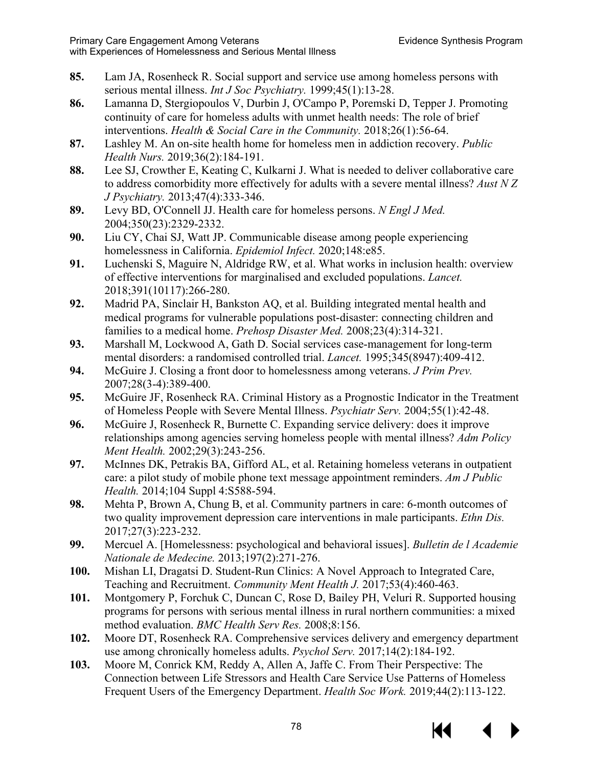**85.** Lam JA, Rosenheck R. Social support and service use among homeless persons with serious mental illness. *Int J Soc Psychiatry.* 1999;45(1):13-28.

**86.** Lamanna D, Stergiopoulos V, Durbin J, O'Campo P, Poremski D, Tepper J. Promoting continuity of care for homeless adults with unmet health needs: The role of brief interventions. *Health & Social Care in the Community.* 2018;26(1):56-64.

**87.** Lashley M. An on-site health home for homeless men in addiction recovery. *Public Health Nurs.* 2019;36(2):184-191.

**88.** Lee SJ, Crowther E, Keating C, Kulkarni J. What is needed to deliver collaborative care to address comorbidity more effectively for adults with a severe mental illness? *Aust N Z J Psychiatry.* 2013;47(4):333-346.

**89.** Levy BD, O'Connell JJ. Health care for homeless persons. *N Engl J Med.* 2004;350(23):2329-2332.

**90.** Liu CY, Chai SJ, Watt JP. Communicable disease among people experiencing homelessness in California. *Epidemiol Infect.* 2020;148:e85.

**91.** Luchenski S, Maguire N, Aldridge RW, et al. What works in inclusion health: overview of effective interventions for marginalised and excluded populations. *Lancet.* 2018;391(10117):266-280.

**92.** Madrid PA, Sinclair H, Bankston AQ, et al. Building integrated mental health and medical programs for vulnerable populations post-disaster: connecting children and families to a medical home. *Prehosp Disaster Med.* 2008;23(4):314-321.

**93.** Marshall M, Lockwood A, Gath D. Social services case-management for long-term mental disorders: a randomised controlled trial. *Lancet.* 1995;345(8947):409-412.

**94.** McGuire J. Closing a front door to homelessness among veterans. *J Prim Prev.* 2007;28(3-4):389-400.

**95.** McGuire JF, Rosenheck RA. Criminal History as a Prognostic Indicator in the Treatment of Homeless People with Severe Mental Illness. *Psychiatr Serv.* 2004;55(1):42-48.

**96.** McGuire J, Rosenheck R, Burnette C. Expanding service delivery: does it improve relationships among agencies serving homeless people with mental illness? *Adm Policy Ment Health.* 2002;29(3):243-256.

**97.** McInnes DK, Petrakis BA, Gifford AL, et al. Retaining homeless veterans in outpatient care: a pilot study of mobile phone text message appointment reminders. *Am J Public Health.* 2014;104 Suppl 4:S588-594.

**98.** Mehta P, Brown A, Chung B, et al. Community partners in care: 6-month outcomes of two quality improvement depression care interventions in male participants. *Ethn Dis.* 2017;27(3):223-232.

**99.** Mercuel A. [Homelessness: psychological and behavioral issues]. *Bulletin de l Academie Nationale de Medecine.* 2013;197(2):271-276.

**100.** Mishan LI, Dragatsi D. Student-Run Clinics: A Novel Approach to Integrated Care, Teaching and Recruitment. *Community Ment Health J.* 2017;53(4):460-463.

**101.** Montgomery P, Forchuk C, Duncan C, Rose D, Bailey PH, Veluri R. Supported housing programs for persons with serious mental illness in rural northern communities: a mixed method evaluation. *BMC Health Serv Res.* 2008;8:156.

**102.** Moore DT, Rosenheck RA. Comprehensive services delivery and emergency department use among chronically homeless adults. *Psychol Serv.* 2017;14(2):184-192.

**103.** Moore M, Conrick KM, Reddy A, Allen A, Jaffe C. From Their Perspective: The Connection between Life Stressors and Health Care Service Use Patterns of Homeless Frequent Users of the Emergency Department. *Health Soc Work.* 2019;44(2):113-122.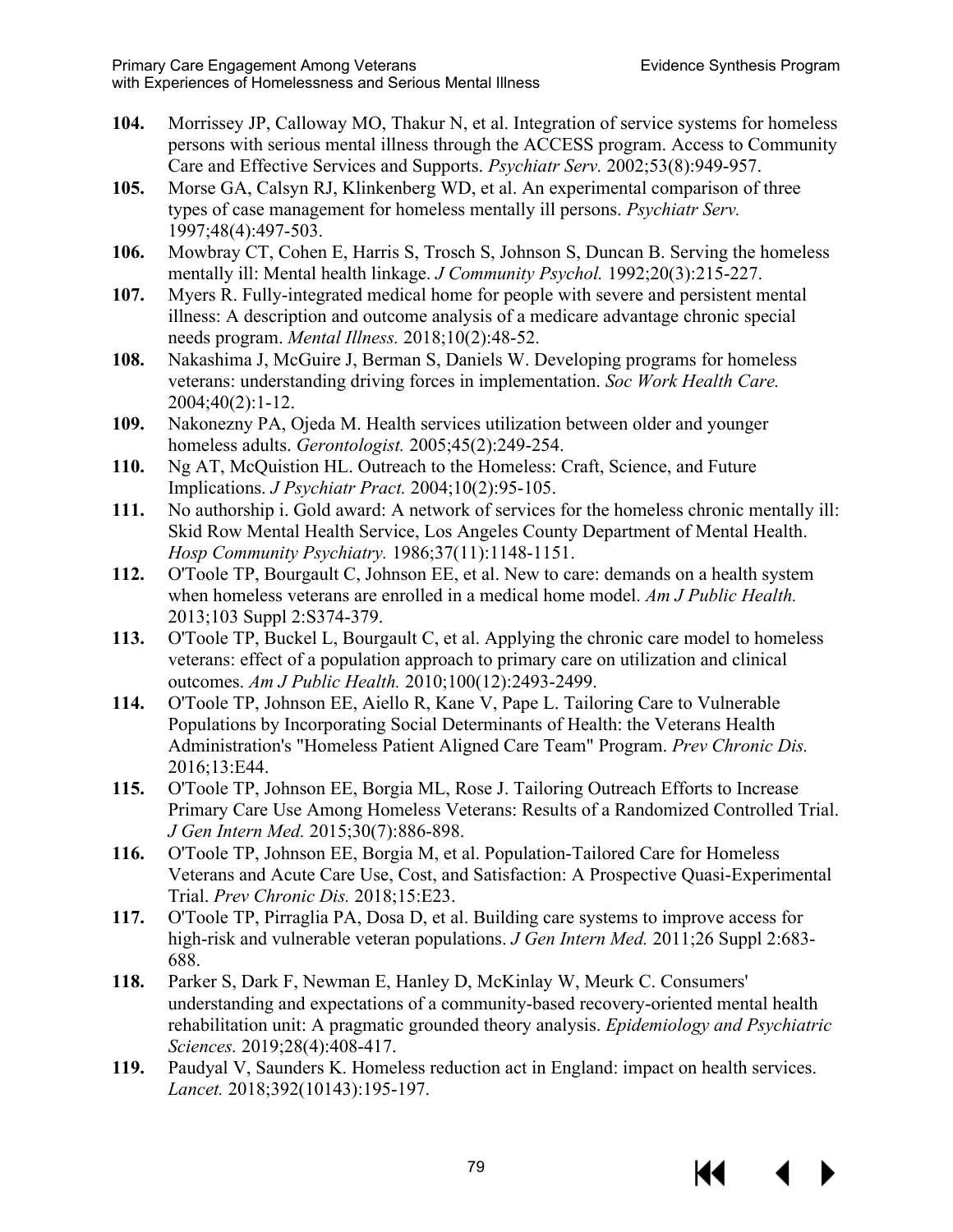**104.** Morrissey JP, Calloway MO, Thakur N, et al. Integration of service systems for homeless persons with serious mental illness through the ACCESS program. Access to Community Care and Effective Services and Supports. *Psychiatr Serv.* 2002;53(8):949-957.

**105.** Morse GA, Calsyn RJ, Klinkenberg WD, et al. An experimental comparison of three types of case management for homeless mentally ill persons. *Psychiatr Serv.* 1997;48(4):497-503.

**106.** Mowbray CT, Cohen E, Harris S, Trosch S, Johnson S, Duncan B. Serving the homeless mentally ill: Mental health linkage. *J Community Psychol.* 1992;20(3):215-227.

**107.** Myers R. Fully-integrated medical home for people with severe and persistent mental illness: A description and outcome analysis of a medicare advantage chronic special needs program. *Mental Illness.* 2018;10(2):48-52.

**108.** Nakashima J, McGuire J, Berman S, Daniels W. Developing programs for homeless veterans: understanding driving forces in implementation. *Soc Work Health Care.* 2004;40(2):1-12.

**109.** Nakonezny PA, Ojeda M. Health services utilization between older and younger homeless adults. *Gerontologist.* 2005;45(2):249-254.

**110.** Ng AT, McQuistion HL. Outreach to the Homeless: Craft, Science, and Future Implications. *J Psychiatr Pract.* 2004;10(2):95-105.

**111.** No authorship i. Gold award: A network of services for the homeless chronic mentally ill: Skid Row Mental Health Service, Los Angeles County Department of Mental Health. *Hosp Community Psychiatry.* 1986;37(11):1148-1151.

**112.** O'Toole TP, Bourgault C, Johnson EE, et al. New to care: demands on a health system when homeless veterans are enrolled in a medical home model. *Am J Public Health.* 2013;103 Suppl 2:S374-379.

**113.** O'Toole TP, Buckel L, Bourgault C, et al. Applying the chronic care model to homeless veterans: effect of a population approach to primary care on utilization and clinical outcomes. *Am J Public Health.* 2010;100(12):2493-2499.

**114.** O'Toole TP, Johnson EE, Aiello R, Kane V, Pape L. Tailoring Care to Vulnerable Populations by Incorporating Social Determinants of Health: the Veterans Health Administration's "Homeless Patient Aligned Care Team" Program. *Prev Chronic Dis.* 2016;13:E44.

**115.** O'Toole TP, Johnson EE, Borgia ML, Rose J. Tailoring Outreach Efforts to Increase Primary Care Use Among Homeless Veterans: Results of a Randomized Controlled Trial. *J Gen Intern Med.* 2015;30(7):886-898.

**116.** O'Toole TP, Johnson EE, Borgia M, et al. Population-Tailored Care for Homeless Veterans and Acute Care Use, Cost, and Satisfaction: A Prospective Quasi-Experimental Trial. *Prev Chronic Dis.* 2018;15:E23.

**117.** O'Toole TP, Pirraglia PA, Dosa D, et al. Building care systems to improve access for high-risk and vulnerable veteran populations. *J Gen Intern Med.* 2011;26 Suppl 2:683-688.

**118.** Parker S, Dark F, Newman E, Hanley D, McKinlay W, Meurk C. Consumers' understanding and expectations of a community-based recovery-oriented mental health rehabilitation unit: A pragmatic grounded theory analysis. *Epidemiology and Psychiatric Sciences.* 2019;28(4):408-417.

**119.** Paudyal V, Saunders K. Homeless reduction act in England: impact on health services. *Lancet.* 2018;392(10143):195-197.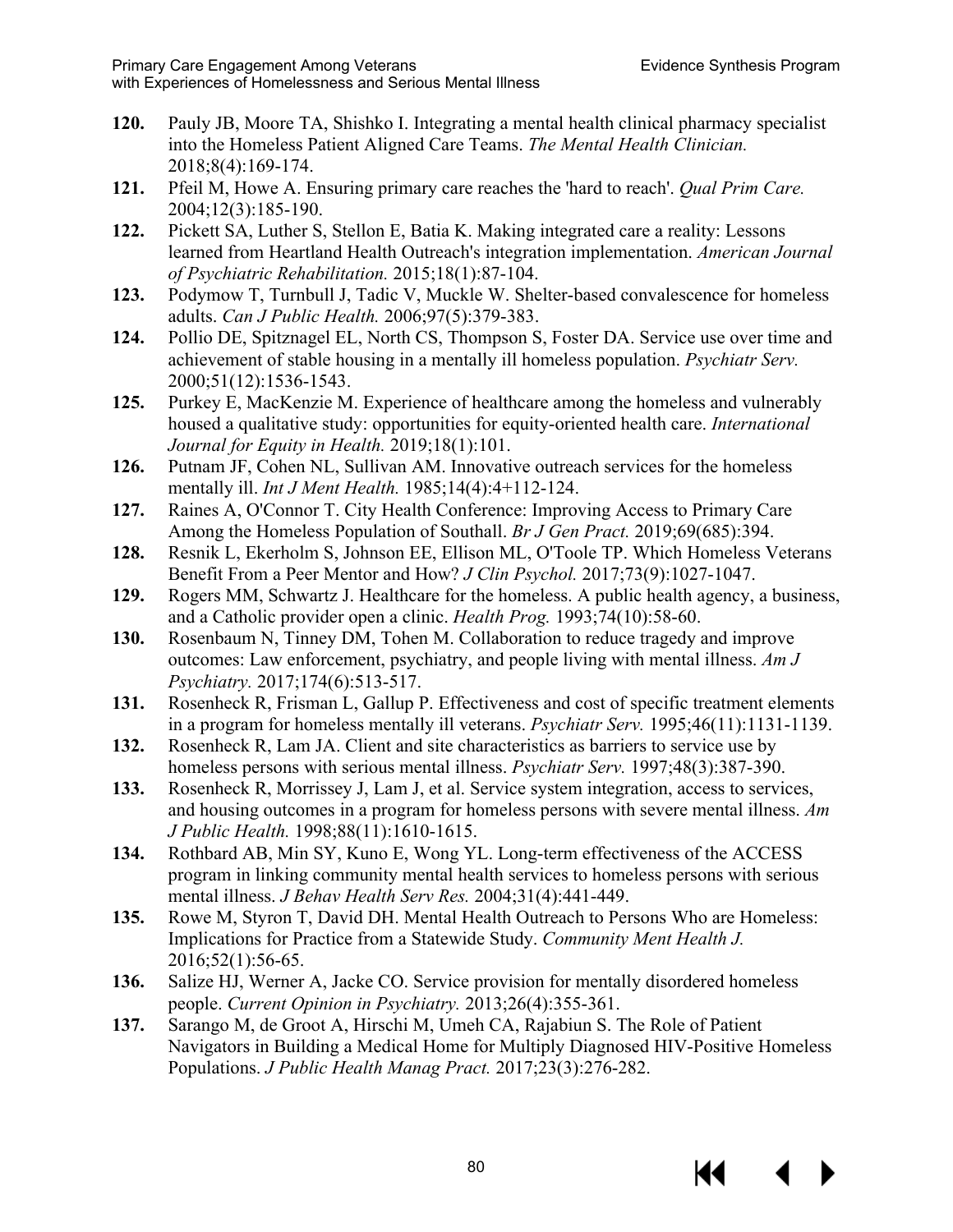120. Pauly JB, Moore TA, Shishko I. Integrating a mental health clinical pharmacy specialist into the Homeless Patient Aligned Care Teams. *The Mental Health Clinician.* 2018;8(4):169-174.
121. Pfeil M, Howe A. Ensuring primary care reaches the 'hard to reach'. *Qual Prim Care.* 2004;12(3):185-190.
122. Pickett SA, Luther S, Stellon E, Batia K. Making integrated care a reality: Lessons learned from Heartland Health Outreach's integration implementation. *American Journal of Psychiatric Rehabilitation.* 2015;18(1):87-104.
123. Podymow T, Turnbull J, Tadic V, Muckle W. Shelter-based convalescence for homeless adults. *Can J Public Health.* 2006;97(5):379-383.
124. Pollio DE, Spitznagel EL, North CS, Thompson S, Foster DA. Service use over time and achievement of stable housing in a mentally ill homeless population. *Psychiatr Serv.* 2000;51(12):1536-1543.
125. Purkey E, MacKenzie M. Experience of healthcare among the homeless and vulnerably housed a qualitative study: opportunities for equity-oriented health care. *International Journal for Equity in Health.* 2019;18(1):101.
126. Putnam JF, Cohen NL, Sullivan AM. Innovative outreach services for the homeless mentally ill. *Int J Ment Health.* 1985;14(4):4+112-124.
127. Raines A, O'Connor T. City Health Conference: Improving Access to Primary Care Among the Homeless Population of Southall. *Br J Gen Pract.* 2019;69(685):394.
128. Resnik L, Ekerholm S, Johnson EE, Ellison ML, O'Toole TP. Which Homeless Veterans Benefit From a Peer Mentor and How? *J Clin Psychol.* 2017;73(9):1027-1047.
129. Rogers MM, Schwartz J. Healthcare for the homeless. A public health agency, a business, and a Catholic provider open a clinic. *Health Prog.* 1993;74(10):58-60.
130. Rosenbaum N, Tinney DM, Tohen M. Collaboration to reduce tragedy and improve outcomes: Law enforcement, psychiatry, and people living with mental illness. *Am J Psychiatry.* 2017;174(6):513-517.
131. Rosenheck R, Frisman L, Gallup P. Effectiveness and cost of specific treatment elements in a program for homeless mentally ill veterans. *Psychiatr Serv.* 1995;46(11):1131-1139.
132. Rosenheck R, Lam JA. Client and site characteristics as barriers to service use by homeless persons with serious mental illness. *Psychiatr Serv.* 1997;48(3):387-390.
133. Rosenheck R, Morrissey J, Lam J, et al. Service system integration, access to services, and housing outcomes in a program for homeless persons with severe mental illness. *Am J Public Health.* 1998;88(11):1610-1615.
134. Rothbard AB, Min SY, Kuno E, Wong YL. Long-term effectiveness of the ACCESS program in linking community mental health services to homeless persons with serious mental illness. *J Behav Health Serv Res.* 2004;31(4):441-449.
135. Rowe M, Styron T, David DH. Mental Health Outreach to Persons Who are Homeless: Implications for Practice from a Statewide Study. *Community Ment Health J.* 2016;52(1):56-65.
136. Salize HJ, Werner A, Jacke CO. Service provision for mentally disordered homeless people. *Current Opinion in Psychiatry.* 2013;26(4):355-361.
137. Sarango M, de Groot A, Hirschi M, Umeh CA, Rajabiun S. The Role of Patient Navigators in Building a Medical Home for Multiply Diagnosed HIV-Positive Homeless Populations. *J Public Health Manag Pract.* 2017;23(3):276-282.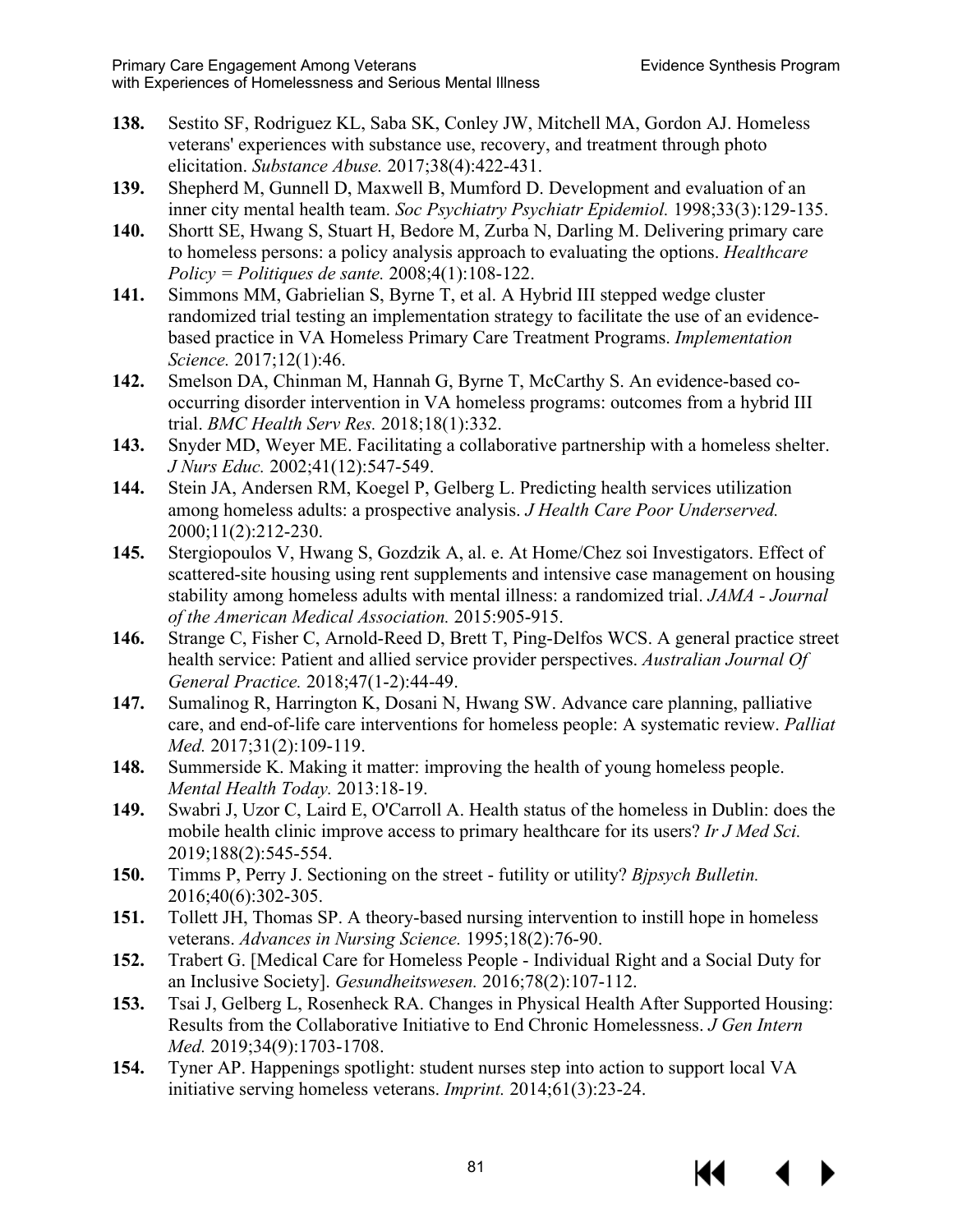**138.** Sestito SF, Rodriguez KL, Saba SK, Conley JW, Mitchell MA, Gordon AJ. Homeless veterans' experiences with substance use, recovery, and treatment through photo elicitation. *Substance Abuse.* 2017;38(4):422-431.

**139.** Shepherd M, Gunnell D, Maxwell B, Mumford D. Development and evaluation of an inner city mental health team. *Soc Psychiatry Psychiatr Epidemiol.* 1998;33(3):129-135.

**140.** Shortt SE, Hwang S, Stuart H, Bedore M, Zurba N, Darling M. Delivering primary care to homeless persons: a policy analysis approach to evaluating the options. *Healthcare Policy = Politiques de sante.* 2008;4(1):108-122.

**141.** Simmons MM, Gabrielian S, Byrne T, et al. A Hybrid III stepped wedge cluster randomized trial testing an implementation strategy to facilitate the use of an evidence-based practice in VA Homeless Primary Care Treatment Programs. *Implementation Science.* 2017;12(1):46.

**142.** Smelson DA, Chinman M, Hannah G, Byrne T, McCarthy S. An evidence-based co-occurring disorder intervention in VA homeless programs: outcomes from a hybrid III trial. *BMC Health Serv Res.* 2018;18(1):332.

**143.** Snyder MD, Weyer ME. Facilitating a collaborative partnership with a homeless shelter. *J Nurs Educ.* 2002;41(12):547-549.

**144.** Stein JA, Andersen RM, Koegel P, Gelberg L. Predicting health services utilization among homeless adults: a prospective analysis. *J Health Care Poor Underserved.* 2000;11(2):212-230.

**145.** Stergiopoulos V, Hwang S, Gozdzik A, al. e. At Home/Chez soi Investigators. Effect of scattered-site housing using rent supplements and intensive case management on housing stability among homeless adults with mental illness: a randomized trial. *JAMA - Journal of the American Medical Association.* 2015:905-915.

**146.** Strange C, Fisher C, Arnold-Reed D, Brett T, Ping-Delfos WCS. A general practice street health service: Patient and allied service provider perspectives. *Australian Journal Of General Practice.* 2018;47(1-2):44-49.

**147.** Sumalinog R, Harrington K, Dosani N, Hwang SW. Advance care planning, palliative care, and end-of-life care interventions for homeless people: A systematic review. *Palliat Med.* 2017;31(2):109-119.

**148.** Summerside K. Making it matter: improving the health of young homeless people. *Mental Health Today.* 2013:18-19.

**149.** Swabri J, Uzor C, Laird E, O'Carroll A. Health status of the homeless in Dublin: does the mobile health clinic improve access to primary healthcare for its users? *Ir J Med Sci.* 2019;188(2):545-554.

**150.** Timms P, Perry J. Sectioning on the street - futility or utility? *Bjpsych Bulletin.* 2016;40(6):302-305.

**151.** Tollett JH, Thomas SP. A theory-based nursing intervention to instill hope in homeless veterans. *Advances in Nursing Science.* 1995;18(2):76-90.

**152.** Trabert G. [Medical Care for Homeless People - Individual Right and a Social Duty for an Inclusive Society]. *Gesundheitswesen.* 2016;78(2):107-112.

**153.** Tsai J, Gelberg L, Rosenheck RA. Changes in Physical Health After Supported Housing: Results from the Collaborative Initiative to End Chronic Homelessness. *J Gen Intern Med.* 2019;34(9):1703-1708.

**154.** Tyner AP. Happenings spotlight: student nurses step into action to support local VA initiative serving homeless veterans. *Imprint.* 2014;61(3):23-24.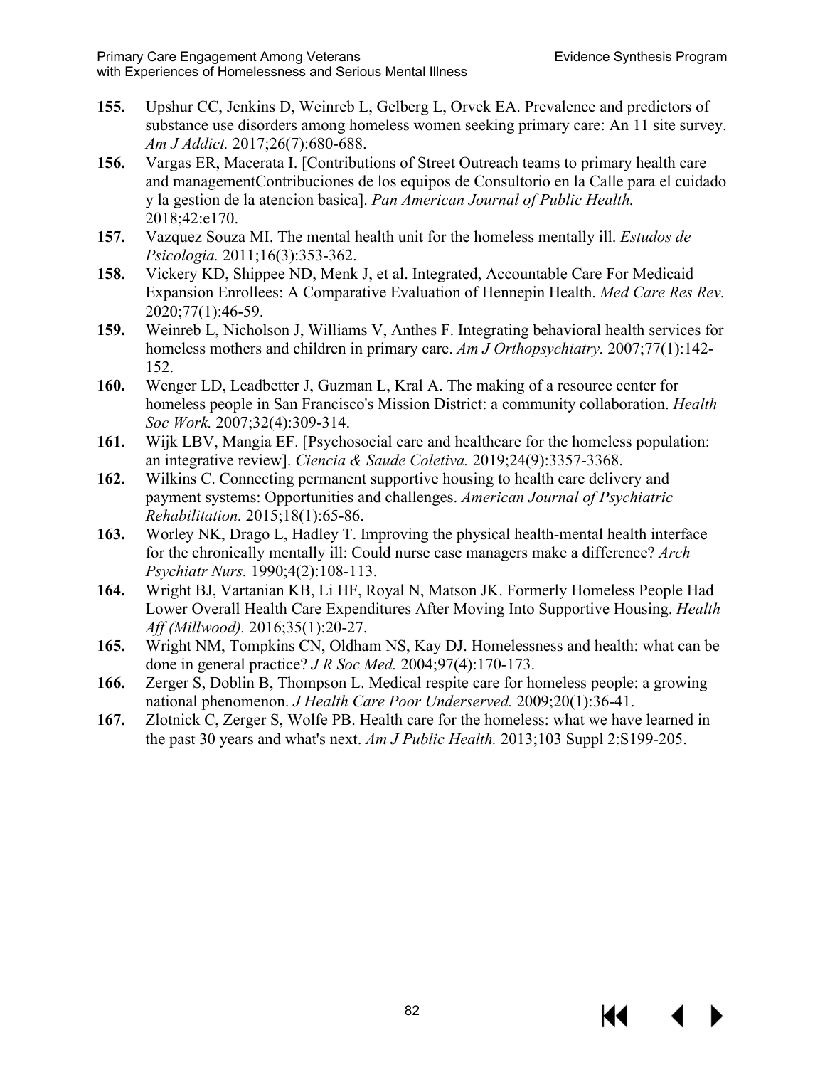155. Upshur CC, Jenkins D, Weinreb L, Gelberg L, Orvek EA. Prevalence and predictors of substance use disorders among homeless women seeking primary care: An 11 site survey. *Am J Addict.* 2017;26(7):680-688.

156. Vargas ER, Macerata I. [Contributions of Street Outreach teams to primary health care and managementContribuciones de los equipos de Consultorio en la Calle para el cuidado y la gestion de la atencion basica]. *Pan American Journal of Public Health.* 2018;42:e170.

157. Vazquez Souza MI. The mental health unit for the homeless mentally ill. *Estudos de Psicologia.* 2011;16(3):353-362.

158. Vickery KD, Shippee ND, Menk J, et al. Integrated, Accountable Care For Medicaid Expansion Enrollees: A Comparative Evaluation of Hennepin Health. *Med Care Res Rev.* 2020;77(1):46-59.

159. Weinreb L, Nicholson J, Williams V, Anthes F. Integrating behavioral health services for homeless mothers and children in primary care. *Am J Orthopsychiatry.* 2007;77(1):142-152.

160. Wenger LD, Leadbetter J, Guzman L, Kral A. The making of a resource center for homeless people in San Francisco's Mission District: a community collaboration. *Health Soc Work.* 2007;32(4):309-314.

161. Wijk LBV, Mangia EF. [Psychosocial care and healthcare for the homeless population: an integrative review]. *Ciencia & Saude Coletiva.* 2019;24(9):3357-3368.

162. Wilkins C. Connecting permanent supportive housing to health care delivery and payment systems: Opportunities and challenges. *American Journal of Psychiatric Rehabilitation.* 2015;18(1):65-86.

163. Worley NK, Drago L, Hadley T. Improving the physical health-mental health interface for the chronically mentally ill: Could nurse case managers make a difference? *Arch Psychiatr Nurs.* 1990;4(2):108-113.

164. Wright BJ, Vartanian KB, Li HF, Royal N, Matson JK. Formerly Homeless People Had Lower Overall Health Care Expenditures After Moving Into Supportive Housing. *Health Aff (Millwood).* 2016;35(1):20-27.

165. Wright NM, Tompkins CN, Oldham NS, Kay DJ. Homelessness and health: what can be done in general practice? *J R Soc Med.* 2004;97(4):170-173.

166. Zerger S, Doblin B, Thompson L. Medical respite care for homeless people: a growing national phenomenon. *J Health Care Poor Underserved.* 2009;20(1):36-41.

167. Zlotnick C, Zerger S, Wolfe PB. Health care for the homeless: what we have learned in the past 30 years and what's next. *Am J Public Health.* 2013;103 Suppl 2:S199-205.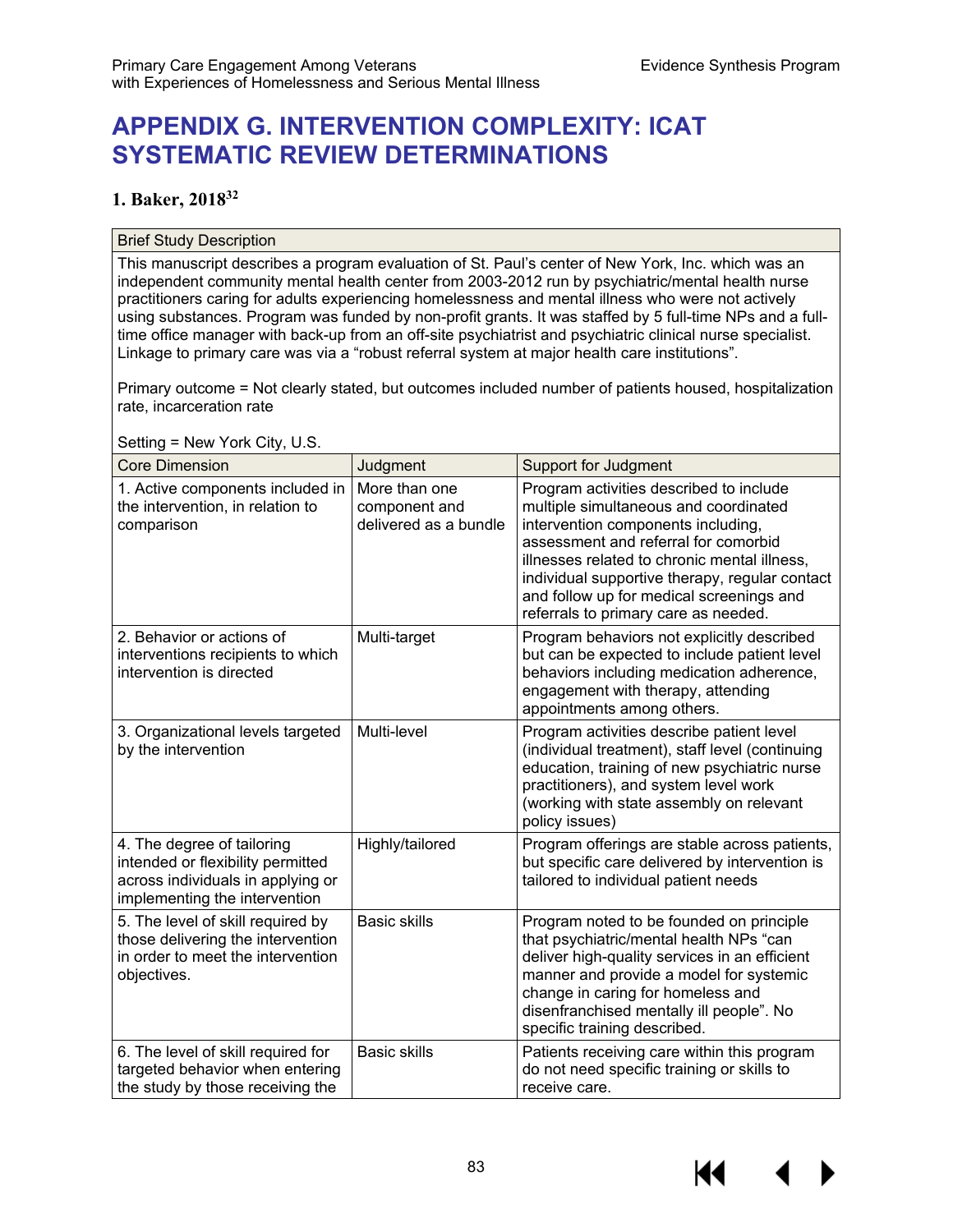# APPENDIX G. INTERVENTION COMPLEXITY: ICAT SYSTEMATIC REVIEW DETERMINATIONS

### 1. Baker, 2018[32]

| Brief Study Description | | |
|---|---|---|
| This manuscript describes a program evaluation of St. Paul's center of New York, Inc. which was an independent community mental health center from 2003-2012 run by psychiatric/mental health nurse practitioners caring for adults experiencing homelessness and mental illness who were not actively using substances. Program was funded by non-profit grants. It was staffed by 5 full-time NPs and a full-time office manager with back-up from an off-site psychiatrist and psychiatric clinical nurse specialist. Linkage to primary care was via a "robust referral system at major health care institutions".<br><br>Primary outcome = Not clearly stated, but outcomes included number of patients housed, hospitalization rate, incarceration rate<br><br>Setting = New York City, U.S. | | |
| **Core Dimension** | **Judgment** | **Support for Judgment** |
| 1. Active components included in the intervention, in relation to comparison | More than one component and delivered as a bundle | Program activities described to include multiple simultaneous and coordinated intervention components including, assessment and referral for comorbid illnesses related to chronic mental illness, individual supportive therapy, regular contact and follow up for medical screenings and referrals to primary care as needed. |
| 2. Behavior or actions of interventions recipients to which intervention is directed | Multi-target | Program behaviors not explicitly described but can be expected to include patient level behaviors including medication adherence, engagement with therapy, attending appointments among others. |
| 3. Organizational levels targeted by the intervention | Multi-level | Program activities describe patient level (individual treatment), staff level (continuing education, training of new psychiatric nurse practitioners), and system level work (working with state assembly on relevant policy issues) |
| 4. The degree of tailoring intended or flexibility permitted across individuals in applying or implementing the intervention | Highly/tailored | Program offerings are stable across patients, but specific care delivered by intervention is tailored to individual patient needs |
| 5. The level of skill required by those delivering the intervention in order to meet the intervention objectives. | Basic skills | Program noted to be founded on principle that psychiatric/mental health NPs "can deliver high-quality services in an efficient manner and provide a model for systemic change in caring for homeless and disenfranchised mentally ill people". No specific training described. |
| 6. The level of skill required for targeted behavior when entering the study by those receiving the | Basic skills | Patients receiving care within this program do not need specific training or skills to receive care. |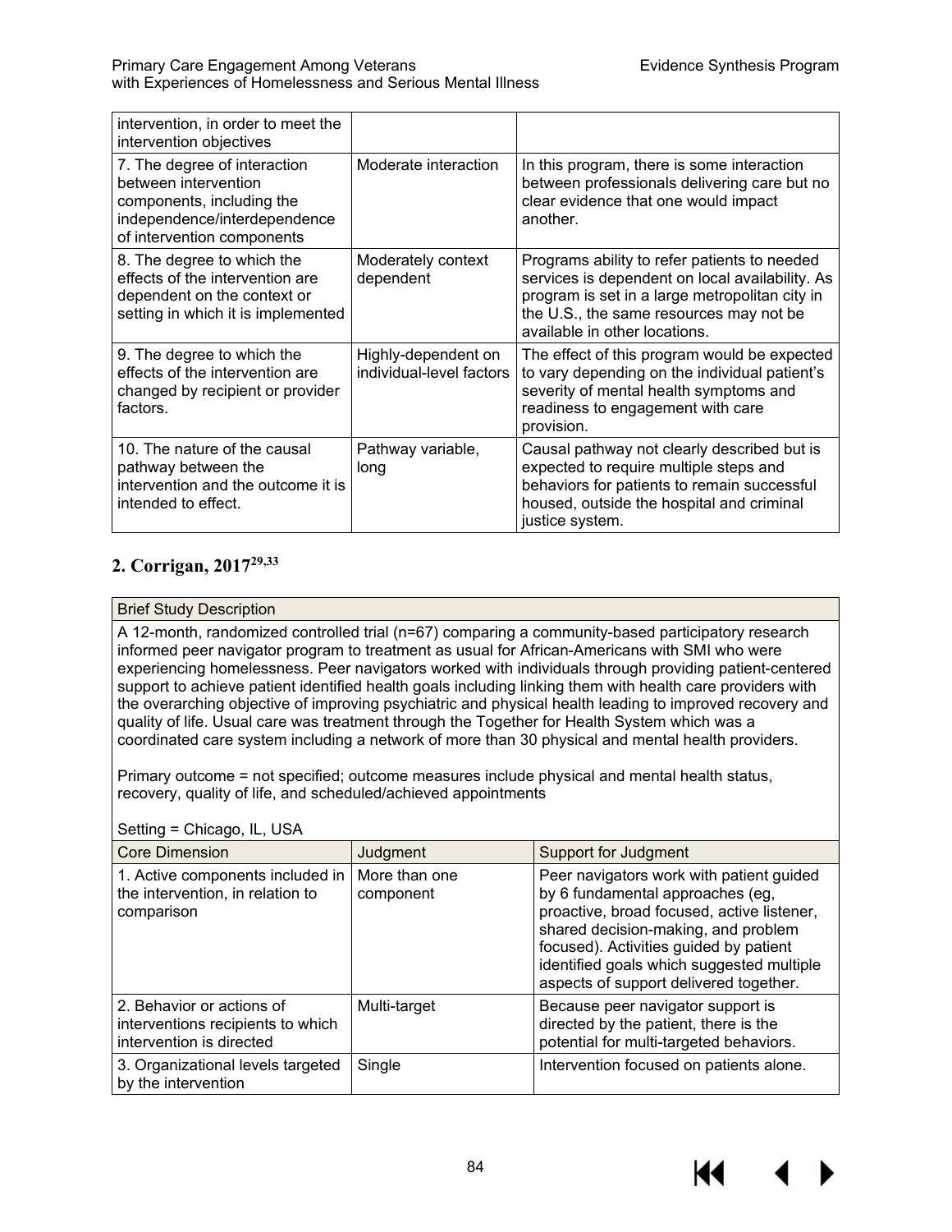| | | |
|---|---|---|
| intervention, in order to meet the intervention objectives | | |
| 7. The degree of interaction between intervention components, including the independence/interdependence of intervention components | Moderate interaction | In this program, there is some interaction between professionals delivering care but no clear evidence that one would impact another. |
| 8. The degree to which the effects of the intervention are dependent on the context or setting in which it is implemented | Moderately context dependent | Programs ability to refer patients to needed services is dependent on local availability. As program is set in a large metropolitan city in the U.S., the same resources may not be available in other locations. |
| 9. The degree to which the effects of the intervention are changed by recipient or provider factors. | Highly-dependent on individual-level factors | The effect of this program would be expected to vary depending on the individual patient's severity of mental health symptoms and readiness to engagement with care provision. |
| 10. The nature of the causal pathway between the intervention and the outcome it is intended to effect. | Pathway variable, long | Causal pathway not clearly described but is expected to require multiple steps and behaviors for patients to remain successful housed, outside the hospital and criminal justice system. |

## 2. Corrigan, 2017[29,33]

**Brief Study Description**

A 12-month, randomized controlled trial (n=67) comparing a community-based participatory research informed peer navigator program to treatment as usual for African-Americans with SMI who were experiencing homelessness. Peer navigators worked with individuals through providing patient-centered support to achieve patient identified health goals including linking them with health care providers with the overarching objective of improving psychiatric and physical health leading to improved recovery and quality of life. Usual care was treatment through the Together for Health System which was a coordinated care system including a network of more than 30 physical and mental health providers.

Primary outcome = not specified; outcome measures include physical and mental health status, recovery, quality of life, and scheduled/achieved appointments

Setting = Chicago, IL, USA

| Core Dimension | Judgment | Support for Judgment |
|---|---|---|
| 1. Active components included in the intervention, in relation to comparison | More than one component | Peer navigators work with patient guided by 6 fundamental approaches (eg, proactive, broad focused, active listener, shared decision-making, and problem focused). Activities guided by patient identified goals which suggested multiple aspects of support delivered together. |
| 2. Behavior or actions of interventions recipients to which intervention is directed | Multi-target | Because peer navigator support is directed by the patient, there is the potential for multi-targeted behaviors. |
| 3. Organizational levels targeted by the intervention | Single | Intervention focused on patients alone. |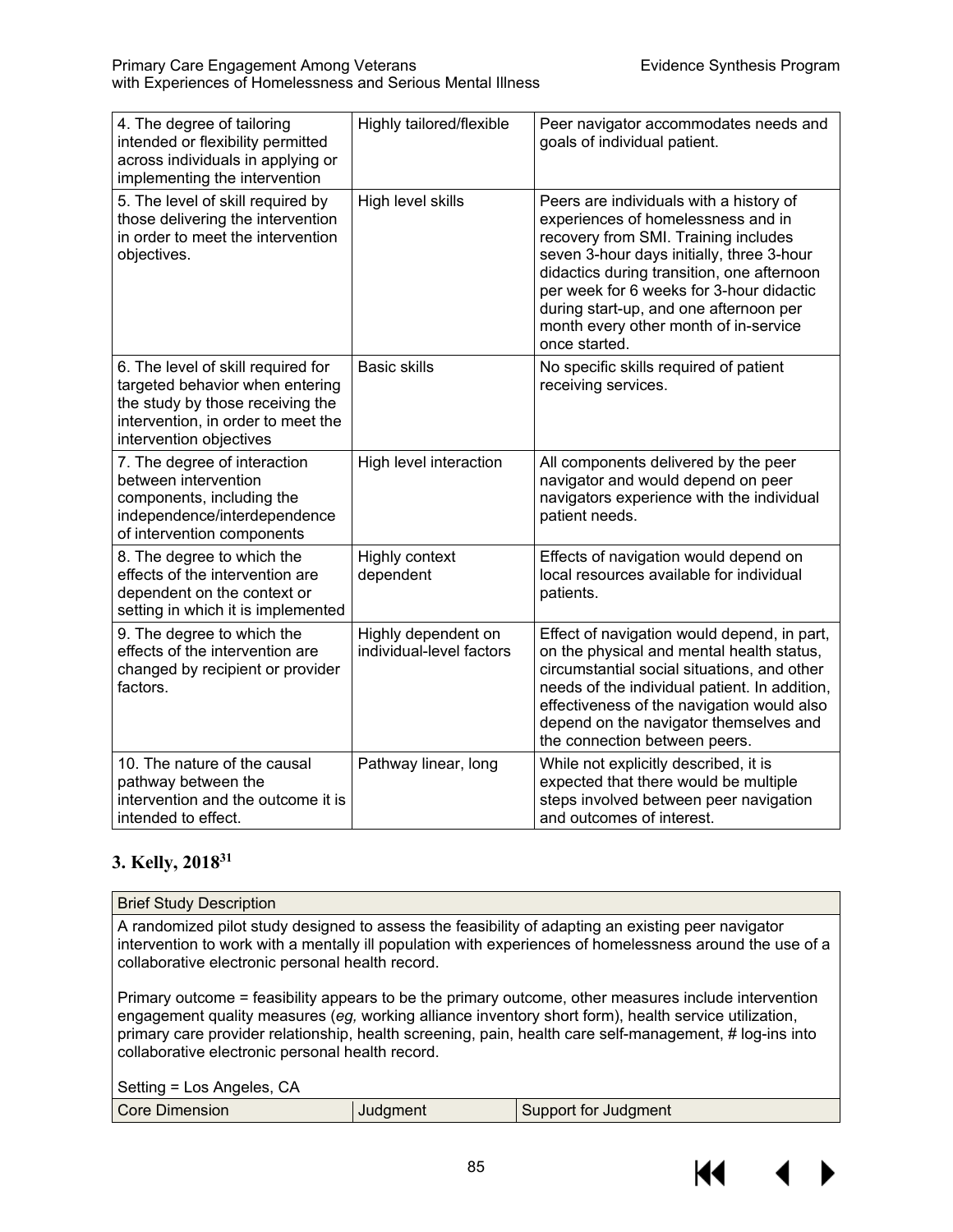| 4. The degree of tailoring intended or flexibility permitted across individuals in applying or implementing the intervention | Highly tailored/flexible | Peer navigator accommodates needs and goals of individual patient. |
|---|---|---|
| 5. The level of skill required by those delivering the intervention in order to meet the intervention objectives. | High level skills | Peers are individuals with a history of experiences of homelessness and in recovery from SMI. Training includes seven 3-hour days initially, three 3-hour didactics during transition, one afternoon per week for 6 weeks for 3-hour didactic during start-up, and one afternoon per month every other month of in-service once started. |
| 6. The level of skill required for targeted behavior when entering the study by those receiving the intervention, in order to meet the intervention objectives | Basic skills | No specific skills required of patient receiving services. |
| 7. The degree of interaction between intervention components, including the independence/interdependence of intervention components | High level interaction | All components delivered by the peer navigator and would depend on peer navigators experience with the individual patient needs. |
| 8. The degree to which the effects of the intervention are dependent on the context or setting in which it is implemented | Highly context dependent | Effects of navigation would depend on local resources available for individual patients. |
| 9. The degree to which the effects of the intervention are changed by recipient or provider factors. | Highly dependent on individual-level factors | Effect of navigation would depend, in part, on the physical and mental health status, circumstantial social situations, and other needs of the individual patient. In addition, effectiveness of the navigation would also depend on the navigator themselves and the connection between peers. |
| 10. The nature of the causal pathway between the intervention and the outcome it is intended to effect. | Pathway linear, long | While not explicitly described, it is expected that there would be multiple steps involved between peer navigation and outcomes of interest. |

### 3. Kelly, 2018[31]

| Brief Study Description | | |
|---|---|---|
| A randomized pilot study designed to assess the feasibility of adapting an existing peer navigator intervention to work with a mentally ill population with experiences of homelessness around the use of a collaborative electronic personal health record.<br><br>Primary outcome = feasibility appears to be the primary outcome, other measures include intervention engagement quality measures (*eg,* working alliance inventory short form), health service utilization, primary care provider relationship, health screening, pain, health care self-management, # log-ins into collaborative electronic personal health record.<br><br>Setting = Los Angeles, CA | | |
| Core Dimension | Judgment | Support for Judgment |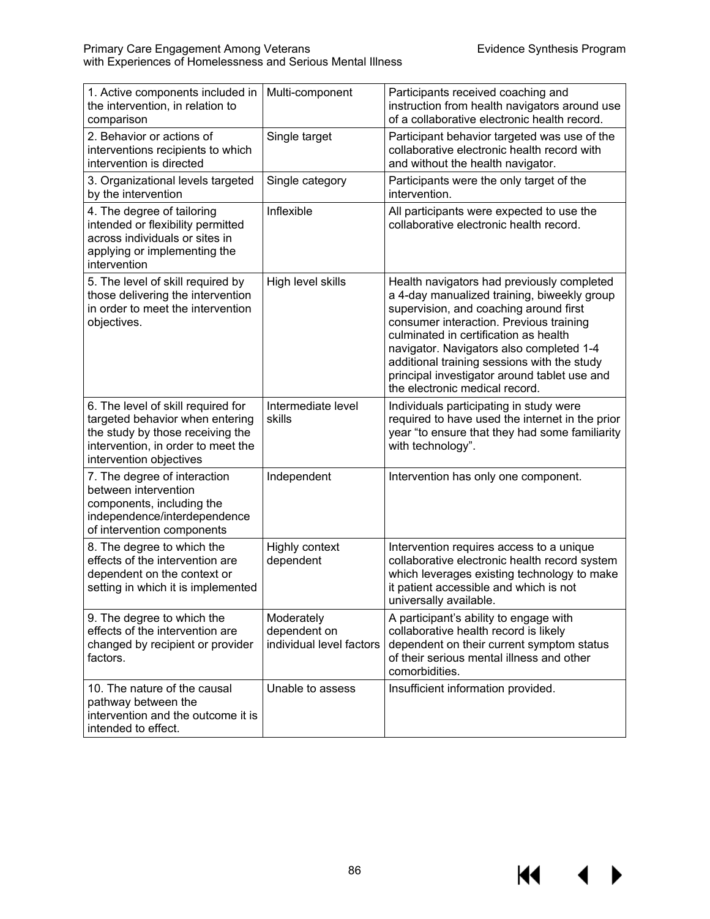| | | |
|---|---|---|
| 1. Active components included in the intervention, in relation to comparison | Multi-component | Participants received coaching and instruction from health navigators around use of a collaborative electronic health record. |
| 2. Behavior or actions of interventions recipients to which intervention is directed | Single target | Participant behavior targeted was use of the collaborative electronic health record with and without the health navigator. |
| 3. Organizational levels targeted by the intervention | Single category | Participants were the only target of the intervention. |
| 4. The degree of tailoring intended or flexibility permitted across individuals or sites in applying or implementing the intervention | Inflexible | All participants were expected to use the collaborative electronic health record. |
| 5. The level of skill required by those delivering the intervention in order to meet the intervention objectives. | High level skills | Health navigators had previously completed a 4-day manualized training, biweekly group supervision, and coaching around first consumer interaction. Previous training culminated in certification as health navigator. Navigators also completed 1-4 additional training sessions with the study principal investigator around tablet use and the electronic medical record. |
| 6. The level of skill required for targeted behavior when entering the study by those receiving the intervention, in order to meet the intervention objectives | Intermediate level skills | Individuals participating in study were required to have used the internet in the prior year "to ensure that they had some familiarity with technology". |
| 7. The degree of interaction between intervention components, including the independence/interdependence of intervention components | Independent | Intervention has only one component. |
| 8. The degree to which the effects of the intervention are dependent on the context or setting in which it is implemented | Highly context dependent | Intervention requires access to a unique collaborative electronic health record system which leverages existing technology to make it patient accessible and which is not universally available. |
| 9. The degree to which the effects of the intervention are changed by recipient or provider factors. | Moderately dependent on individual level factors | A participant's ability to engage with collaborative health record is likely dependent on their current symptom status of their serious mental illness and other comorbidities. |
| 10. The nature of the causal pathway between the intervention and the outcome it is intended to effect. | Unable to assess | Insufficient information provided. |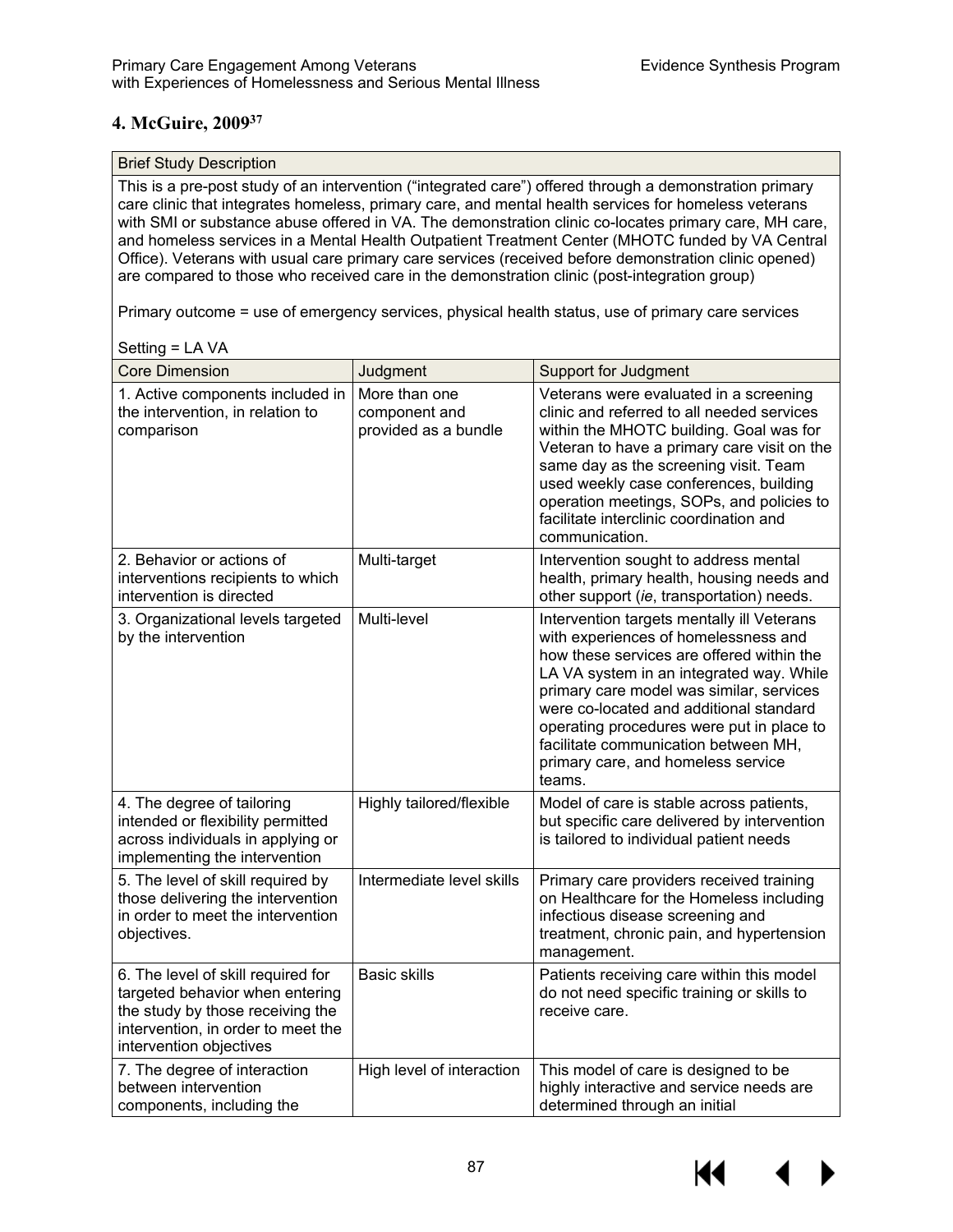## 4. McGuire, 2009[37]

| Brief Study Description | | |
|---|---|---|
| This is a pre-post study of an intervention ("integrated care") offered through a demonstration primary care clinic that integrates homeless, primary care, and mental health services for homeless veterans with SMI or substance abuse offered in VA. The demonstration clinic co-locates primary care, MH care, and homeless services in a Mental Health Outpatient Treatment Center (MHOTC funded by VA Central Office). Veterans with usual care primary care services (received before demonstration clinic opened) are compared to those who received care in the demonstration clinic (post-integration group)<br><br>Primary outcome = use of emergency services, physical health status, use of primary care services<br><br>Setting = LA VA | | |
| **Core Dimension** | **Judgment** | **Support for Judgment** |
| 1. Active components included in the intervention, in relation to comparison | More than one component and provided as a bundle | Veterans were evaluated in a screening clinic and referred to all needed services within the MHOTC building. Goal was for Veteran to have a primary care visit on the same day as the screening visit. Team used weekly case conferences, building operation meetings, SOPs, and policies to facilitate interclinic coordination and communication. |
| 2. Behavior or actions of interventions recipients to which intervention is directed | Multi-target | Intervention sought to address mental health, primary health, housing needs and other support (*ie*, transportation) needs. |
| 3. Organizational levels targeted by the intervention | Multi-level | Intervention targets mentally ill Veterans with experiences of homelessness and how these services are offered within the LA VA system in an integrated way. While primary care model was similar, services were co-located and additional standard operating procedures were put in place to facilitate communication between MH, primary care, and homeless service teams. |
| 4. The degree of tailoring intended or flexibility permitted across individuals in applying or implementing the intervention | Highly tailored/flexible | Model of care is stable across patients, but specific care delivered by intervention is tailored to individual patient needs |
| 5. The level of skill required by those delivering the intervention in order to meet the intervention objectives. | Intermediate level skills | Primary care providers received training on Healthcare for the Homeless including infectious disease screening and treatment, chronic pain, and hypertension management. |
| 6. The level of skill required for targeted behavior when entering the study by those receiving the intervention, in order to meet the intervention objectives | Basic skills | Patients receiving care within this model do not need specific training or skills to receive care. |
| 7. The degree of interaction between intervention components, including the | High level of interaction | This model of care is designed to be highly interactive and service needs are determined through an initial |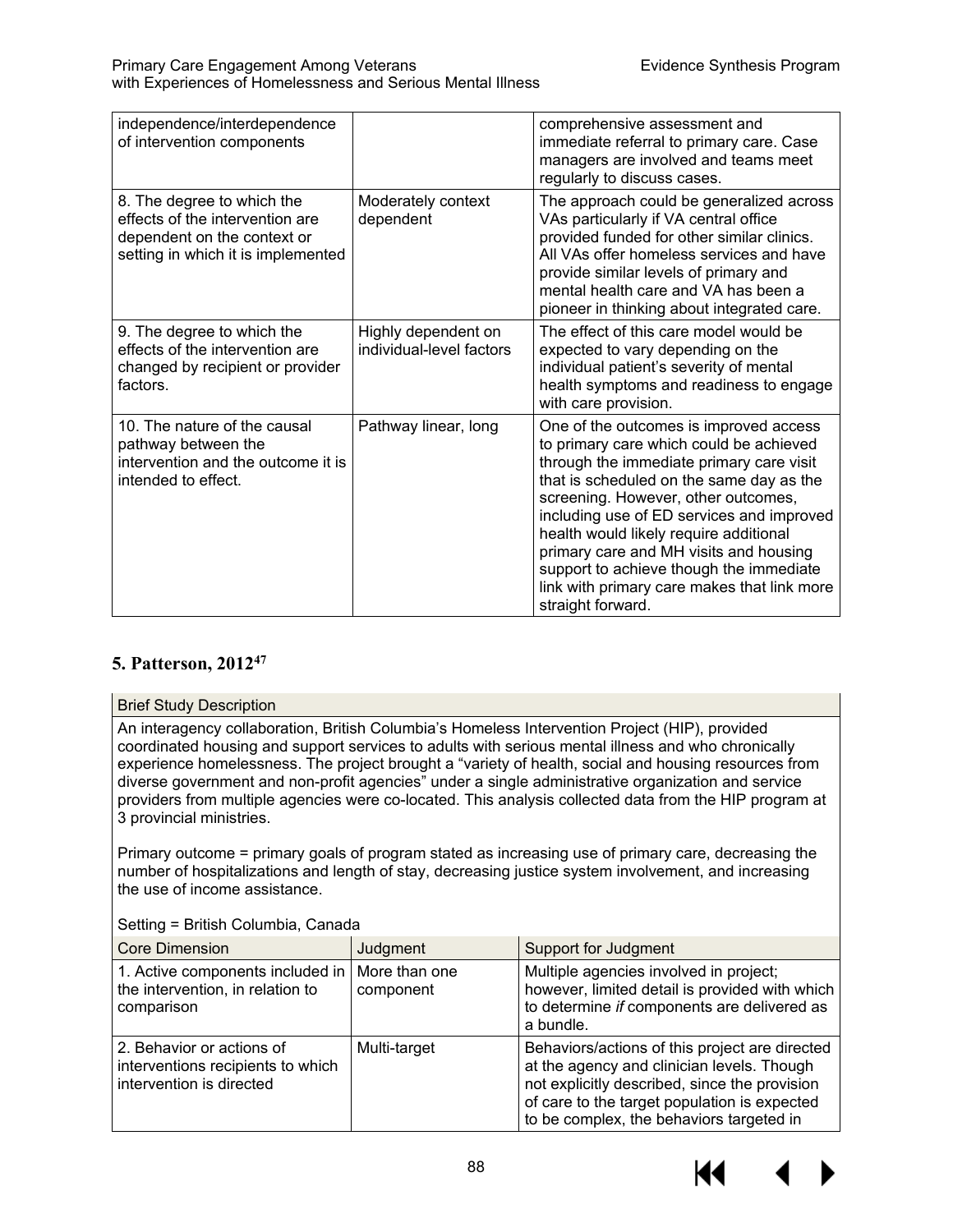| | | |
|---|---|---|
| independence/interdependence of intervention components | | comprehensive assessment and immediate referral to primary care. Case managers are involved and teams meet regularly to discuss cases. |
| 8. The degree to which the effects of the intervention are dependent on the context or setting in which it is implemented | Moderately context dependent | The approach could be generalized across VAs particularly if VA central office provided funded for other similar clinics. All VAs offer homeless services and have provide similar levels of primary and mental health care and VA has been a pioneer in thinking about integrated care. |
| 9. The degree to which the effects of the intervention are changed by recipient or provider factors. | Highly dependent on individual-level factors | The effect of this care model would be expected to vary depending on the individual patient's severity of mental health symptoms and readiness to engage with care provision. |
| 10. The nature of the causal pathway between the intervention and the outcome it is intended to effect. | Pathway linear, long | One of the outcomes is improved access to primary care which could be achieved through the immediate primary care visit that is scheduled on the same day as the screening. However, other outcomes, including use of ED services and improved health would likely require additional primary care and MH visits and housing support to achieve though the immediate link with primary care makes that link more straight forward. |

## 5. Patterson, 2012[47]

**Brief Study Description**

An interagency collaboration, British Columbia's Homeless Intervention Project (HIP), provided coordinated housing and support services to adults with serious mental illness and who chronically experience homelessness. The project brought a "variety of health, social and housing resources from diverse government and non-profit agencies" under a single administrative organization and service providers from multiple agencies were co-located. This analysis collected data from the HIP program at 3 provincial ministries.

Primary outcome = primary goals of program stated as increasing use of primary care, decreasing the number of hospitalizations and length of stay, decreasing justice system involvement, and increasing the use of income assistance.

Setting = British Columbia, Canada

| Core Dimension | Judgment | Support for Judgment |
|---|---|---|
| 1. Active components included in the intervention, in relation to comparison | More than one component | Multiple agencies involved in project; however, limited detail is provided with which to determine *if* components are delivered as a bundle. |
| 2. Behavior or actions of interventions recipients to which intervention is directed | Multi-target | Behaviors/actions of this project are directed at the agency and clinician levels. Though not explicitly described, since the provision of care to the target population is expected to be complex, the behaviors targeted in |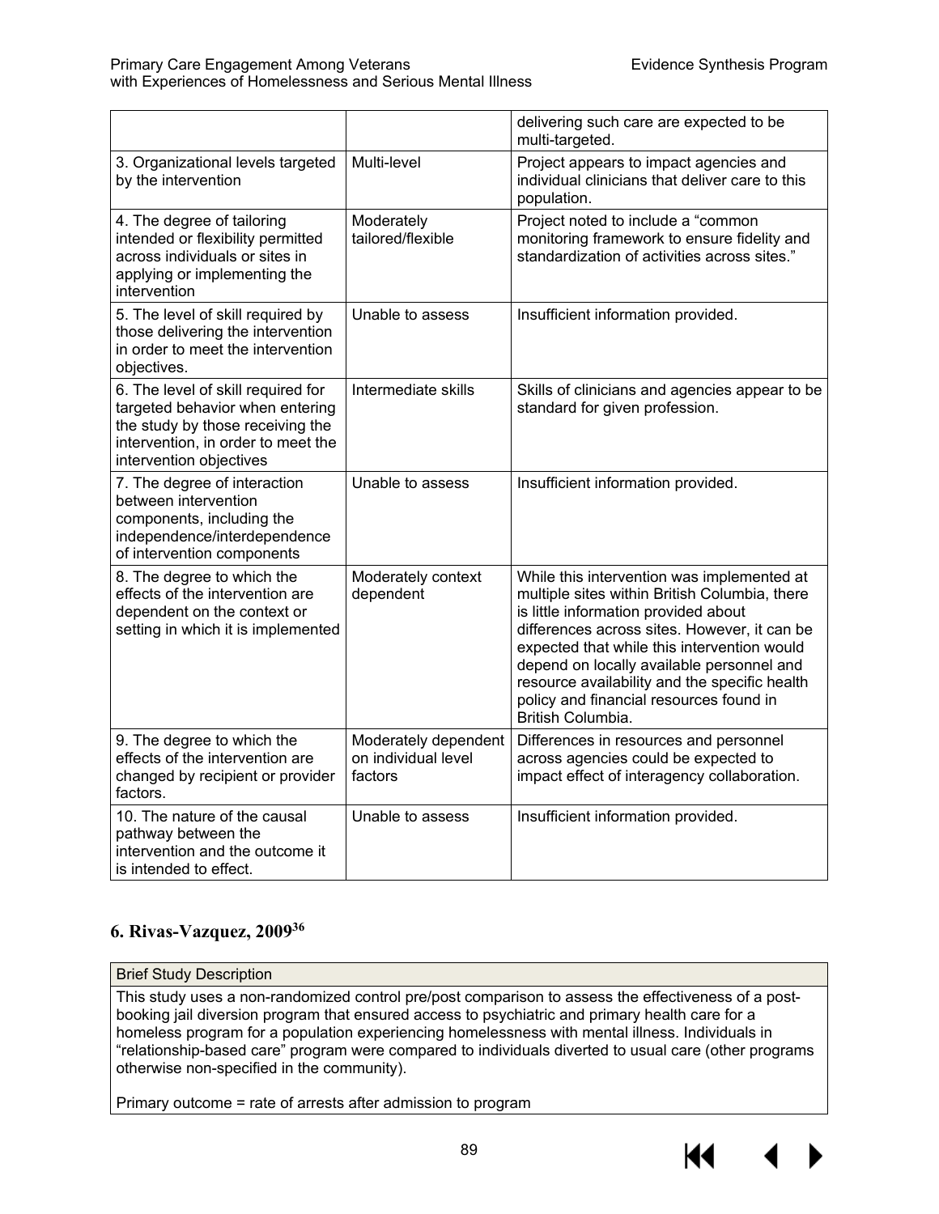| | | delivering such care are expected to be multi-targeted. |
|---|---|---|
| 3. Organizational levels targeted by the intervention | Multi-level | Project appears to impact agencies and individual clinicians that deliver care to this population. |
| 4. The degree of tailoring intended or flexibility permitted across individuals or sites in applying or implementing the intervention | Moderately tailored/flexible | Project noted to include a "common monitoring framework to ensure fidelity and standardization of activities across sites." |
| 5. The level of skill required by those delivering the intervention in order to meet the intervention objectives. | Unable to assess | Insufficient information provided. |
| 6. The level of skill required for targeted behavior when entering the study by those receiving the intervention, in order to meet the intervention objectives | Intermediate skills | Skills of clinicians and agencies appear to be standard for given profession. |
| 7. The degree of interaction between intervention components, including the independence/interdependence of intervention components | Unable to assess | Insufficient information provided. |
| 8. The degree to which the effects of the intervention are dependent on the context or setting in which it is implemented | Moderately context dependent | While this intervention was implemented at multiple sites within British Columbia, there is little information provided about differences across sites. However, it can be expected that while this intervention would depend on locally available personnel and resource availability and the specific health policy and financial resources found in British Columbia. |
| 9. The degree to which the effects of the intervention are changed by recipient or provider factors. | Moderately dependent on individual level factors | Differences in resources and personnel across agencies could be expected to impact effect of interagency collaboration. |
| 10. The nature of the causal pathway between the intervention and the outcome it is intended to effect. | Unable to assess | Insufficient information provided. |

### 6. Rivas-Vazquez, 2009[36]

| Brief Study Description |
|---|
| This study uses a non-randomized control pre/post comparison to assess the effectiveness of a post-booking jail diversion program that ensured access to psychiatric and primary health care for a homeless program for a population experiencing homelessness with mental illness. Individuals in "relationship-based care" program were compared to individuals diverted to usual care (other programs otherwise non-specified in the community).<br><br>Primary outcome = rate of arrests after admission to program |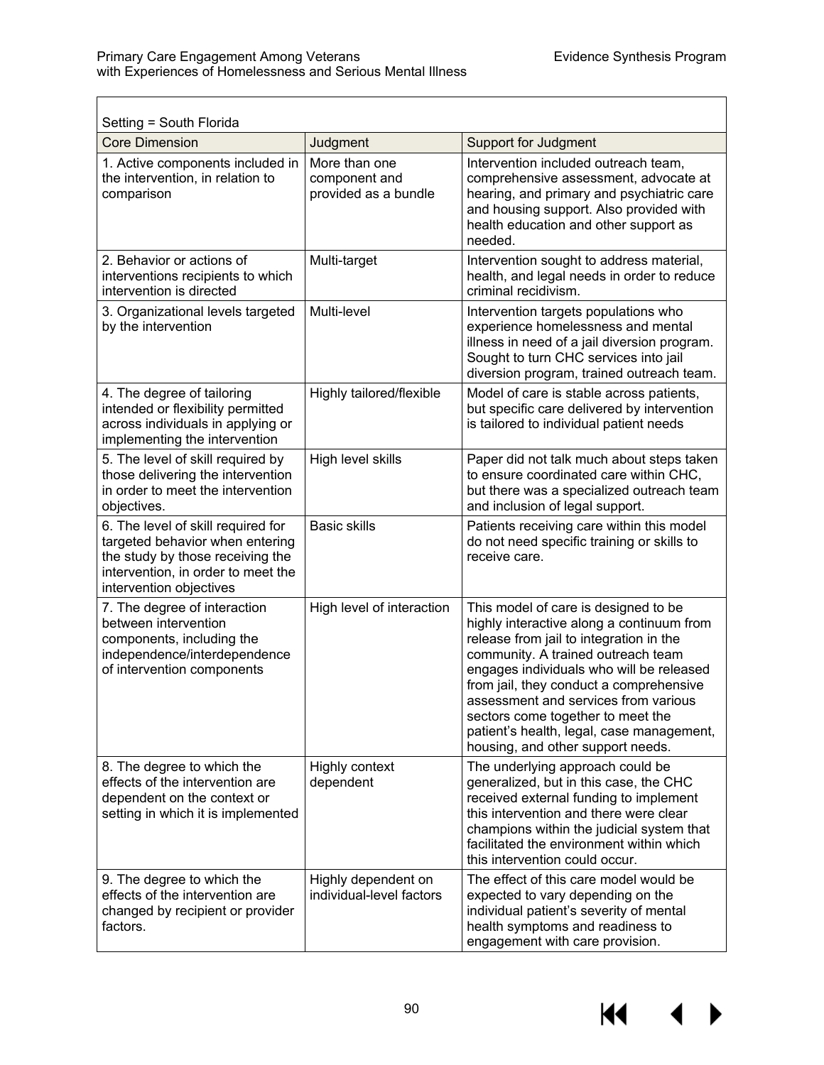| Setting = South Florida | | |
|---|---|---|
| Core Dimension | Judgment | Support for Judgment |
| 1. Active components included in the intervention, in relation to comparison | More than one component and provided as a bundle | Intervention included outreach team, comprehensive assessment, advocate at hearing, and primary and psychiatric care and housing support. Also provided with health education and other support as needed. |
| 2. Behavior or actions of interventions recipients to which intervention is directed | Multi-target | Intervention sought to address material, health, and legal needs in order to reduce criminal recidivism. |
| 3. Organizational levels targeted by the intervention | Multi-level | Intervention targets populations who experience homelessness and mental illness in need of a jail diversion program. Sought to turn CHC services into jail diversion program, trained outreach team. |
| 4. The degree of tailoring intended or flexibility permitted across individuals in applying or implementing the intervention | Highly tailored/flexible | Model of care is stable across patients, but specific care delivered by intervention is tailored to individual patient needs |
| 5. The level of skill required by those delivering the intervention in order to meet the intervention objectives. | High level skills | Paper did not talk much about steps taken to ensure coordinated care within CHC, but there was a specialized outreach team and inclusion of legal support. |
| 6. The level of skill required for targeted behavior when entering the study by those receiving the intervention, in order to meet the intervention objectives | Basic skills | Patients receiving care within this model do not need specific training or skills to receive care. |
| 7. The degree of interaction between intervention components, including the independence/interdependence of intervention components | High level of interaction | This model of care is designed to be highly interactive along a continuum from release from jail to integration in the community. A trained outreach team engages individuals who will be released from jail, they conduct a comprehensive assessment and services from various sectors come together to meet the patient's health, legal, case management, housing, and other support needs. |
| 8. The degree to which the effects of the intervention are dependent on the context or setting in which it is implemented | Highly context dependent | The underlying approach could be generalized, but in this case, the CHC received external funding to implement this intervention and there were clear champions within the judicial system that facilitated the environment within which this intervention could occur. |
| 9. The degree to which the effects of the intervention are changed by recipient or provider factors. | Highly dependent on individual-level factors | The effect of this care model would be expected to vary depending on the individual patient's severity of mental health symptoms and readiness to engagement with care provision. |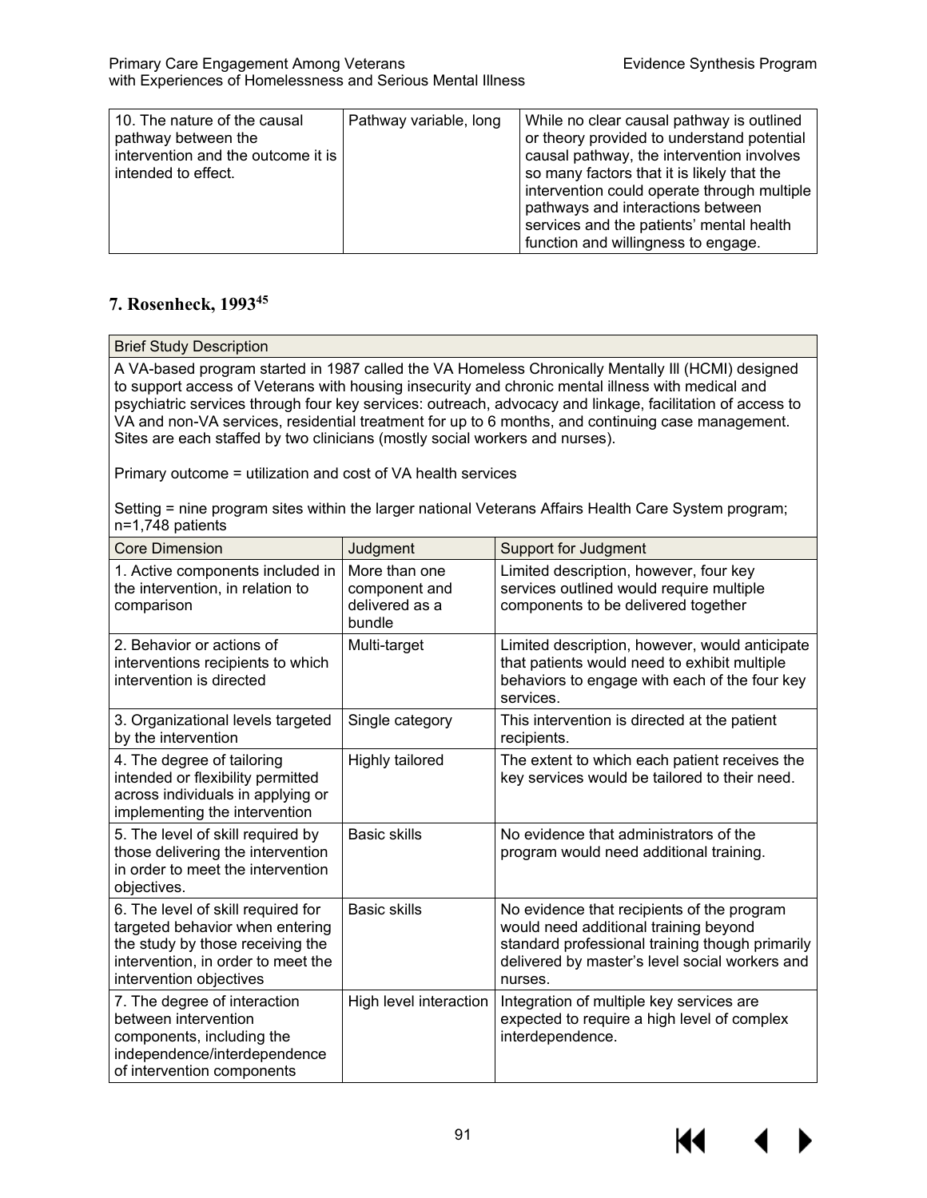| 10. The nature of the causal pathway between the intervention and the outcome it is intended to effect. | Pathway variable, long | While no clear causal pathway is outlined or theory provided to understand potential causal pathway, the intervention involves so many factors that it is likely that the intervention could operate through multiple pathways and interactions between services and the patients' mental health function and willingness to engage. |
|---|---|---|

## 7. Rosenheck, 1993[45]

| Brief Study Description | | |
|---|---|---|
| A VA-based program started in 1987 called the VA Homeless Chronically Mentally Ill (HCMI) designed to support access of Veterans with housing insecurity and chronic mental illness with medical and psychiatric services through four key services: outreach, advocacy and linkage, facilitation of access to VA and non-VA services, residential treatment for up to 6 months, and continuing case management. Sites are each staffed by two clinicians (mostly social workers and nurses).<br><br>Primary outcome = utilization and cost of VA health services<br><br>Setting = nine program sites within the larger national Veterans Affairs Health Care System program; n=1,748 patients | | |
| **Core Dimension** | **Judgment** | **Support for Judgment** |
| 1. Active components included in the intervention, in relation to comparison | More than one component and delivered as a bundle | Limited description, however, four key services outlined would require multiple components to be delivered together |
| 2. Behavior or actions of interventions recipients to which intervention is directed | Multi-target | Limited description, however, would anticipate that patients would need to exhibit multiple behaviors to engage with each of the four key services. |
| 3. Organizational levels targeted by the intervention | Single category | This intervention is directed at the patient recipients. |
| 4. The degree of tailoring intended or flexibility permitted across individuals in applying or implementing the intervention | Highly tailored | The extent to which each patient receives the key services would be tailored to their need. |
| 5. The level of skill required by those delivering the intervention in order to meet the intervention objectives. | Basic skills | No evidence that administrators of the program would need additional training. |
| 6. The level of skill required for targeted behavior when entering the study by those receiving the intervention, in order to meet the intervention objectives | Basic skills | No evidence that recipients of the program would need additional training beyond standard professional training though primarily delivered by master's level social workers and nurses. |
| 7. The degree of interaction between intervention components, including the independence/interdependence of intervention components | High level interaction | Integration of multiple key services are expected to require a high level of complex interdependence. |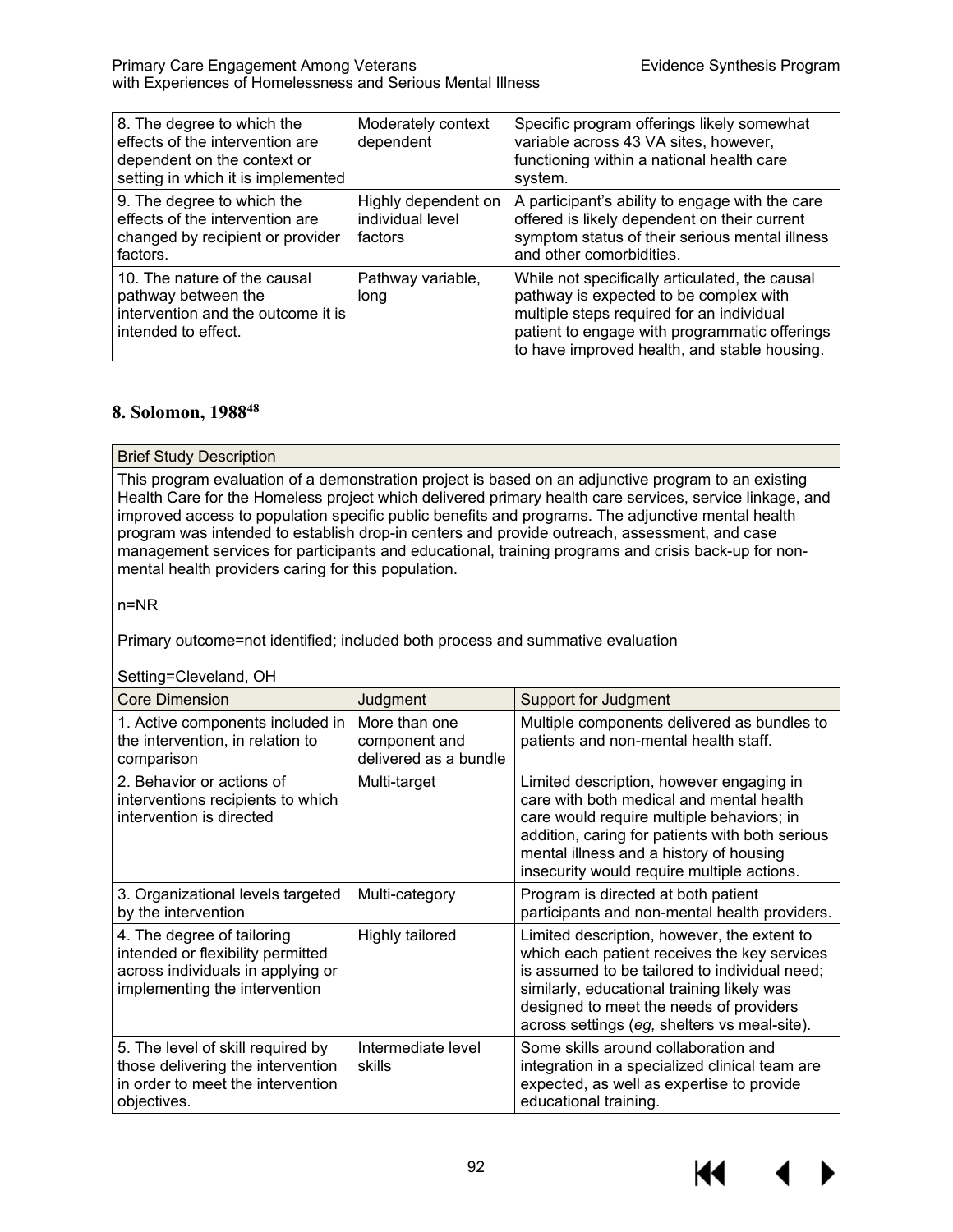| 8. The degree to which the effects of the intervention are dependent on the context or setting in which it is implemented | Moderately context dependent | Specific program offerings likely somewhat variable across 43 VA sites, however, functioning within a national health care system. |
|---|---|---|
| 9. The degree to which the effects of the intervention are changed by recipient or provider factors. | Highly dependent on individual level factors | A participant's ability to engage with the care offered is likely dependent on their current symptom status of their serious mental illness and other comorbidities. |
| 10. The nature of the causal pathway between the intervention and the outcome it is intended to effect. | Pathway variable, long | While not specifically articulated, the causal pathway is expected to be complex with multiple steps required for an individual patient to engage with programmatic offerings to have improved health, and stable housing. |

## 8. Solomon, 1988[48]

| Brief Study Description | | |
|---|---|---|
| This program evaluation of a demonstration project is based on an adjunctive program to an existing Health Care for the Homeless project which delivered primary health care services, service linkage, and improved access to population specific public benefits and programs. The adjunctive mental health program was intended to establish drop-in centers and provide outreach, assessment, and case management services for participants and educational, training programs and crisis back-up for non-mental health providers caring for this population.<br><br>n=NR<br><br>Primary outcome=not identified; included both process and summative evaluation<br><br>Setting=Cleveland, OH | | |
| **Core Dimension** | **Judgment** | **Support for Judgment** |
| 1. Active components included in the intervention, in relation to comparison | More than one component and delivered as a bundle | Multiple components delivered as bundles to patients and non-mental health staff. |
| 2. Behavior or actions of interventions recipients to which intervention is directed | Multi-target | Limited description, however engaging in care with both medical and mental health care would require multiple behaviors; in addition, caring for patients with both serious mental illness and a history of housing insecurity would require multiple actions. |
| 3. Organizational levels targeted by the intervention | Multi-category | Program is directed at both patient participants and non-mental health providers. |
| 4. The degree of tailoring intended or flexibility permitted across individuals in applying or implementing the intervention | Highly tailored | Limited description, however, the extent to which each patient receives the key services is assumed to be tailored to individual need; similarly, educational training likely was designed to meet the needs of providers across settings (*eg,* shelters vs meal-site). |
| 5. The level of skill required by those delivering the intervention in order to meet the intervention objectives. | Intermediate level skills | Some skills around collaboration and integration in a specialized clinical team are expected, as well as expertise to provide educational training. |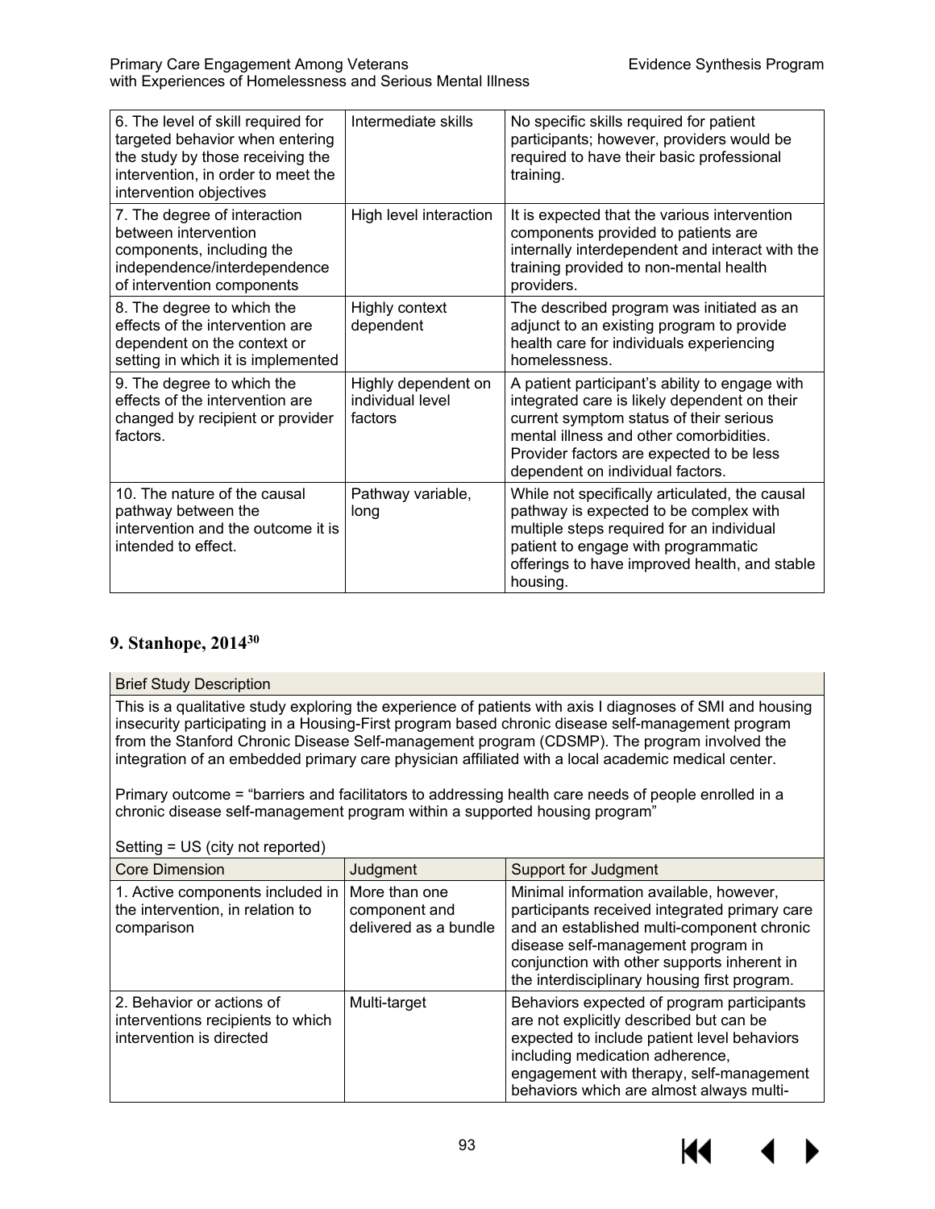| | | |
|---|---|---|
| 6. The level of skill required for targeted behavior when entering the study by those receiving the intervention, in order to meet the intervention objectives | Intermediate skills | No specific skills required for patient participants; however, providers would be required to have their basic professional training. |
| 7. The degree of interaction between intervention components, including the independence/interdependence of intervention components | High level interaction | It is expected that the various intervention components provided to patients are internally interdependent and interact with the training provided to non-mental health providers. |
| 8. The degree to which the effects of the intervention are dependent on the context or setting in which it is implemented | Highly context dependent | The described program was initiated as an adjunct to an existing program to provide health care for individuals experiencing homelessness. |
| 9. The degree to which the effects of the intervention are changed by recipient or provider factors. | Highly dependent on individual level factors | A patient participant's ability to engage with integrated care is likely dependent on their current symptom status of their serious mental illness and other comorbidities. Provider factors are expected to be less dependent on individual factors. |
| 10. The nature of the causal pathway between the intervention and the outcome it is intended to effect. | Pathway variable, long | While not specifically articulated, the causal pathway is expected to be complex with multiple steps required for an individual patient to engage with programmatic offerings to have improved health, and stable housing. |

## 9. Stanhope, 2014[30]

**Brief Study Description**

This is a qualitative study exploring the experience of patients with axis I diagnoses of SMI and housing insecurity participating in a Housing-First program based chronic disease self-management program from the Stanford Chronic Disease Self-management program (CDSMP). The program involved the integration of an embedded primary care physician affiliated with a local academic medical center.

Primary outcome = "barriers and facilitators to addressing health care needs of people enrolled in a chronic disease self-management program within a supported housing program"

Setting = US (city not reported)

| Core Dimension | Judgment | Support for Judgment |
|---|---|---|
| 1. Active components included in the intervention, in relation to comparison | More than one component and delivered as a bundle | Minimal information available, however, participants received integrated primary care and an established multi-component chronic disease self-management program in conjunction with other supports inherent in the interdisciplinary housing first program. |
| 2. Behavior or actions of interventions recipients to which intervention is directed | Multi-target | Behaviors expected of program participants are not explicitly described but can be expected to include patient level behaviors including medication adherence, engagement with therapy, self-management behaviors which are almost always multi- |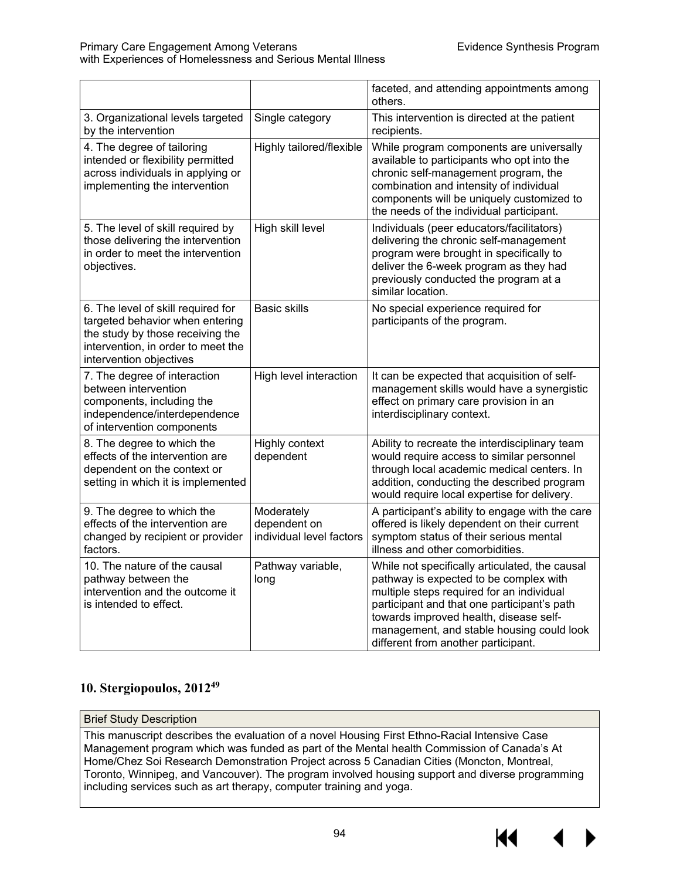|  |  | faceted, and attending appointments among others. |
|---|---|---|
| 3. Organizational levels targeted by the intervention | Single category | This intervention is directed at the patient recipients. |
| 4. The degree of tailoring intended or flexibility permitted across individuals in applying or implementing the intervention | Highly tailored/flexible | While program components are universally available to participants who opt into the chronic self-management program, the combination and intensity of individual components will be uniquely customized to the needs of the individual participant. |
| 5. The level of skill required by those delivering the intervention in order to meet the intervention objectives. | High skill level | Individuals (peer educators/facilitators) delivering the chronic self-management program were brought in specifically to deliver the 6-week program as they had previously conducted the program at a similar location. |
| 6. The level of skill required for targeted behavior when entering the study by those receiving the intervention, in order to meet the intervention objectives | Basic skills | No special experience required for participants of the program. |
| 7. The degree of interaction between intervention components, including the independence/interdependence of intervention components | High level interaction | It can be expected that acquisition of self-management skills would have a synergistic effect on primary care provision in an interdisciplinary context. |
| 8. The degree to which the effects of the intervention are dependent on the context or setting in which it is implemented | Highly context dependent | Ability to recreate the interdisciplinary team would require access to similar personnel through local academic medical centers. In addition, conducting the described program would require local expertise for delivery. |
| 9. The degree to which the effects of the intervention are changed by recipient or provider factors. | Moderately dependent on individual level factors | A participant's ability to engage with the care offered is likely dependent on their current symptom status of their serious mental illness and other comorbidities. |
| 10. The nature of the causal pathway between the intervention and the outcome it is intended to effect. | Pathway variable, long | While not specifically articulated, the causal pathway is expected to be complex with multiple steps required for an individual participant and that one participant's path towards improved health, disease self-management, and stable housing could look different from another participant. |

## 10. Stergiopoulos, 2012[49]

| Brief Study Description |
|---|
| This manuscript describes the evaluation of a novel Housing First Ethno-Racial Intensive Case Management program which was funded as part of the Mental health Commission of Canada's At Home/Chez Soi Research Demonstration Project across 5 Canadian Cities (Moncton, Montreal, Toronto, Winnipeg, and Vancouver). The program involved housing support and diverse programming including services such as art therapy, computer training and yoga. |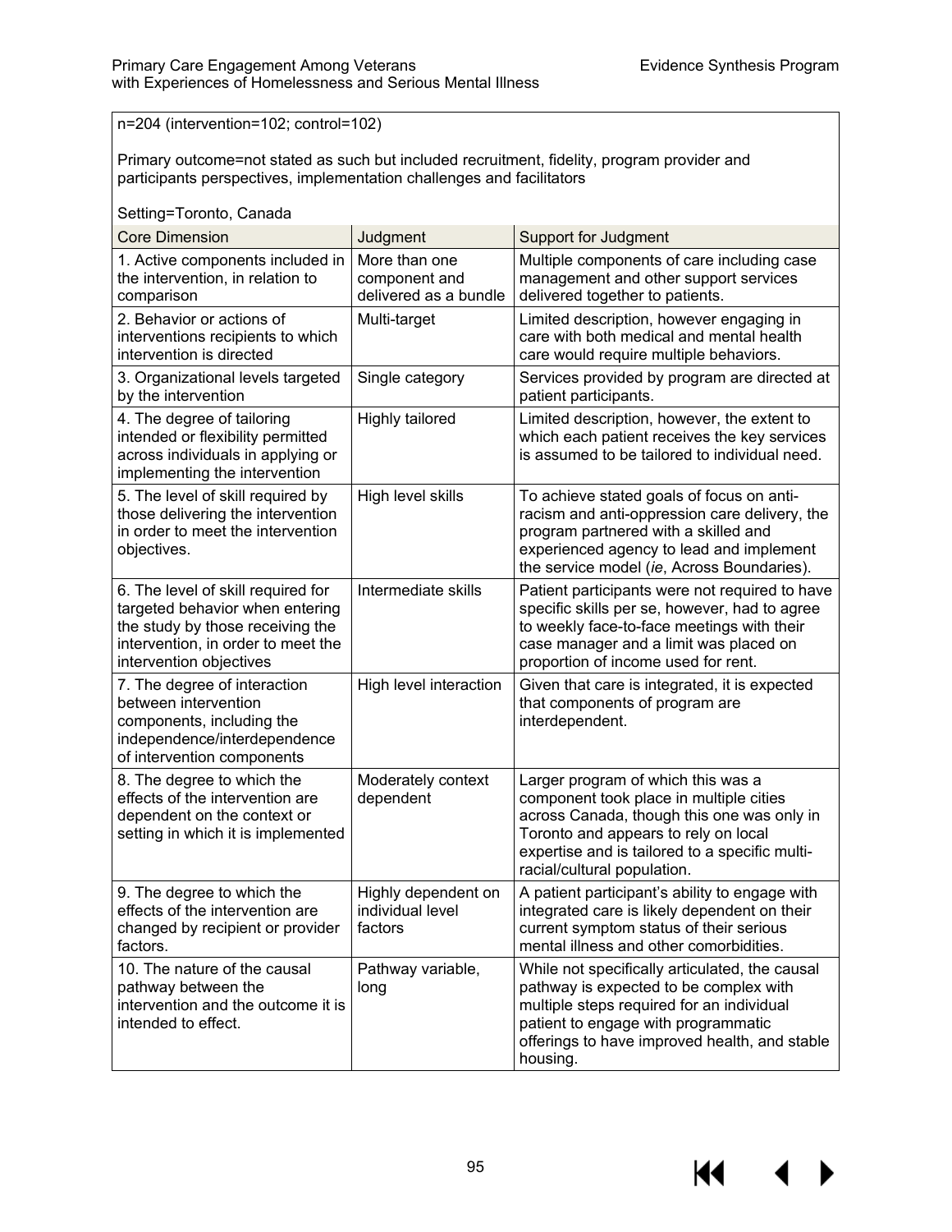n=204 (intervention=102; control=102)

Primary outcome=not stated as such but included recruitment, fidelity, program provider and participants perspectives, implementation challenges and facilitators

Setting=Toronto, Canada

| Core Dimension | Judgment | Support for Judgment |
|---|---|---|
| 1. Active components included in the intervention, in relation to comparison | More than one component and delivered as a bundle | Multiple components of care including case management and other support services delivered together to patients. |
| 2. Behavior or actions of interventions recipients to which intervention is directed | Multi-target | Limited description, however engaging in care with both medical and mental health care would require multiple behaviors. |
| 3. Organizational levels targeted by the intervention | Single category | Services provided by program are directed at patient participants. |
| 4. The degree of tailoring intended or flexibility permitted across individuals in applying or implementing the intervention | Highly tailored | Limited description, however, the extent to which each patient receives the key services is assumed to be tailored to individual need. |
| 5. The level of skill required by those delivering the intervention in order to meet the intervention objectives. | High level skills | To achieve stated goals of focus on anti-racism and anti-oppression care delivery, the program partnered with a skilled and experienced agency to lead and implement the service model (*ie*, Across Boundaries). |
| 6. The level of skill required for targeted behavior when entering the study by those receiving the intervention, in order to meet the intervention objectives | Intermediate skills | Patient participants were not required to have specific skills per se, however, had to agree to weekly face-to-face meetings with their case manager and a limit was placed on proportion of income used for rent. |
| 7. The degree of interaction between intervention components, including the independence/interdependence of intervention components | High level interaction | Given that care is integrated, it is expected that components of program are interdependent. |
| 8. The degree to which the effects of the intervention are dependent on the context or setting in which it is implemented | Moderately context dependent | Larger program of which this was a component took place in multiple cities across Canada, though this one was only in Toronto and appears to rely on local expertise and is tailored to a specific multi-racial/cultural population. |
| 9. The degree to which the effects of the intervention are changed by recipient or provider factors. | Highly dependent on individual level factors | A patient participant's ability to engage with integrated care is likely dependent on their current symptom status of their serious mental illness and other comorbidities. |
| 10. The nature of the causal pathway between the intervention and the outcome it is intended to effect. | Pathway variable, long | While not specifically articulated, the causal pathway is expected to be complex with multiple steps required for an individual patient to engage with programmatic offerings to have improved health, and stable housing. |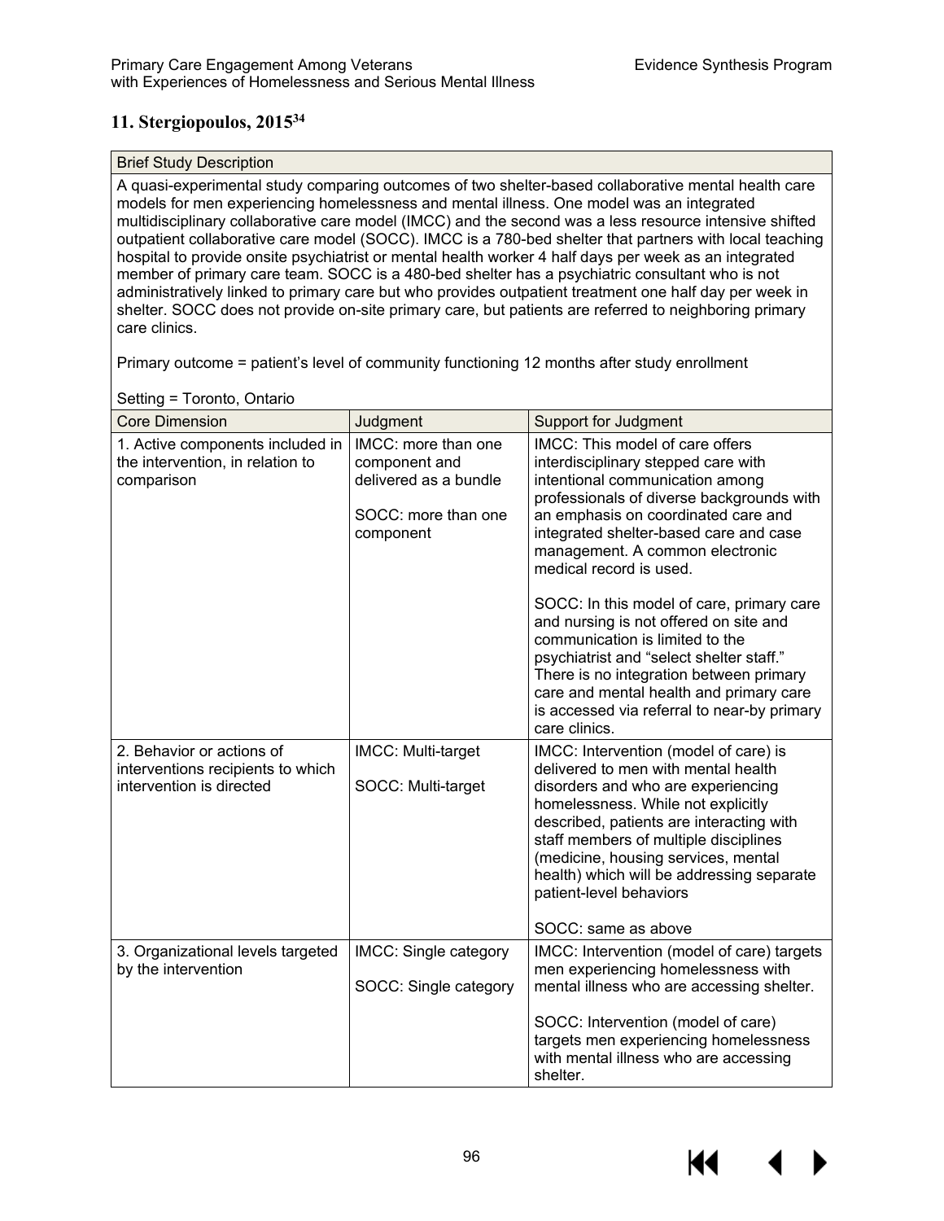## 11. Stergiopoulos, 2015[34]

| Brief Study Description | | |
|---|---|---|
| A quasi-experimental study comparing outcomes of two shelter-based collaborative mental health care models for men experiencing homelessness and mental illness. One model was an integrated multidisciplinary collaborative care model (IMCC) and the second was a less resource intensive shifted outpatient collaborative care model (SOCC). IMCC is a 780-bed shelter that partners with local teaching hospital to provide onsite psychiatrist or mental health worker 4 half days per week as an integrated member of primary care team. SOCC is a 480-bed shelter has a psychiatric consultant who is not administratively linked to primary care but who provides outpatient treatment one half day per week in shelter. SOCC does not provide on-site primary care, but patients are referred to neighboring primary care clinics.<br><br>Primary outcome = patient's level of community functioning 12 months after study enrollment<br><br>Setting = Toronto, Ontario | | |
| **Core Dimension** | **Judgment** | **Support for Judgment** |
| 1. Active components included in the intervention, in relation to comparison | IMCC: more than one component and delivered as a bundle<br><br>SOCC: more than one component | IMCC: This model of care offers interdisciplinary stepped care with intentional communication among professionals of diverse backgrounds with an emphasis on coordinated care and integrated shelter-based care and case management. A common electronic medical record is used.<br><br>SOCC: In this model of care, primary care and nursing is not offered on site and communication is limited to the psychiatrist and "select shelter staff." There is no integration between primary care and mental health and primary care is accessed via referral to near-by primary care clinics. |
| 2. Behavior or actions of interventions recipients to which intervention is directed | IMCC: Multi-target<br><br>SOCC: Multi-target | IMCC: Intervention (model of care) is delivered to men with mental health disorders and who are experiencing homelessness. While not explicitly described, patients are interacting with staff members of multiple disciplines (medicine, housing services, mental health) which will be addressing separate patient-level behaviors<br><br>SOCC: same as above |
| 3. Organizational levels targeted by the intervention | IMCC: Single category<br><br>SOCC: Single category | IMCC: Intervention (model of care) targets men experiencing homelessness with mental illness who are accessing shelter.<br><br>SOCC: Intervention (model of care) targets men experiencing homelessness with mental illness who are accessing shelter. |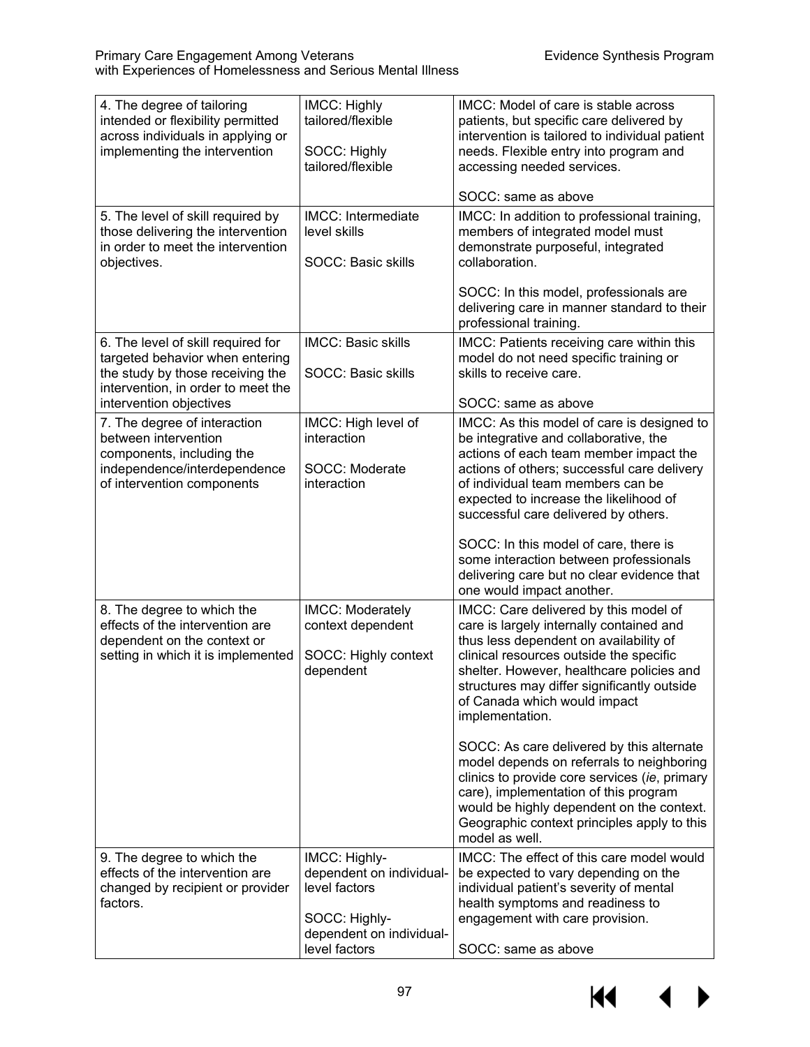| | | |
|---|---|---|
| 4. The degree of tailoring intended or flexibility permitted across individuals in applying or implementing the intervention | IMCC: Highly tailored/flexible<br><br>SOCC: Highly tailored/flexible | IMCC: Model of care is stable across patients, but specific care delivered by intervention is tailored to individual patient needs. Flexible entry into program and accessing needed services.<br><br>SOCC: same as above |
| 5. The level of skill required by those delivering the intervention in order to meet the intervention objectives. | IMCC: Intermediate level skills<br><br>SOCC: Basic skills | IMCC: In addition to professional training, members of integrated model must demonstrate purposeful, integrated collaboration.<br><br>SOCC: In this model, professionals are delivering care in manner standard to their professional training. |
| 6. The level of skill required for targeted behavior when entering the study by those receiving the intervention, in order to meet the intervention objectives | IMCC: Basic skills<br><br>SOCC: Basic skills | IMCC: Patients receiving care within this model do not need specific training or skills to receive care.<br><br>SOCC: same as above |
| 7. The degree of interaction between intervention components, including the independence/interdependence of intervention components | IMCC: High level of interaction<br><br>SOCC: Moderate interaction | IMCC: As this model of care is designed to be integrative and collaborative, the actions of each team member impact the actions of others; successful care delivery of individual team members can be expected to increase the likelihood of successful care delivered by others.<br><br>SOCC: In this model of care, there is some interaction between professionals delivering care but no clear evidence that one would impact another. |
| 8. The degree to which the effects of the intervention are dependent on the context or setting in which it is implemented | IMCC: Moderately context dependent<br><br>SOCC: Highly context dependent | IMCC: Care delivered by this model of care is largely internally contained and thus less dependent on availability of clinical resources outside the specific shelter. However, healthcare policies and structures may differ significantly outside of Canada which would impact implementation.<br><br>SOCC: As care delivered by this alternate model depends on referrals to neighboring clinics to provide core services (*ie*, primary care), implementation of this program would be highly dependent on the context. Geographic context principles apply to this model as well. |
| 9. The degree to which the effects of the intervention are changed by recipient or provider factors. | IMCC: Highly-dependent on individual-level factors<br><br>SOCC: Highly-dependent on individual-level factors | IMCC: The effect of this care model would be expected to vary depending on the individual patient's severity of mental health symptoms and readiness to engagement with care provision.<br><br>SOCC: same as above |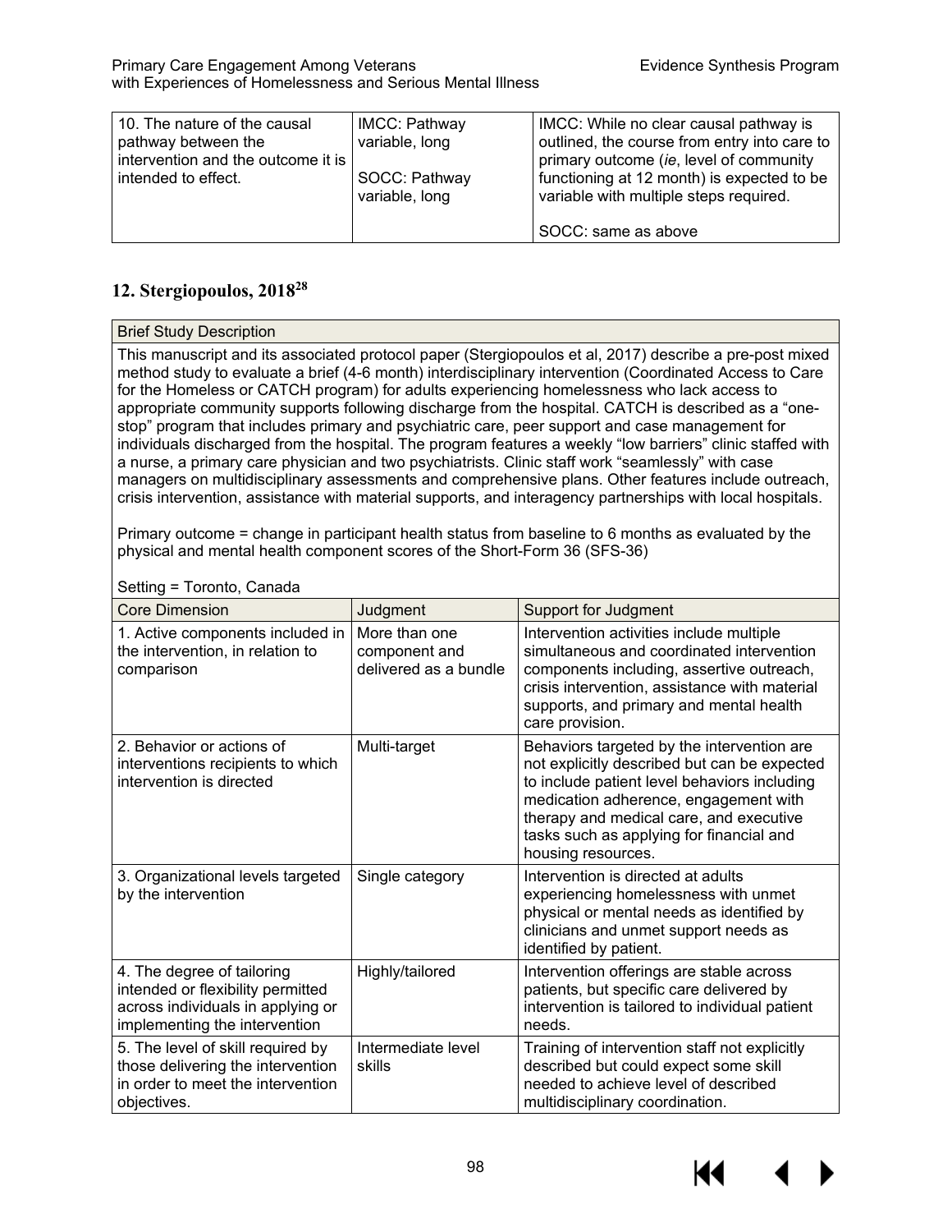| 10. The nature of the causal pathway between the intervention and the outcome it is intended to effect. | IMCC: Pathway variable, long<br><br>SOCC: Pathway variable, long | IMCC: While no clear causal pathway is outlined, the course from entry into care to primary outcome (*ie*, level of community functioning at 12 month) is expected to be variable with multiple steps required.<br><br>SOCC: same as above |
|---|---|---|

## 12. Stergiopoulos, 2018[28]

| Brief Study Description | | |
|---|---|---|
| This manuscript and its associated protocol paper (Stergiopoulos et al, 2017) describe a pre-post mixed method study to evaluate a brief (4-6 month) interdisciplinary intervention (Coordinated Access to Care for the Homeless or CATCH program) for adults experiencing homelessness who lack access to appropriate community supports following discharge from the hospital. CATCH is described as a "one-stop" program that includes primary and psychiatric care, peer support and case management for individuals discharged from the hospital. The program features a weekly "low barriers" clinic staffed with a nurse, a primary care physician and two psychiatrists. Clinic staff work "seamlessly" with case managers on multidisciplinary assessments and comprehensive plans. Other features include outreach, crisis intervention, assistance with material supports, and interagency partnerships with local hospitals.<br><br>Primary outcome = change in participant health status from baseline to 6 months as evaluated by the physical and mental health component scores of the Short-Form 36 (SFS-36)<br><br>Setting = Toronto, Canada | | |
| **Core Dimension** | **Judgment** | **Support for Judgment** |
| 1. Active components included in the intervention, in relation to comparison | More than one component and delivered as a bundle | Intervention activities include multiple simultaneous and coordinated intervention components including, assertive outreach, crisis intervention, assistance with material supports, and primary and mental health care provision. |
| 2. Behavior or actions of interventions recipients to which intervention is directed | Multi-target | Behaviors targeted by the intervention are not explicitly described but can be expected to include patient level behaviors including medication adherence, engagement with therapy and medical care, and executive tasks such as applying for financial and housing resources. |
| 3. Organizational levels targeted by the intervention | Single category | Intervention is directed at adults experiencing homelessness with unmet physical or mental needs as identified by clinicians and unmet support needs as identified by patient. |
| 4. The degree of tailoring intended or flexibility permitted across individuals in applying or implementing the intervention | Highly/tailored | Intervention offerings are stable across patients, but specific care delivered by intervention is tailored to individual patient needs. |
| 5. The level of skill required by those delivering the intervention in order to meet the intervention objectives. | Intermediate level skills | Training of intervention staff not explicitly described but could expect some skill needed to achieve level of described multidisciplinary coordination. |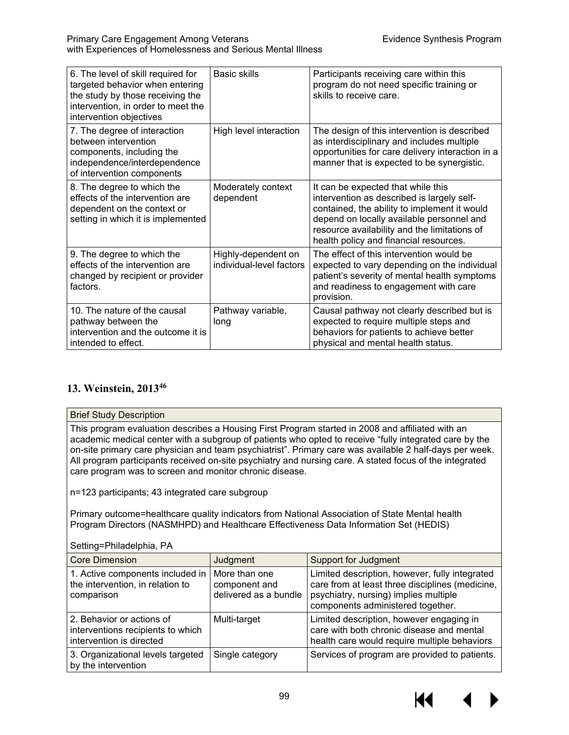| 6. The level of skill required for targeted behavior when entering the study by those receiving the intervention, in order to meet the intervention objectives | Basic skills | Participants receiving care within this program do not need specific training or skills to receive care. |
|---|---|---|
| 7. The degree of interaction between intervention components, including the independence/interdependence of intervention components | High level interaction | The design of this intervention is described as interdisciplinary and includes multiple opportunities for care delivery interaction in a manner that is expected to be synergistic. |
| 8. The degree to which the effects of the intervention are dependent on the context or setting in which it is implemented | Moderately context dependent | It can be expected that while this intervention as described is largely self-contained, the ability to implement it would depend on locally available personnel and resource availability and the limitations of health policy and financial resources. |
| 9. The degree to which the effects of the intervention are changed by recipient or provider factors. | Highly-dependent on individual-level factors | The effect of this intervention would be expected to vary depending on the individual patient's severity of mental health symptoms and readiness to engagement with care provision. |
| 10. The nature of the causal pathway between the intervention and the outcome it is intended to effect. | Pathway variable, long | Causal pathway not clearly described but is expected to require multiple steps and behaviors for patients to achieve better physical and mental health status. |

## 13. Weinstein, 2013[46]

**Brief Study Description**

This program evaluation describes a Housing First Program started in 2008 and affiliated with an academic medical center with a subgroup of patients who opted to receive "fully integrated care by the on-site primary care physician and team psychiatrist". Primary care was available 2 half-days per week. All program participants received on-site psychiatry and nursing care. A stated focus of the integrated care program was to screen and monitor chronic disease.

n=123 participants; 43 integrated care subgroup

Primary outcome=healthcare quality indicators from National Association of State Mental health Program Directors (NASMHPD) and Healthcare Effectiveness Data Information Set (HEDIS)

Setting=Philadelphia, PA

| Core Dimension | Judgment | Support for Judgment |
|---|---|---|
| 1. Active components included in the intervention, in relation to comparison | More than one component and delivered as a bundle | Limited description, however, fully integrated care from at least three disciplines (medicine, psychiatry, nursing) implies multiple components administered together. |
| 2. Behavior or actions of interventions recipients to which intervention is directed | Multi-target | Limited description, however engaging in care with both chronic disease and mental health care would require multiple behaviors |
| 3. Organizational levels targeted by the intervention | Single category | Services of program are provided to patients. |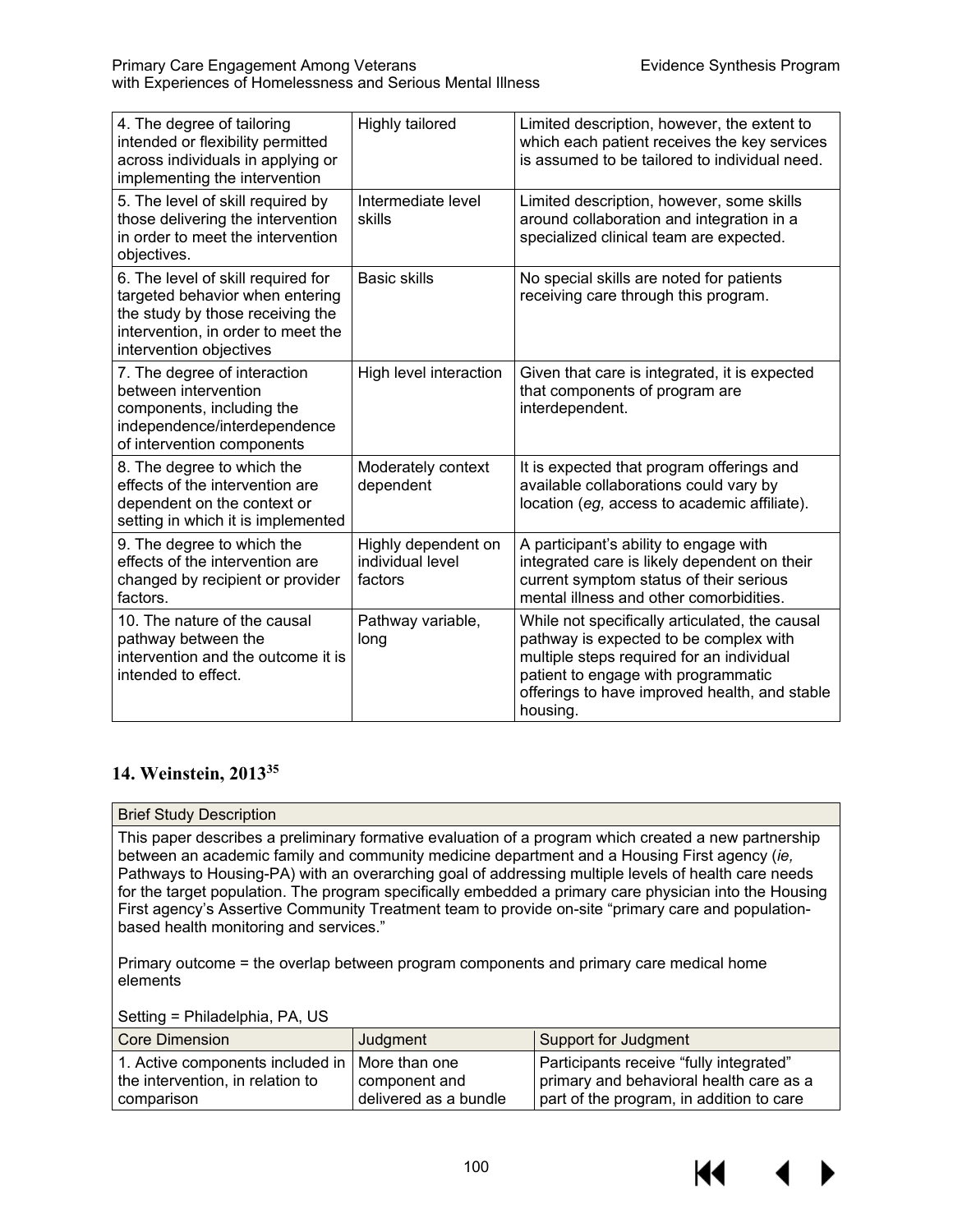| | | |
|---|---|---|
| 4. The degree of tailoring intended or flexibility permitted across individuals in applying or implementing the intervention | Highly tailored | Limited description, however, the extent to which each patient receives the key services is assumed to be tailored to individual need. |
| 5. The level of skill required by those delivering the intervention in order to meet the intervention objectives. | Intermediate level skills | Limited description, however, some skills around collaboration and integration in a specialized clinical team are expected. |
| 6. The level of skill required for targeted behavior when entering the study by those receiving the intervention, in order to meet the intervention objectives | Basic skills | No special skills are noted for patients receiving care through this program. |
| 7. The degree of interaction between intervention components, including the independence/interdependence of intervention components | High level interaction | Given that care is integrated, it is expected that components of program are interdependent. |
| 8. The degree to which the effects of the intervention are dependent on the context or setting in which it is implemented | Moderately context dependent | It is expected that program offerings and available collaborations could vary by location (*eg,* access to academic affiliate). |
| 9. The degree to which the effects of the intervention are changed by recipient or provider factors. | Highly dependent on individual level factors | A participant's ability to engage with integrated care is likely dependent on their current symptom status of their serious mental illness and other comorbidities. |
| 10. The nature of the causal pathway between the intervention and the outcome it is intended to effect. | Pathway variable, long | While not specifically articulated, the causal pathway is expected to be complex with multiple steps required for an individual patient to engage with programmatic offerings to have improved health, and stable housing. |

## 14. Weinstein, 2013[35]

**Brief Study Description**

This paper describes a preliminary formative evaluation of a program which created a new partnership between an academic family and community medicine department and a Housing First agency (*ie,* Pathways to Housing-PA) with an overarching goal of addressing multiple levels of health care needs for the target population. The program specifically embedded a primary care physician into the Housing First agency's Assertive Community Treatment team to provide on-site "primary care and population-based health monitoring and services."

Primary outcome = the overlap between program components and primary care medical home elements

Setting = Philadelphia, PA, US

| Core Dimension | Judgment | Support for Judgment |
|---|---|---|
| 1. Active components included in the intervention, in relation to comparison | More than one component and delivered as a bundle | Participants receive "fully integrated" primary and behavioral health care as a part of the program, in addition to care |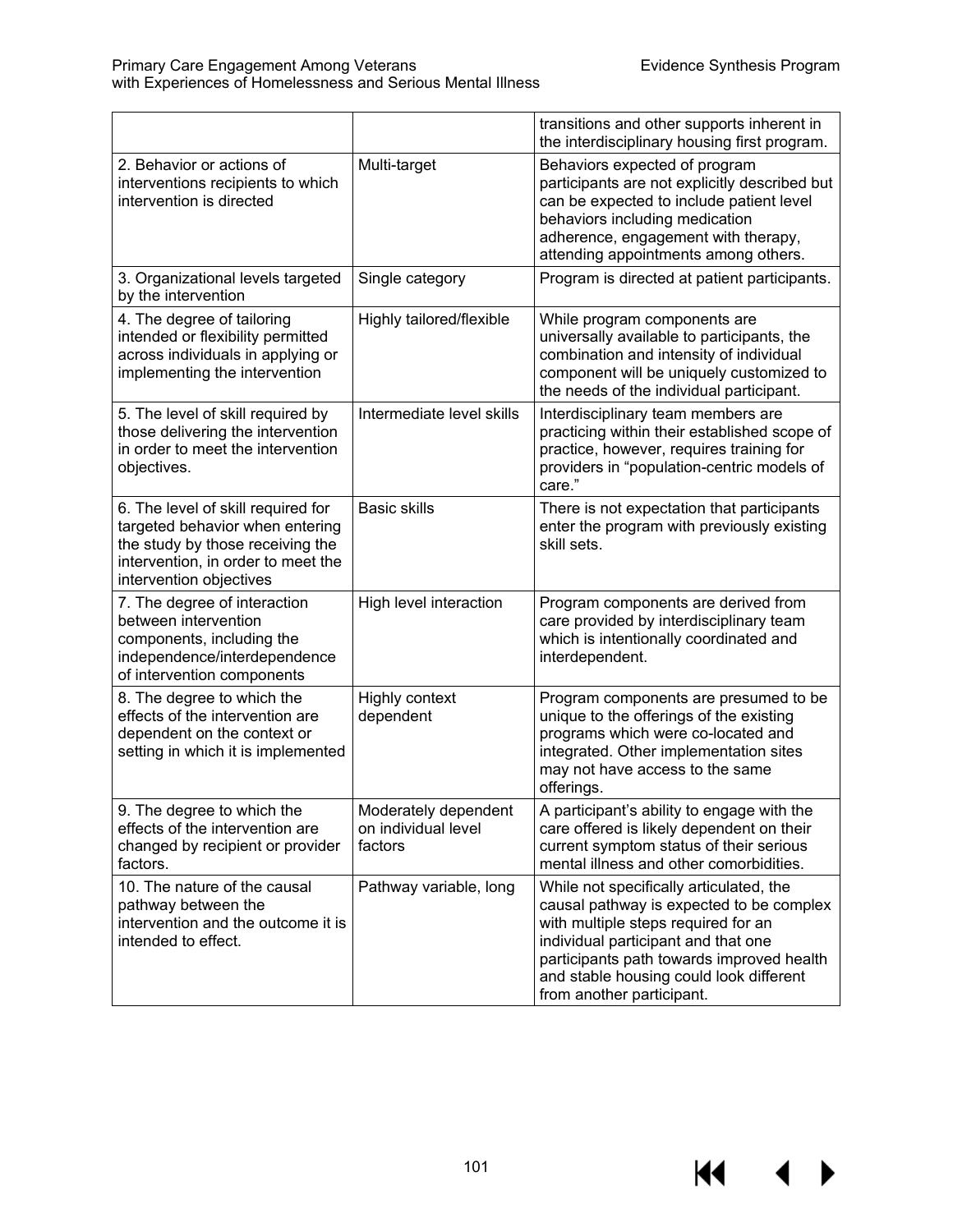| | | |
|---|---|---|
| | | transitions and other supports inherent in the interdisciplinary housing first program. |
| 2. Behavior or actions of interventions recipients to which intervention is directed | Multi-target | Behaviors expected of program participants are not explicitly described but can be expected to include patient level behaviors including medication adherence, engagement with therapy, attending appointments among others. |
| 3. Organizational levels targeted by the intervention | Single category | Program is directed at patient participants. |
| 4. The degree of tailoring intended or flexibility permitted across individuals in applying or implementing the intervention | Highly tailored/flexible | While program components are universally available to participants, the combination and intensity of individual component will be uniquely customized to the needs of the individual participant. |
| 5. The level of skill required by those delivering the intervention in order to meet the intervention objectives. | Intermediate level skills | Interdisciplinary team members are practicing within their established scope of practice, however, requires training for providers in "population-centric models of care." |
| 6. The level of skill required for targeted behavior when entering the study by those receiving the intervention, in order to meet the intervention objectives | Basic skills | There is not expectation that participants enter the program with previously existing skill sets. |
| 7. The degree of interaction between intervention components, including the independence/interdependence of intervention components | High level interaction | Program components are derived from care provided by interdisciplinary team which is intentionally coordinated and interdependent. |
| 8. The degree to which the effects of the intervention are dependent on the context or setting in which it is implemented | Highly context dependent | Program components are presumed to be unique to the offerings of the existing programs which were co-located and integrated. Other implementation sites may not have access to the same offerings. |
| 9. The degree to which the effects of the intervention are changed by recipient or provider factors. | Moderately dependent on individual level factors | A participant's ability to engage with the care offered is likely dependent on their current symptom status of their serious mental illness and other comorbidities. |
| 10. The nature of the causal pathway between the intervention and the outcome it is intended to effect. | Pathway variable, long | While not specifically articulated, the causal pathway is expected to be complex with multiple steps required for an individual participant and that one participants path towards improved health and stable housing could look different from another participant. |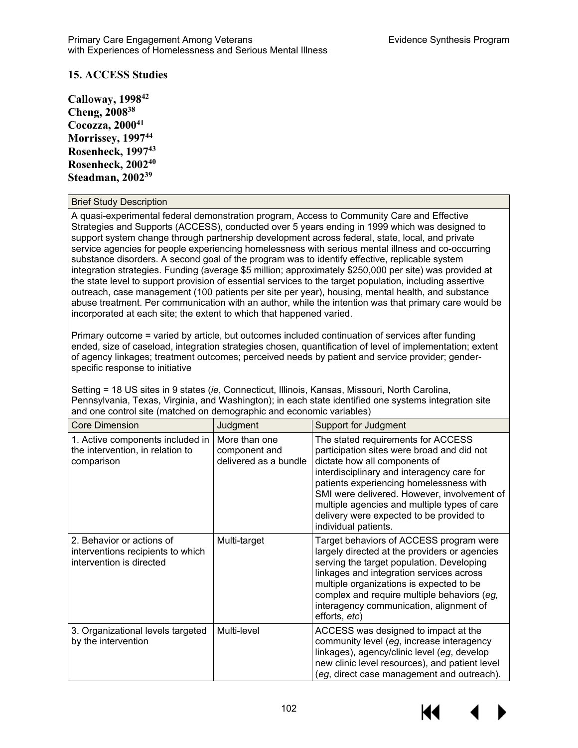## 15. ACCESS Studies

**Calloway, 1998[42]**
**Cheng, 2008[38]**
**Cocozza, 2000[41]**
**Morrissey, 1997[44]**
**Rosenheck, 1997[43]**
**Rosenheck, 2002[40]**
**Steadman, 2002[39]**

| Brief Study Description | | |
|---|---|---|
| A quasi-experimental federal demonstration program, Access to Community Care and Effective Strategies and Supports (ACCESS), conducted over 5 years ending in 1999 which was designed to support system change through partnership development across federal, state, local, and private service agencies for people experiencing homelessness with serious mental illness and co-occurring substance disorders. A second goal of the program was to identify effective, replicable system integration strategies. Funding (average $5 million; approximately $250,000 per site) was provided at the state level to support provision of essential services to the target population, including assertive outreach, case management (100 patients per site per year), housing, mental health, and substance abuse treatment. Per communication with an author, while the intention was that primary care would be incorporated at each site; the extent to which that happened varied.<br><br>Primary outcome = varied by article, but outcomes included continuation of services after funding ended, size of caseload, integration strategies chosen, quantification of level of implementation; extent of agency linkages; treatment outcomes; perceived needs by patient and service provider; gender-specific response to initiative<br><br>Setting = 18 US sites in 9 states (*ie*, Connecticut, Illinois, Kansas, Missouri, North Carolina, Pennsylvania, Texas, Virginia, and Washington); in each state identified one systems integration site and one control site (matched on demographic and economic variables) | | |
| **Core Dimension** | **Judgment** | **Support for Judgment** |
| 1. Active components included in the intervention, in relation to comparison | More than one component and delivered as a bundle | The stated requirements for ACCESS participation sites were broad and did not dictate how all components of interdisciplinary and interagency care for patients experiencing homelessness with SMI were delivered. However, involvement of multiple agencies and multiple types of care delivery were expected to be provided to individual patients. |
| 2. Behavior or actions of interventions recipients to which intervention is directed | Multi-target | Target behaviors of ACCESS program were largely directed at the providers or agencies serving the target population. Developing linkages and integration services across multiple organizations is expected to be complex and require multiple behaviors (*eg,* interagency communication, alignment of efforts, *etc*) |
| 3. Organizational levels targeted by the intervention | Multi-level | ACCESS was designed to impact at the community level (*eg*, increase interagency linkages), agency/clinic level (*eg*, develop new clinic level resources), and patient level (*eg*, direct case management and outreach). |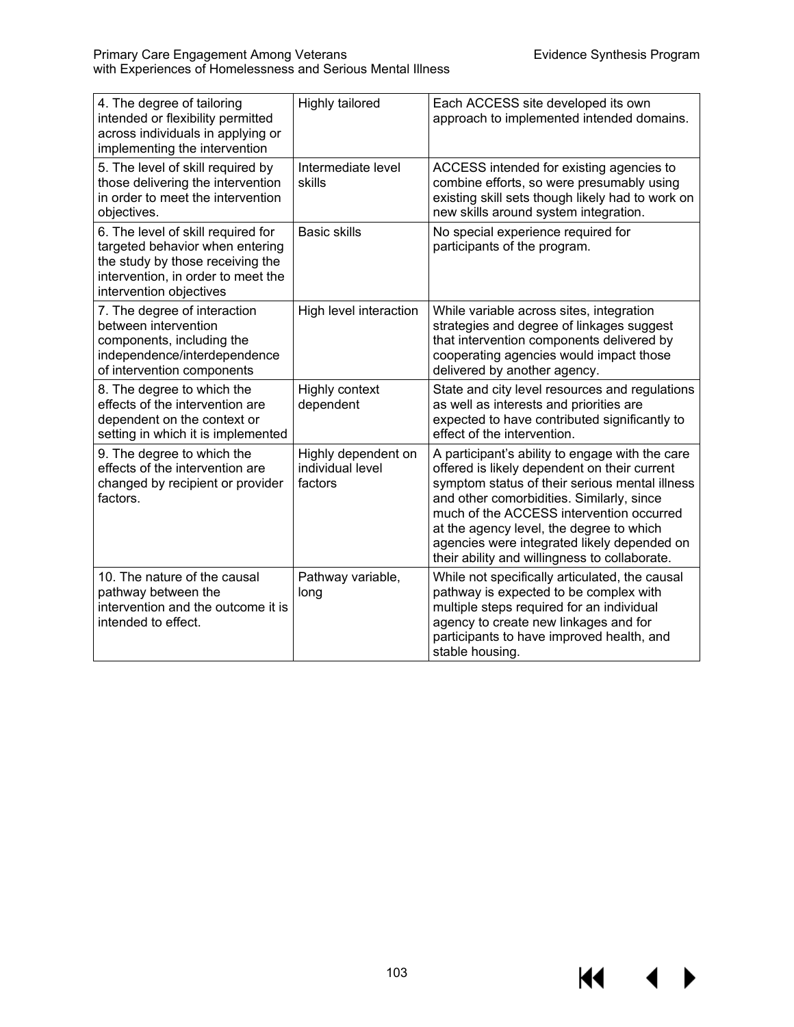| | | |
|---|---|---|
| 4. The degree of tailoring intended or flexibility permitted across individuals in applying or implementing the intervention | Highly tailored | Each ACCESS site developed its own approach to implemented intended domains. |
| 5. The level of skill required by those delivering the intervention in order to meet the intervention objectives. | Intermediate level skills | ACCESS intended for existing agencies to combine efforts, so were presumably using existing skill sets though likely had to work on new skills around system integration. |
| 6. The level of skill required for targeted behavior when entering the study by those receiving the intervention, in order to meet the intervention objectives | Basic skills | No special experience required for participants of the program. |
| 7. The degree of interaction between intervention components, including the independence/interdependence of intervention components | High level interaction | While variable across sites, integration strategies and degree of linkages suggest that intervention components delivered by cooperating agencies would impact those delivered by another agency. |
| 8. The degree to which the effects of the intervention are dependent on the context or setting in which it is implemented | Highly context dependent | State and city level resources and regulations as well as interests and priorities are expected to have contributed significantly to effect of the intervention. |
| 9. The degree to which the effects of the intervention are changed by recipient or provider factors. | Highly dependent on individual level factors | A participant's ability to engage with the care offered is likely dependent on their current symptom status of their serious mental illness and other comorbidities. Similarly, since much of the ACCESS intervention occurred at the agency level, the degree to which agencies were integrated likely depended on their ability and willingness to collaborate. |
| 10. The nature of the causal pathway between the intervention and the outcome it is intended to effect. | Pathway variable, long | While not specifically articulated, the causal pathway is expected to be complex with multiple steps required for an individual agency to create new linkages and for participants to have improved health, and stable housing. |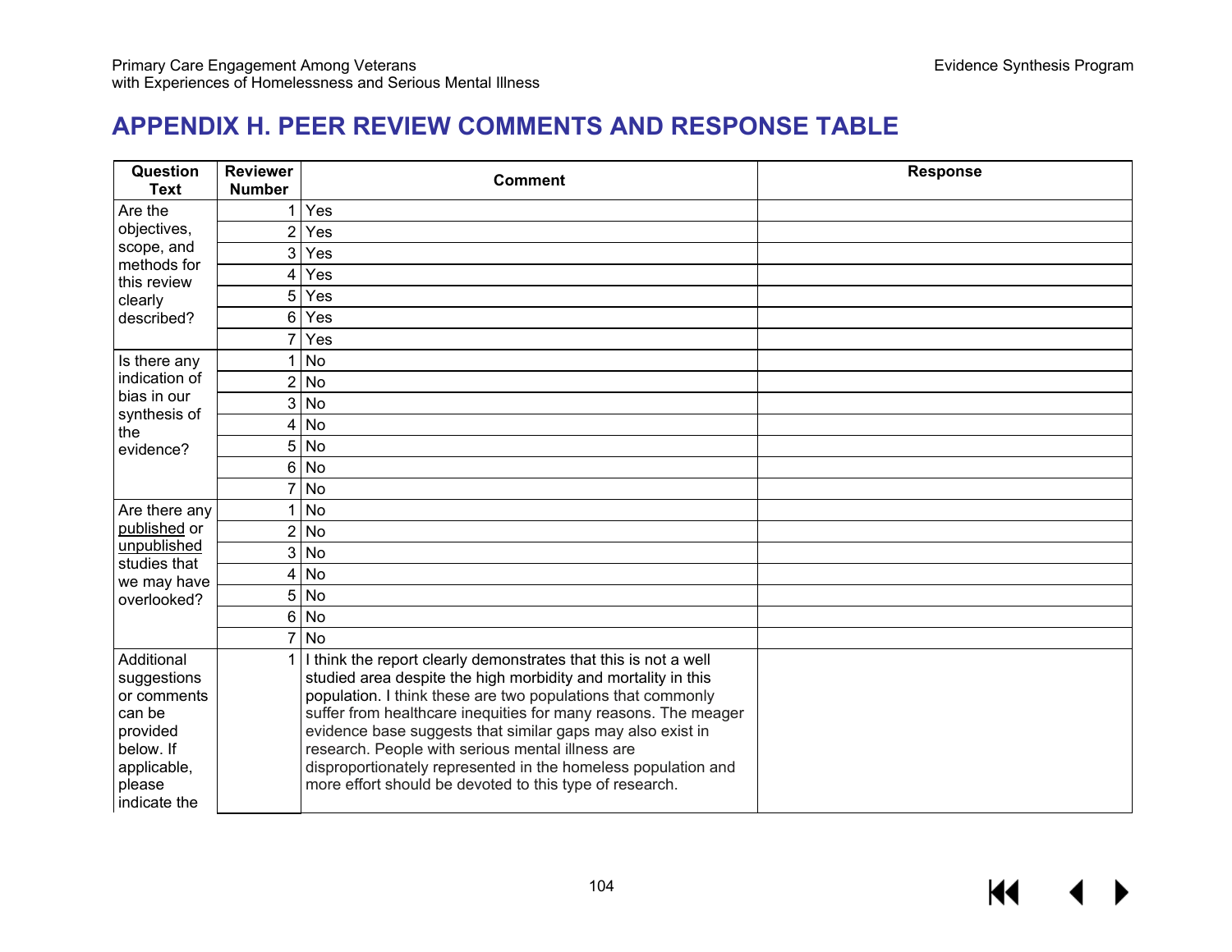# APPENDIX H. PEER REVIEW COMMENTS AND RESPONSE TABLE

| Question Text | Reviewer Number | Comment | Response |
|---|---|---|---|
| Are the objectives, scope, and methods for this review clearly described? | 1 | Yes | |
| | 2 | Yes | |
| | 3 | Yes | |
| | 4 | Yes | |
| | 5 | Yes | |
| | 6 | Yes | |
| | 7 | Yes | |
| Is there any indication of bias in our synthesis of the evidence? | 1 | No | |
| | 2 | No | |
| | 3 | No | |
| | 4 | No | |
| | 5 | No | |
| | 6 | No | |
| | 7 | No | |
| Are there any published or unpublished studies that we may have overlooked? | 1 | No | |
| | 2 | No | |
| | 3 | No | |
| | 4 | No | |
| | 5 | No | |
| | 6 | No | |
| | 7 | No | |
| Additional suggestions or comments can be provided below. If applicable, please indicate the | 1 | I think the report clearly demonstrates that this is not a well studied area despite the high morbidity and mortality in this population. I think these are two populations that commonly suffer from healthcare inequities for many reasons. The meager evidence base suggests that similar gaps may also exist in research. People with serious mental illness are disproportionately represented in the homeless population and more effort should be devoted to this type of research. | |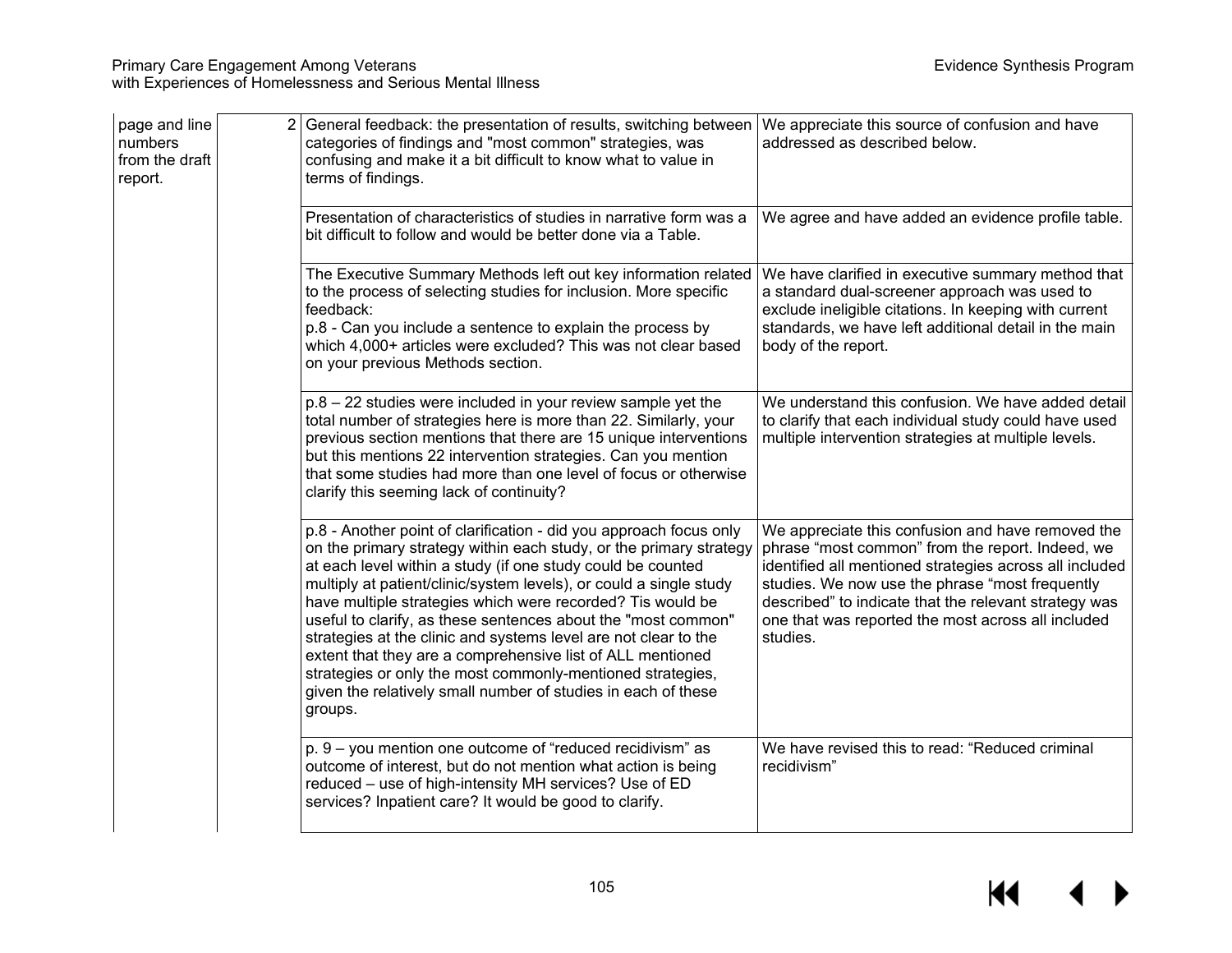| | | | |
|---|---|---|---|
| page and line numbers from the draft report. | 2 | General feedback: the presentation of results, switching between categories of findings and "most common" strategies, was confusing and make it a bit difficult to know what to value in terms of findings. | We appreciate this source of confusion and have addressed as described below. |
| | | Presentation of characteristics of studies in narrative form was a bit difficult to follow and would be better done via a Table. | We agree and have added an evidence profile table. |
| | | The Executive Summary Methods left out key information related to the process of selecting studies for inclusion. More specific feedback:<br>p.8 - Can you include a sentence to explain the process by which 4,000+ articles were excluded? This was not clear based on your previous Methods section. | We have clarified in executive summary method that a standard dual-screener approach was used to exclude ineligible citations. In keeping with current standards, we have left additional detail in the main body of the report. |
| | | p.8 – 22 studies were included in your review sample yet the total number of strategies here is more than 22. Similarly, your previous section mentions that there are 15 unique interventions but this mentions 22 intervention strategies. Can you mention that some studies had more than one level of focus or otherwise clarify this seeming lack of continuity? | We understand this confusion. We have added detail to clarify that each individual study could have used multiple intervention strategies at multiple levels. |
| | | p.8 - Another point of clarification - did you approach focus only on the primary strategy within each study, or the primary strategy at each level within a study (if one study could be counted multiply at patient/clinic/system levels), or could a single study have multiple strategies which were recorded? Tis would be useful to clarify, as these sentences about the "most common" strategies at the clinic and systems level are not clear to the extent that they are a comprehensive list of ALL mentioned strategies or only the most commonly-mentioned strategies, given the relatively small number of studies in each of these groups. | We appreciate this confusion and have removed the phrase "most common" from the report. Indeed, we identified all mentioned strategies across all included studies. We now use the phrase "most frequently described" to indicate that the relevant strategy was one that was reported the most across all included studies. |
| | | p. 9 – you mention one outcome of "reduced recidivism" as outcome of interest, but do not mention what action is being reduced – use of high-intensity MH services? Use of ED services? Inpatient care? It would be good to clarify. | We have revised this to read: "Reduced criminal recidivism" |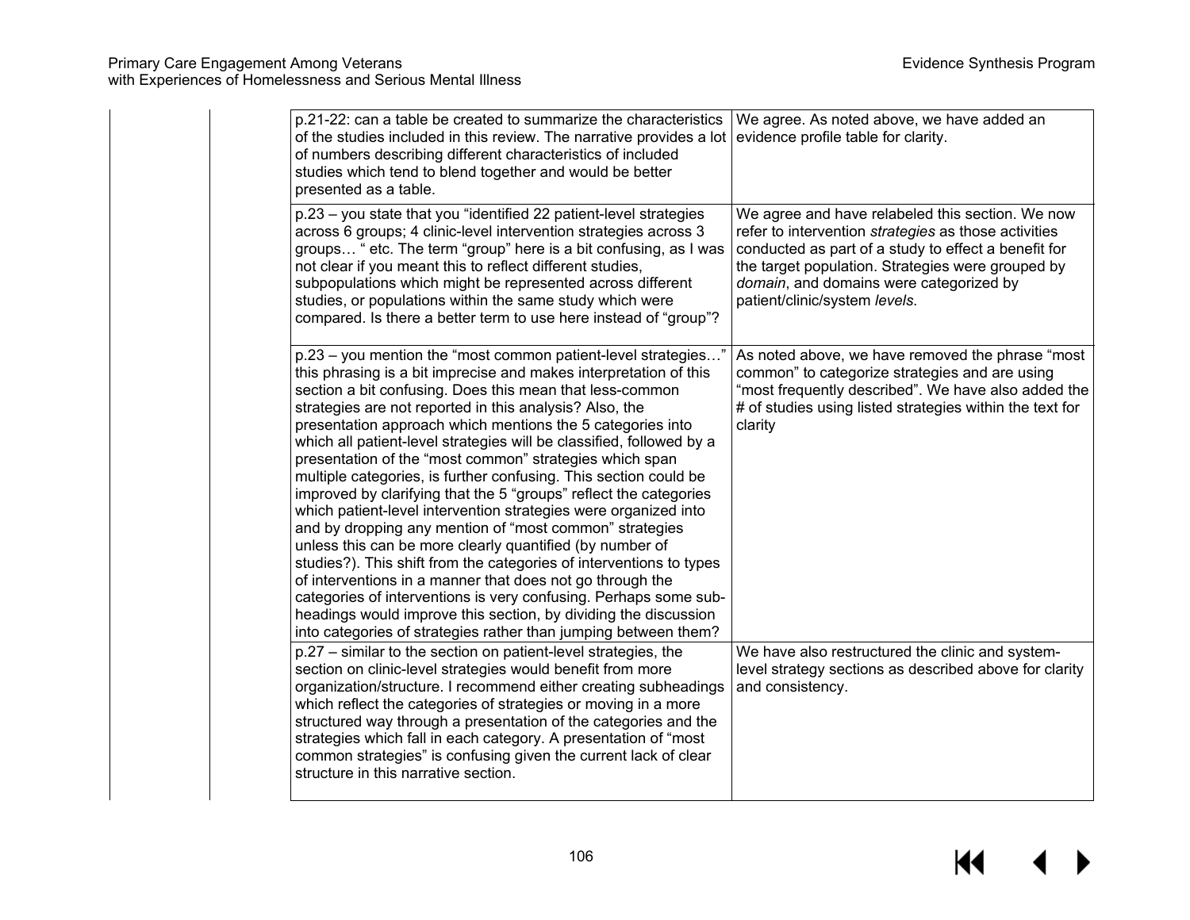| | | Comment | Response |
|---|---|---|---|
| | | p.21-22: can a table be created to summarize the characteristics of the studies included in this review. The narrative provides a lot of numbers describing different characteristics of included studies which tend to blend together and would be better presented as a table. | We agree. As noted above, we have added an evidence profile table for clarity. |
| | | p.23 – you state that you "identified 22 patient-level strategies across 6 groups; 4 clinic-level intervention strategies across 3 groups… " etc. The term "group" here is a bit confusing, as I was not clear if you meant this to reflect different studies, subpopulations which might be represented across different studies, or populations within the same study which were compared. Is there a better term to use here instead of "group"? | We agree and have relabeled this section. We now refer to intervention *strategies* as those activities conducted as part of a study to effect a benefit for the target population. Strategies were grouped by *domain*, and domains were categorized by patient/clinic/system *levels*. |
| | | p.23 – you mention the "most common patient-level strategies…" this phrasing is a bit imprecise and makes interpretation of this section a bit confusing. Does this mean that less-common strategies are not reported in this analysis? Also, the presentation approach which mentions the 5 categories into which all patient-level strategies will be classified, followed by a presentation of the "most common" strategies which span multiple categories, is further confusing. This section could be improved by clarifying that the 5 "groups" reflect the categories which patient-level intervention strategies were organized into and by dropping any mention of "most common" strategies unless this can be more clearly quantified (by number of studies?). This shift from the categories of interventions to types of interventions in a manner that does not go through the categories of interventions is very confusing. Perhaps some sub-headings would improve this section, by dividing the discussion into categories of strategies rather than jumping between them? | As noted above, we have removed the phrase "most common" to categorize strategies and are using "most frequently described". We have also added the # of studies using listed strategies within the text for clarity |
| | | p.27 – similar to the section on patient-level strategies, the section on clinic-level strategies would benefit from more organization/structure. I recommend either creating subheadings which reflect the categories of strategies or moving in a more structured way through a presentation of the categories and the strategies which fall in each category. A presentation of "most common strategies" is confusing given the current lack of clear structure in this narrative section. | We have also restructured the clinic and system-level strategy sections as described above for clarity and consistency. |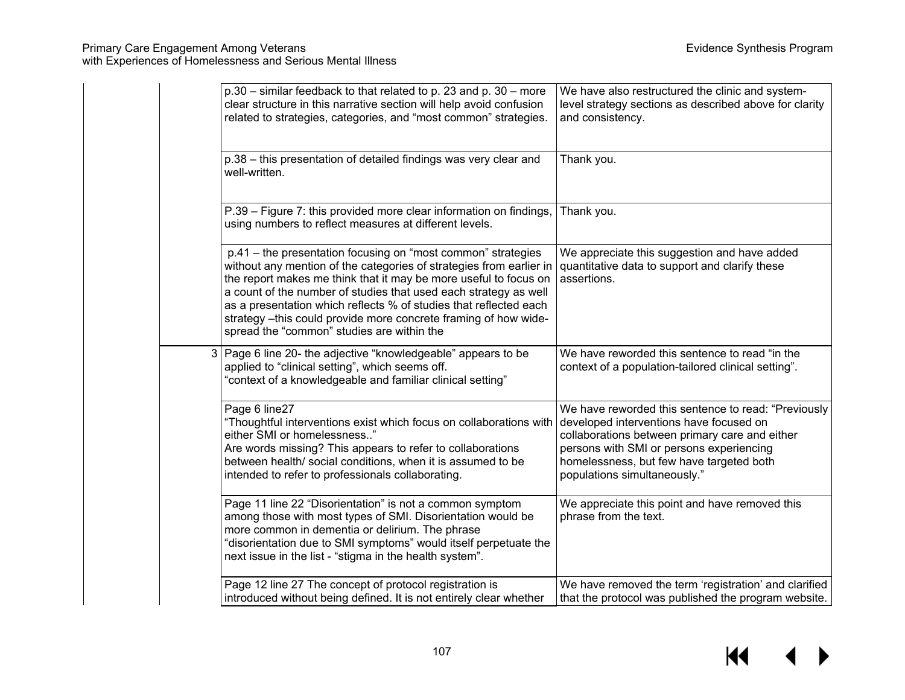| | | | Comment | Response |
|---|---|---|---|---|
| | | | p.30 – similar feedback to that related to p. 23 and p. 30 – more clear structure in this narrative section will help avoid confusion related to strategies, categories, and "most common" strategies. | We have also restructured the clinic and system-level strategy sections as described above for clarity and consistency. |
| | | | p.38 – this presentation of detailed findings was very clear and well-written. | Thank you. |
| | | | P.39 – Figure 7: this provided more clear information on findings, using numbers to reflect measures at different levels. | Thank you. |
| | | | p.41 – the presentation focusing on "most common" strategies without any mention of the categories of strategies from earlier in the report makes me think that it may be more useful to focus on a count of the number of studies that used each strategy as well as a presentation which reflects % of studies that reflected each strategy –this could provide more concrete framing of how wide-spread the "common" studies are within the | We appreciate this suggestion and have added quantitative data to support and clarify these assertions. |
| | | 3 | Page 6 line 20- the adjective "knowledgeable" appears to be applied to "clinical setting", which seems off. "context of a knowledgeable and familiar clinical setting" | We have reworded this sentence to read "in the context of a population-tailored clinical setting". |
| | | | Page 6 line27 "Thoughtful interventions exist which focus on collaborations with either SMI or homelessness.." Are words missing? This appears to refer to collaborations between health/ social conditions, when it is assumed to be intended to refer to professionals collaborating. | We have reworded this sentence to read: "Previously developed interventions have focused on collaborations between primary care and either persons with SMI or persons experiencing homelessness, but few have targeted both populations simultaneously." |
| | | | Page 11 line 22 "Disorientation" is not a common symptom among those with most types of SMI. Disorientation would be more common in dementia or delirium. The phrase "disorientation due to SMI symptoms" would itself perpetuate the next issue in the list - "stigma in the health system". | We appreciate this point and have removed this phrase from the text. |
| | | | Page 12 line 27 The concept of protocol registration is introduced without being defined. It is not entirely clear whether | We have removed the term 'registration' and clarified that the protocol was published the program website. |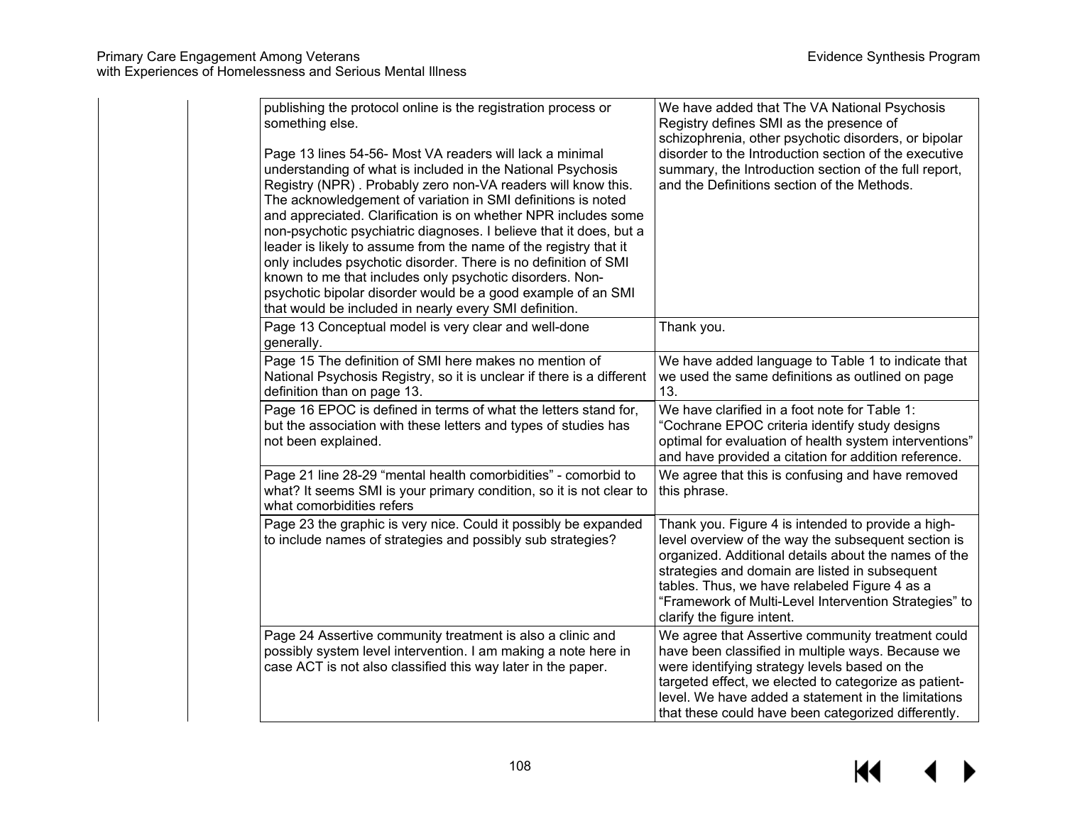| | | | |
|---|---|---|---|
| | | publishing the protocol online is the registration process or something else.<br><br>Page 13 lines 54-56- Most VA readers will lack a minimal understanding of what is included in the National Psychosis Registry (NPR) . Probably zero non-VA readers will know this. The acknowledgement of variation in SMI definitions is noted and appreciated. Clarification is on whether NPR includes some non-psychotic psychiatric diagnoses. I believe that it does, but a leader is likely to assume from the name of the registry that it only includes psychotic disorder. There is no definition of SMI known to me that includes only psychotic disorders. Non-psychotic bipolar disorder would be a good example of an SMI that would be included in nearly every SMI definition. | We have added that The VA National Psychosis Registry defines SMI as the presence of schizophrenia, other psychotic disorders, or bipolar disorder to the Introduction section of the executive summary, the Introduction section of the full report, and the Definitions section of the Methods. |
| | | Page 13 Conceptual model is very clear and well-done generally. | Thank you. |
| | | Page 15 The definition of SMI here makes no mention of National Psychosis Registry, so it is unclear if there is a different definition than on page 13. | We have added language to Table 1 to indicate that we used the same definitions as outlined on page 13. |
| | | Page 16 EPOC is defined in terms of what the letters stand for, but the association with these letters and types of studies has not been explained. | We have clarified in a foot note for Table 1: "Cochrane EPOC criteria identify study designs optimal for evaluation of health system interventions" and have provided a citation for addition reference. |
| | | Page 21 line 28-29 "mental health comorbidities" - comorbid to what? It seems SMI is your primary condition, so it is not clear to what comorbidities refers | We agree that this is confusing and have removed this phrase. |
| | | Page 23 the graphic is very nice. Could it possibly be expanded to include names of strategies and possibly sub strategies? | Thank you. Figure 4 is intended to provide a high-level overview of the way the subsequent section is organized. Additional details about the names of the strategies and domain are listed in subsequent tables. Thus, we have relabeled Figure 4 as a "Framework of Multi-Level Intervention Strategies" to clarify the figure intent. |
| | | Page 24 Assertive community treatment is also a clinic and possibly system level intervention. I am making a note here in case ACT is not also classified this way later in the paper. | We agree that Assertive community treatment could have been classified in multiple ways. Because we were identifying strategy levels based on the targeted effect, we elected to categorize as patient-level. We have added a statement in the limitations that these could have been categorized differently. |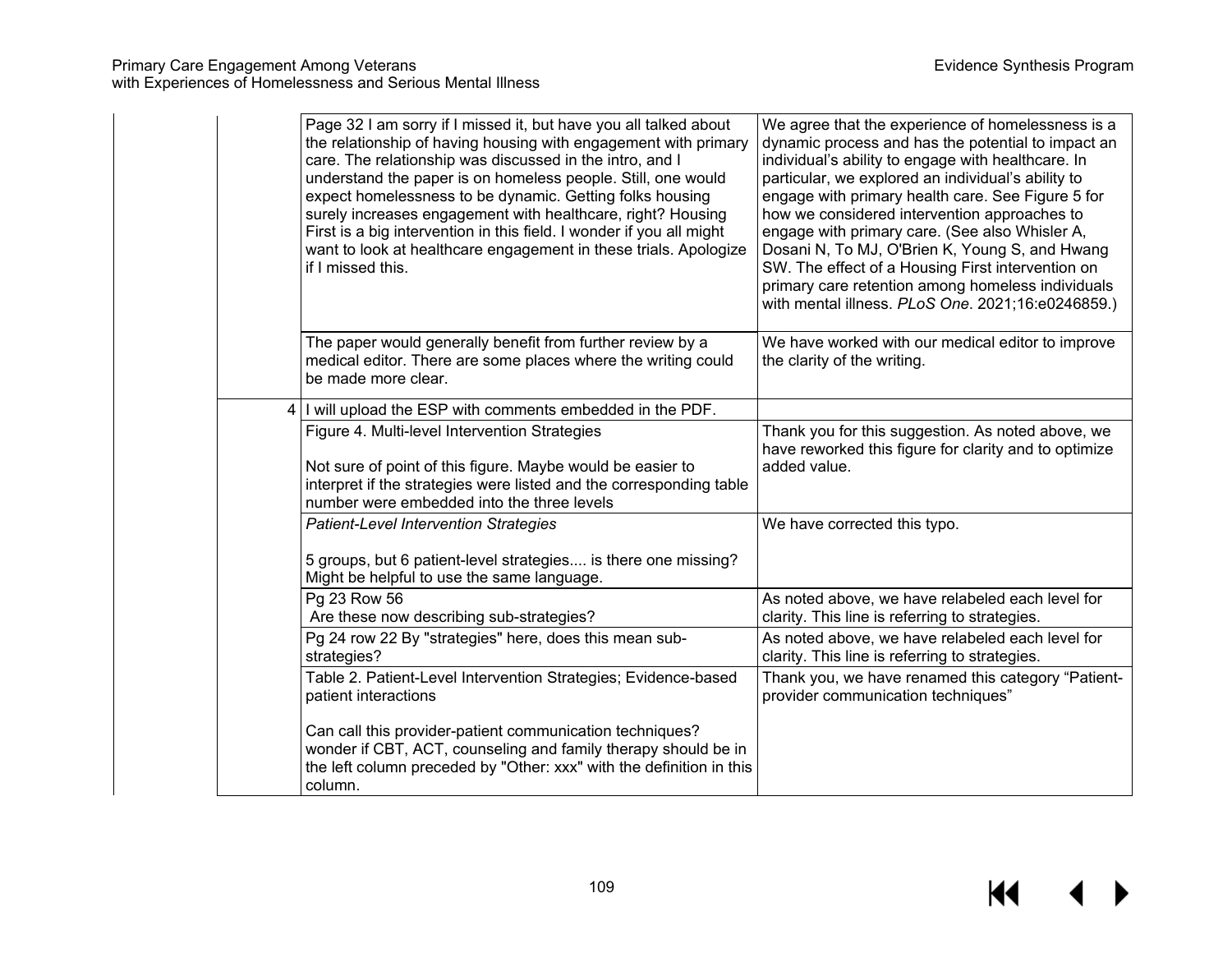| | | | |
|---|---|---|---|
| | | Page 32 I am sorry if I missed it, but have you all talked about the relationship of having housing with engagement with primary care. The relationship was discussed in the intro, and I understand the paper is on homeless people. Still, one would expect homelessness to be dynamic. Getting folks housing surely increases engagement with healthcare, right? Housing First is a big intervention in this field. I wonder if you all might want to look at healthcare engagement in these trials. Apologize if I missed this. | We agree that the experience of homelessness is a dynamic process and has the potential to impact an individual's ability to engage with healthcare. In particular, we explored an individual's ability to engage with primary health care. See Figure 5 for how we considered intervention approaches to engage with primary care. (See also Whisler A, Dosani N, To MJ, O'Brien K, Young S, and Hwang SW. The effect of a Housing First intervention on primary care retention among homeless individuals with mental illness. *PLoS One*. 2021;16:e0246859.) |
| | | The paper would generally benefit from further review by a medical editor. There are some places where the writing could be made more clear. | We have worked with our medical editor to improve the clarity of the writing. |
| | 4 | I will upload the ESP with comments embedded in the PDF. | |
| | | Figure 4. Multi-level Intervention Strategies<br><br>Not sure of point of this figure. Maybe would be easier to interpret if the strategies were listed and the corresponding table number were embedded into the three levels | Thank you for this suggestion. As noted above, we have reworked this figure for clarity and to optimize added value. |
| | | *Patient-Level Intervention Strategies*<br><br>5 groups, but 6 patient-level strategies.... is there one missing? Might be helpful to use the same language. | We have corrected this typo. |
| | | Pg 23 Row 56<br>Are these now describing sub-strategies? | As noted above, we have relabeled each level for clarity. This line is referring to strategies. |
| | | Pg 24 row 22 By "strategies" here, does this mean sub-strategies? | As noted above, we have relabeled each level for clarity. This line is referring to strategies. |
| | | Table 2. Patient-Level Intervention Strategies; Evidence-based patient interactions<br><br>Can call this provider-patient communication techniques? wonder if CBT, ACT, counseling and family therapy should be in the left column preceded by "Other: xxx" with the definition in this column. | Thank you, we have renamed this category "Patient-provider communication techniques" |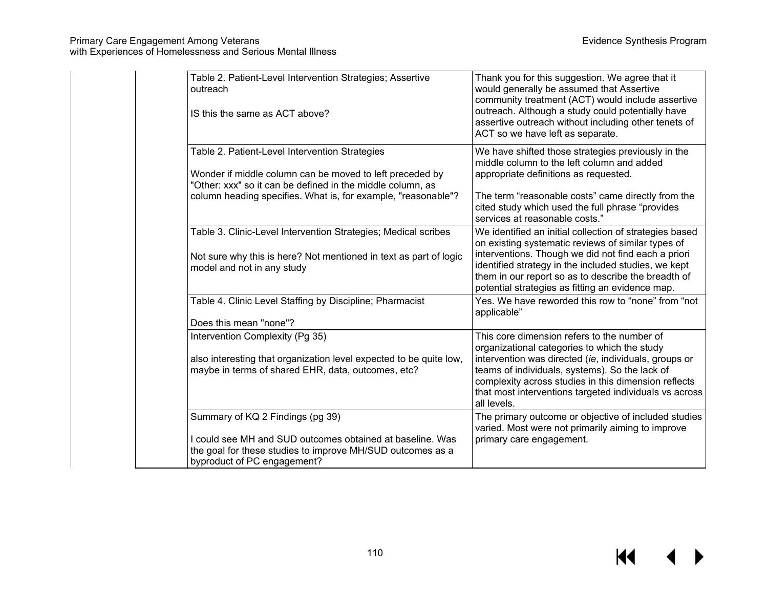| | | | |
|---|---|---|---|
| | | Table 2. Patient-Level Intervention Strategies; Assertive outreach<br><br>IS this the same as ACT above? | Thank you for this suggestion. We agree that it would generally be assumed that Assertive community treatment (ACT) would include assertive outreach. Although a study could potentially have assertive outreach without including other tenets of ACT so we have left as separate. |
| | | Table 2. Patient-Level Intervention Strategies<br><br>Wonder if middle column can be moved to left preceded by "Other: xxx" so it can be defined in the middle column, as column heading specifies. What is, for example, "reasonable"? | We have shifted those strategies previously in the middle column to the left column and added appropriate definitions as requested.<br><br>The term "reasonable costs" came directly from the cited study which used the full phrase "provides services at reasonable costs." |
| | | Table 3. Clinic-Level Intervention Strategies; Medical scribes<br><br>Not sure why this is here? Not mentioned in text as part of logic model and not in any study | We identified an initial collection of strategies based on existing systematic reviews of similar types of interventions. Though we did not find each a priori identified strategy in the included studies, we kept them in our report so as to describe the breadth of potential strategies as fitting an evidence map. |
| | | Table 4. Clinic Level Staffing by Discipline; Pharmacist<br><br>Does this mean "none"? | Yes. We have reworded this row to "none" from "not applicable" |
| | | Intervention Complexity (Pg 35)<br><br>also interesting that organization level expected to be quite low, maybe in terms of shared EHR, data, outcomes, etc? | This core dimension refers to the number of organizational categories to which the study intervention was directed (*ie*, individuals, groups or teams of individuals, systems). So the lack of complexity across studies in this dimension reflects that most interventions targeted individuals vs across all levels. |
| | | Summary of KQ 2 Findings (pg 39)<br><br>I could see MH and SUD outcomes obtained at baseline. Was the goal for these studies to improve MH/SUD outcomes as a byproduct of PC engagement? | The primary outcome or objective of included studies varied. Most were not primarily aiming to improve primary care engagement. |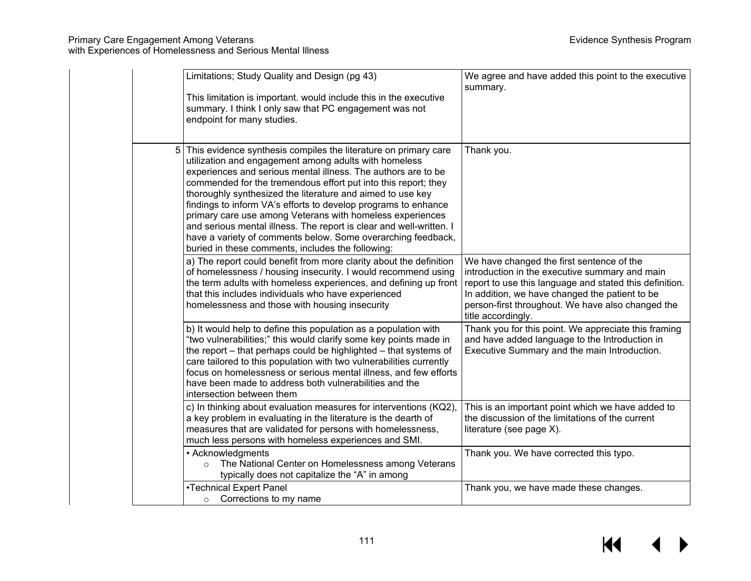| | | | |
|---|---|---|---|
| | | Limitations; Study Quality and Design (pg 43)<br><br>This limitation is important. would include this in the executive summary. I think I only saw that PC engagement was not endpoint for many studies. | We agree and have added this point to the executive summary. |
| | 5 | This evidence synthesis compiles the literature on primary care utilization and engagement among adults with homeless experiences and serious mental illness. The authors are to be commended for the tremendous effort put into this report; they thoroughly synthesized the literature and aimed to use key findings to inform VA's efforts to develop programs to enhance primary care use among Veterans with homeless experiences and serious mental illness. The report is clear and well-written. I have a variety of comments below. Some overarching feedback, buried in these comments, includes the following: | Thank you. |
| | | a) The report could benefit from more clarity about the definition of homelessness / housing insecurity. I would recommend using the term adults with homeless experiences, and defining up front that this includes individuals who have experienced homelessness and those with housing insecurity | We have changed the first sentence of the introduction in the executive summary and main report to use this language and stated this definition. In addition, we have changed the patient to be person-first throughout. We have also changed the title accordingly. |
| | | b) It would help to define this population as a population with "two vulnerabilities;" this would clarify some key points made in the report – that perhaps could be highlighted – that systems of care tailored to this population with two vulnerabilities currently focus on homelessness or serious mental illness, and few efforts have been made to address both vulnerabilities and the intersection between them | Thank you for this point. We appreciate this framing and have added language to the Introduction in Executive Summary and the main Introduction. |
| | | c) In thinking about evaluation measures for interventions (KQ2), a key problem in evaluating in the literature is the dearth of measures that are validated for persons with homelessness, much less persons with homeless experiences and SMI. | This is an important point which we have added to the discussion of the limitations of the current literature (see page X). |
| | | • Acknowledgments<br>  ○ The National Center on Homelessness among Veterans typically does not capitalize the "A" in among | Thank you. We have corrected this typo. |
| | | •Technical Expert Panel<br>  ○ Corrections to my name | Thank you, we have made these changes. |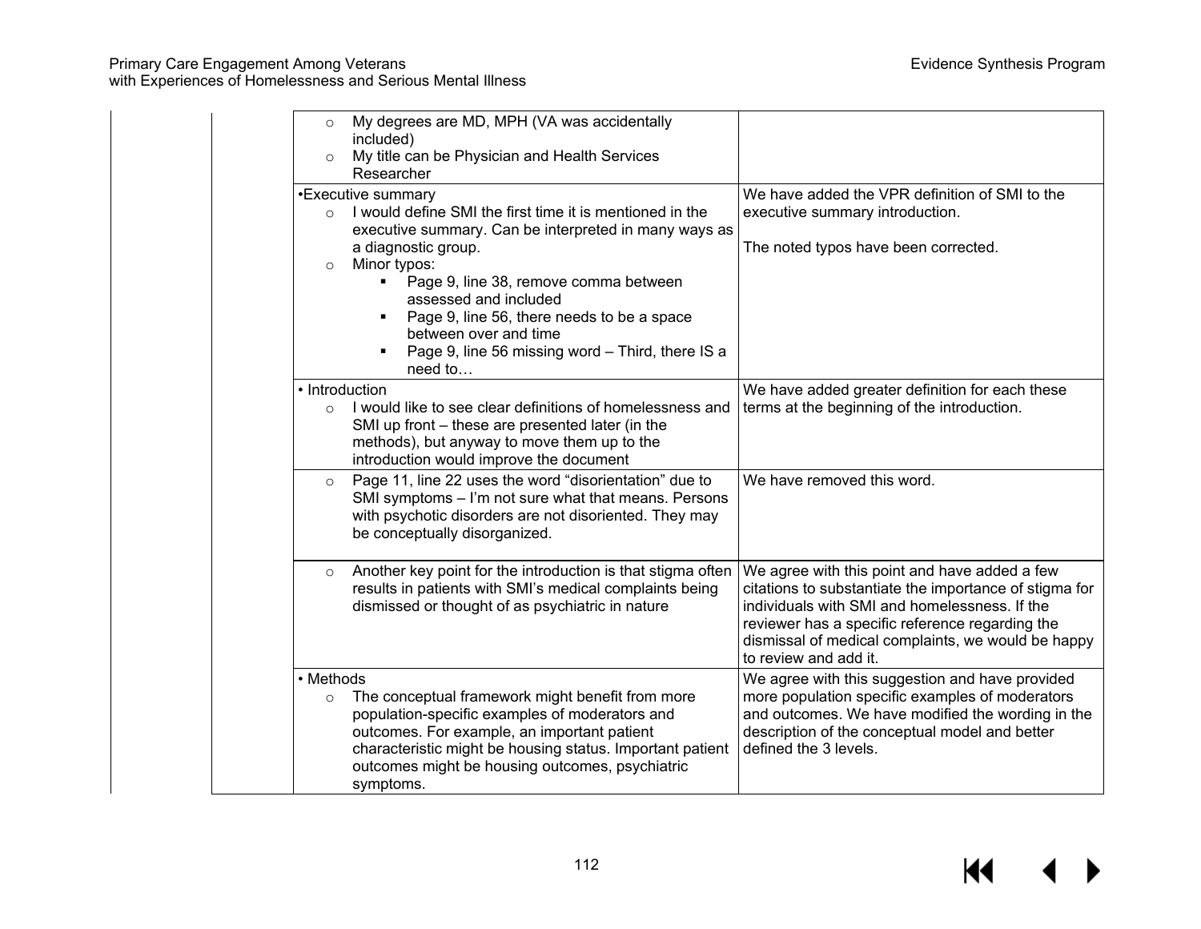| | | | |
|---|---|---|---|
| | | ○ My degrees are MD, MPH (VA was accidentally included)<br>○ My title can be Physician and Health Services Researcher | |
| | | •Executive summary<br>○ I would define SMI the first time it is mentioned in the executive summary. Can be interpreted in many ways as a diagnostic group.<br>○ Minor typos:<br>▪ Page 9, line 38, remove comma between assessed and included<br>▪ Page 9, line 56, there needs to be a space between over and time<br>▪ Page 9, line 56 missing word – Third, there IS a need to… | We have added the VPR definition of SMI to the executive summary introduction.<br><br>The noted typos have been corrected. |
| | | • Introduction<br>○ I would like to see clear definitions of homelessness and SMI up front – these are presented later (in the methods), but anyway to move them up to the introduction would improve the document | We have added greater definition for each these terms at the beginning of the introduction. |
| | | ○ Page 11, line 22 uses the word "disorientation" due to SMI symptoms – I'm not sure what that means. Persons with psychotic disorders are not disoriented. They may be conceptually disorganized. | We have removed this word. |
| | | ○ Another key point for the introduction is that stigma often results in patients with SMI's medical complaints being dismissed or thought of as psychiatric in nature | We agree with this point and have added a few citations to substantiate the importance of stigma for individuals with SMI and homelessness. If the reviewer has a specific reference regarding the dismissal of medical complaints, we would be happy to review and add it. |
| | | • Methods<br>○ The conceptual framework might benefit from more population-specific examples of moderators and outcomes. For example, an important patient characteristic might be housing status. Important patient outcomes might be housing outcomes, psychiatric symptoms. | We agree with this suggestion and have provided more population specific examples of moderators and outcomes. We have modified the wording in the description of the conceptual model and better defined the 3 levels. |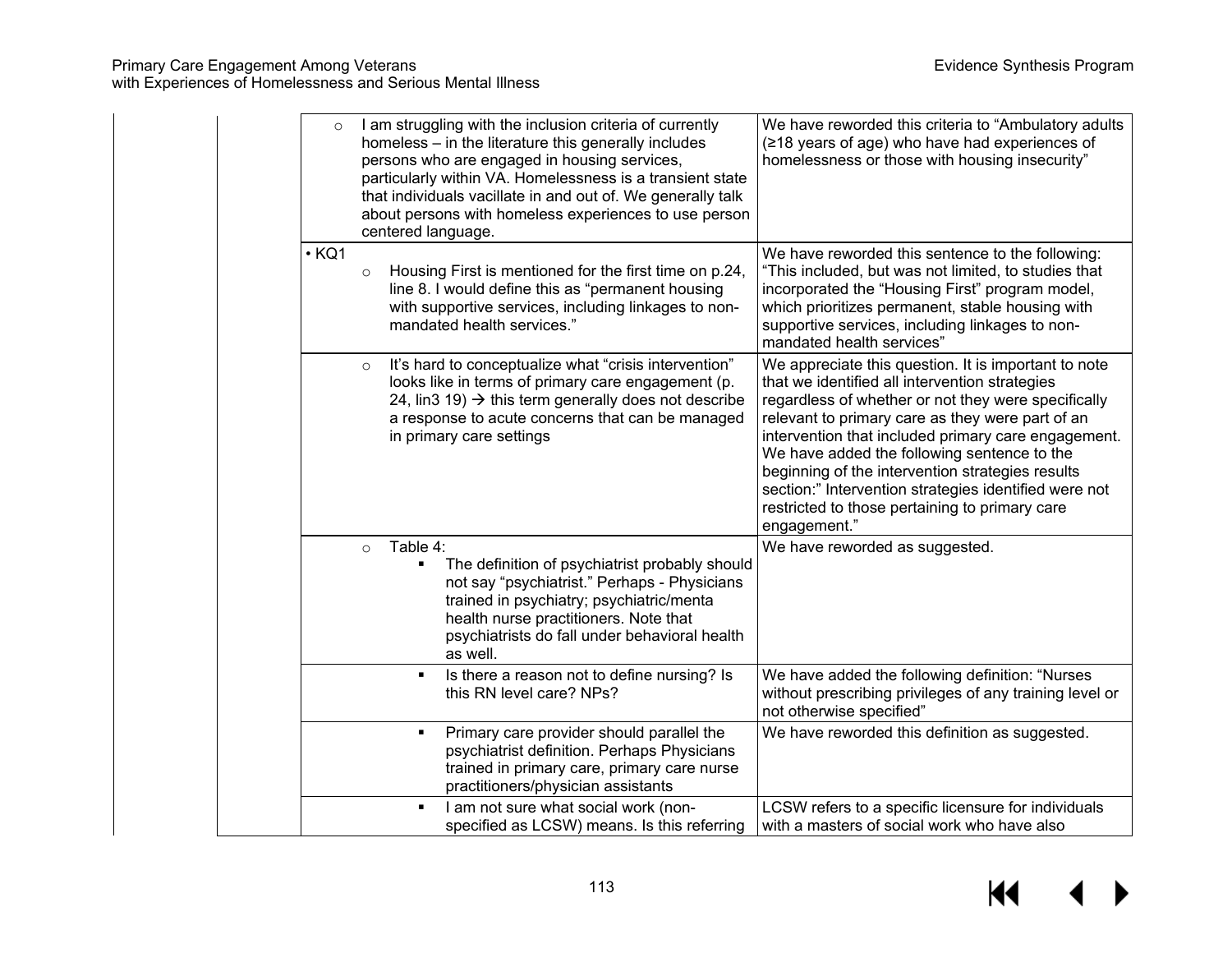| | | Comment | Response |
|---|---|---|---|
| | | ○ I am struggling with the inclusion criteria of currently homeless – in the literature this generally includes persons who are engaged in housing services, particularly within VA. Homelessness is a transient state that individuals vacillate in and out of. We generally talk about persons with homeless experiences to use person centered language. | We have reworded this criteria to "Ambulatory adults (≥18 years of age) who have had experiences of homelessness or those with housing insecurity" |
| | | • KQ1<br>○ Housing First is mentioned for the first time on p.24, line 8. I would define this as "permanent housing with supportive services, including linkages to non-mandated health services." | We have reworded this sentence to the following: "This included, but was not limited, to studies that incorporated the "Housing First" program model, which prioritizes permanent, stable housing with supportive services, including linkages to non-mandated health services" |
| | | ○ It's hard to conceptualize what "crisis intervention" looks like in terms of primary care engagement (p. 24, lin3 19) → this term generally does not describe a response to acute concerns that can be managed in primary care settings | We appreciate this question. It is important to note that we identified all intervention strategies regardless of whether or not they were specifically relevant to primary care as they were part of an intervention that included primary care engagement. We have added the following sentence to the beginning of the intervention strategies results section:" Intervention strategies identified were not restricted to those pertaining to primary care engagement." |
| | | ○ Table 4:<br>▪ The definition of psychiatrist probably should not say "psychiatrist." Perhaps - Physicians trained in psychiatry; psychiatric/menta health nurse practitioners. Note that psychiatrists do fall under behavioral health as well. | We have reworded as suggested. |
| | | ▪ Is there a reason not to define nursing? Is this RN level care? NPs? | We have added the following definition: "Nurses without prescribing privileges of any training level or not otherwise specified" |
| | | ▪ Primary care provider should parallel the psychiatrist definition. Perhaps Physicians trained in primary care, primary care nurse practitioners/physician assistants | We have reworded this definition as suggested. |
| | | ▪ I am not sure what social work (non-specified as LCSW) means. Is this referring | LCSW refers to a specific licensure for individuals with a masters of social work who have also |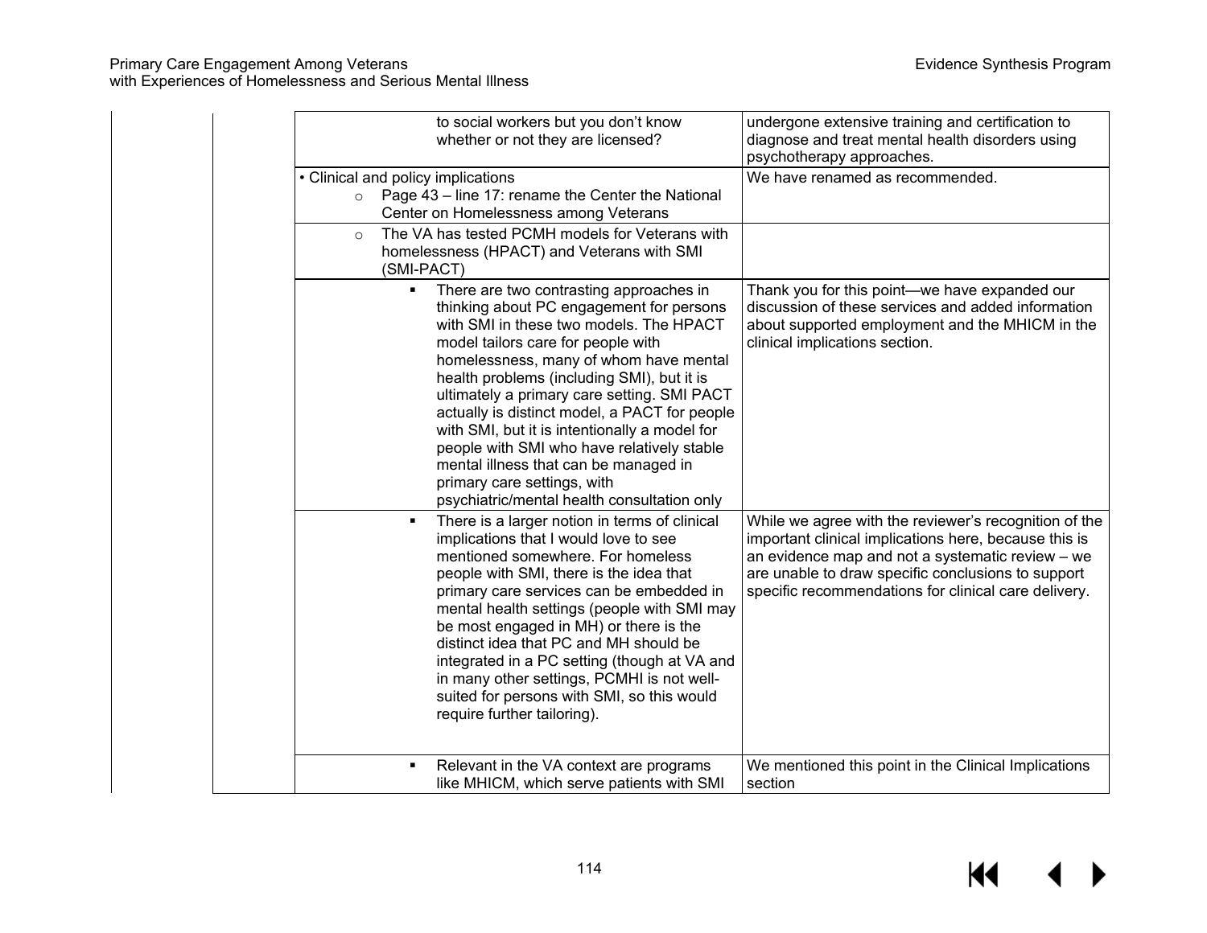| | | | |
|---|---|---|---|
| | | to social workers but you don't know whether or not they are licensed? | undergone extensive training and certification to diagnose and treat mental health disorders using psychotherapy approaches. |
| | | • Clinical and policy implications<br>○ Page 43 – line 17: rename the Center the National Center on Homelessness among Veterans | We have renamed as recommended. |
| | | ○ The VA has tested PCMH models for Veterans with homelessness (HPACT) and Veterans with SMI (SMI-PACT) | |
| | | ▪ There are two contrasting approaches in thinking about PC engagement for persons with SMI in these two models. The HPACT model tailors care for people with homelessness, many of whom have mental health problems (including SMI), but it is ultimately a primary care setting. SMI PACT actually is distinct model, a PACT for people with SMI, but it is intentionally a model for people with SMI who have relatively stable mental illness that can be managed in primary care settings, with psychiatric/mental health consultation only | Thank you for this point—we have expanded our discussion of these services and added information about supported employment and the MHICM in the clinical implications section. |
| | | ▪ There is a larger notion in terms of clinical implications that I would love to see mentioned somewhere. For homeless people with SMI, there is the idea that primary care services can be embedded in mental health settings (people with SMI may be most engaged in MH) or there is the distinct idea that PC and MH should be integrated in a PC setting (though at VA and in many other settings, PCMHI is not well-suited for persons with SMI, so this would require further tailoring). | While we agree with the reviewer's recognition of the important clinical implications here, because this is an evidence map and not a systematic review – we are unable to draw specific conclusions to support specific recommendations for clinical care delivery. |
| | | ▪ Relevant in the VA context are programs like MHICM, which serve patients with SMI | We mentioned this point in the Clinical Implications section |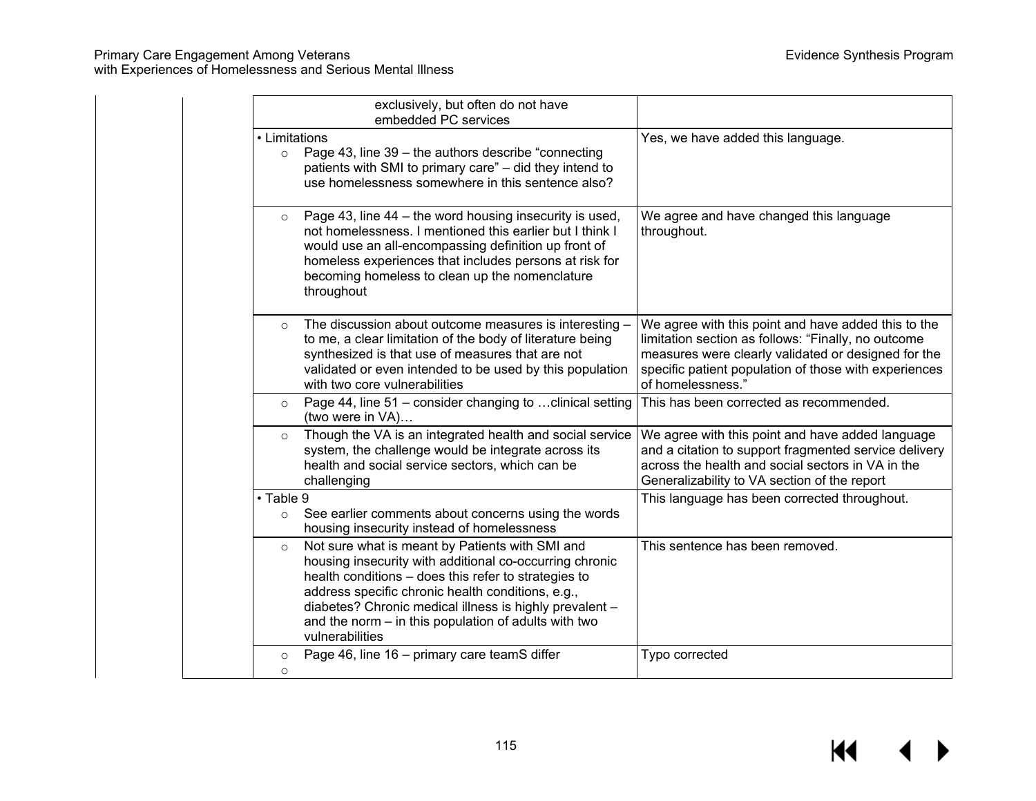| | | | |
|---|---|---|---|
| | | exclusively, but often do not have embedded PC services | |
| | | • Limitations<br>○ Page 43, line 39 – the authors describe "connecting patients with SMI to primary care" – did they intend to use homelessness somewhere in this sentence also? | Yes, we have added this language. |
| | | ○ Page 43, line 44 – the word housing insecurity is used, not homelessness. I mentioned this earlier but I think I would use an all-encompassing definition up front of homeless experiences that includes persons at risk for becoming homeless to clean up the nomenclature throughout | We agree and have changed this language throughout. |
| | | ○ The discussion about outcome measures is interesting – to me, a clear limitation of the body of literature being synthesized is that use of measures that are not validated or even intended to be used by this population with two core vulnerabilities | We agree with this point and have added this to the limitation section as follows: "Finally, no outcome measures were clearly validated or designed for the specific patient population of those with experiences of homelessness." |
| | | ○ Page 44, line 51 – consider changing to …clinical setting (two were in VA)… | This has been corrected as recommended. |
| | | ○ Though the VA is an integrated health and social service system, the challenge would be integrate across its health and social service sectors, which can be challenging | We agree with this point and have added language and a citation to support fragmented service delivery across the health and social sectors in VA in the Generalizability to VA section of the report |
| | | • Table 9<br>○ See earlier comments about concerns using the words housing insecurity instead of homelessness | This language has been corrected throughout. |
| | | ○ Not sure what is meant by Patients with SMI and housing insecurity with additional co-occurring chronic health conditions – does this refer to strategies to address specific chronic health conditions, e.g., diabetes? Chronic medical illness is highly prevalent – and the norm – in this population of adults with two vulnerabilities | This sentence has been removed. |
| | | ○ Page 46, line 16 – primary care teamS differ<br>○ | Typo corrected |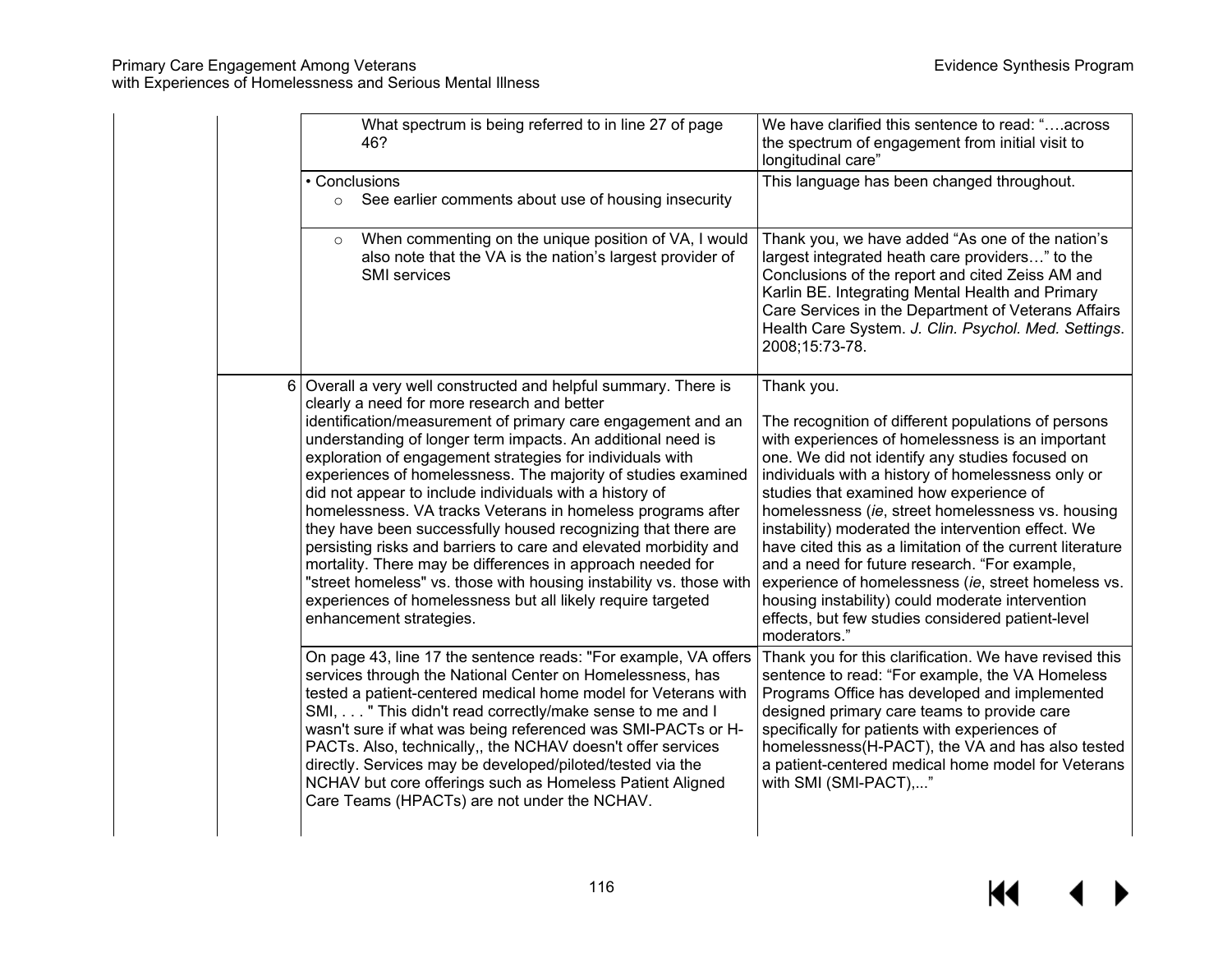| | | | |
|---|---|---|---|
| | | What spectrum is being referred to in line 27 of page 46? | We have clarified this sentence to read: "….across the spectrum of engagement from initial visit to longitudinal care" |
| | | • Conclusions<br>○ See earlier comments about use of housing insecurity | This language has been changed throughout. |
| | | ○ When commenting on the unique position of VA, I would also note that the VA is the nation's largest provider of SMI services | Thank you, we have added "As one of the nation's largest integrated heath care providers…" to the Conclusions of the report and cited Zeiss AM and Karlin BE. Integrating Mental Health and Primary Care Services in the Department of Veterans Affairs Health Care System. *J. Clin. Psychol. Med. Settings*. 2008;15:73-78. |
| | 6 | Overall a very well constructed and helpful summary. There is clearly a need for more research and better identification/measurement of primary care engagement and an understanding of longer term impacts. An additional need is exploration of engagement strategies for individuals with experiences of homelessness. The majority of studies examined did not appear to include individuals with a history of homelessness. VA tracks Veterans in homeless programs after they have been successfully housed recognizing that there are persisting risks and barriers to care and elevated morbidity and mortality. There may be differences in approach needed for "street homeless" vs. those with housing instability vs. those with experiences of homelessness but all likely require targeted enhancement strategies. | Thank you.<br><br>The recognition of different populations of persons with experiences of homelessness is an important one. We did not identify any studies focused on individuals with a history of homelessness only or studies that examined how experience of homelessness (*ie*, street homelessness vs. housing instability) moderated the intervention effect. We have cited this as a limitation of the current literature and a need for future research. "For example, experience of homelessness (*ie*, street homeless vs. housing instability) could moderate intervention effects, but few studies considered patient-level moderators." |
| | | On page 43, line 17 the sentence reads: "For example, VA offers services through the National Center on Homelessness, has tested a patient-centered medical home model for Veterans with SMI, . . . " This didn't read correctly/make sense to me and I wasn't sure if what was being referenced was SMI-PACTs or H-PACTs. Also, technically,, the NCHAV doesn't offer services directly. Services may be developed/piloted/tested via the NCHAV but core offerings such as Homeless Patient Aligned Care Teams (HPACTs) are not under the NCHAV. | Thank you for this clarification. We have revised this sentence to read: "For example, the VA Homeless Programs Office has developed and implemented designed primary care teams to provide care specifically for patients with experiences of homelessness(H-PACT), the VA and has also tested a patient-centered medical home model for Veterans with SMI (SMI-PACT),..." |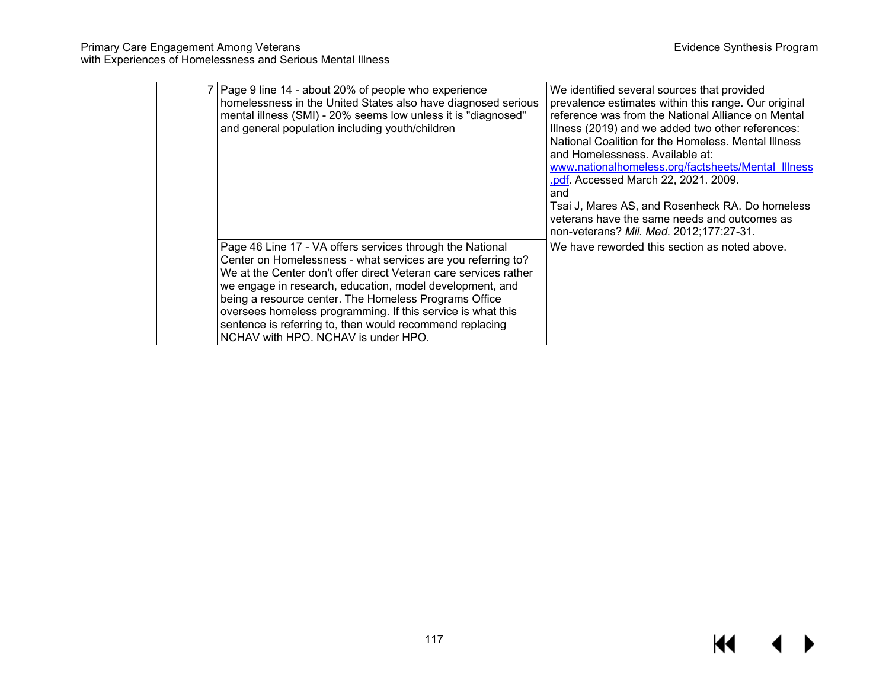| | | | |
|---|---|---|---|
| | 7 | Page 9 line 14 - about 20% of people who experience homelessness in the United States also have diagnosed serious mental illness (SMI) - 20% seems low unless it is "diagnosed" and general population including youth/children | We identified several sources that provided prevalence estimates within this range. Our original reference was from the National Alliance on Mental Illness (2019) and we added two other references: National Coalition for the Homeless. Mental Illness and Homelessness. Available at: www.nationalhomeless.org/factsheets/Mental_Illness.pdf. Accessed March 22, 2021. 2009. and Tsai J, Mares AS, and Rosenheck RA. Do homeless veterans have the same needs and outcomes as non-veterans? *Mil. Med.* 2012;177:27-31. |
| | | Page 46 Line 17 - VA offers services through the National Center on Homelessness - what services are you referring to? We at the Center don't offer direct Veteran care services rather we engage in research, education, model development, and being a resource center. The Homeless Programs Office oversees homeless programming. If this service is what this sentence is referring to, then would recommend replacing NCHAV with HPO. NCHAV is under HPO. | We have reworded this section as noted above. |